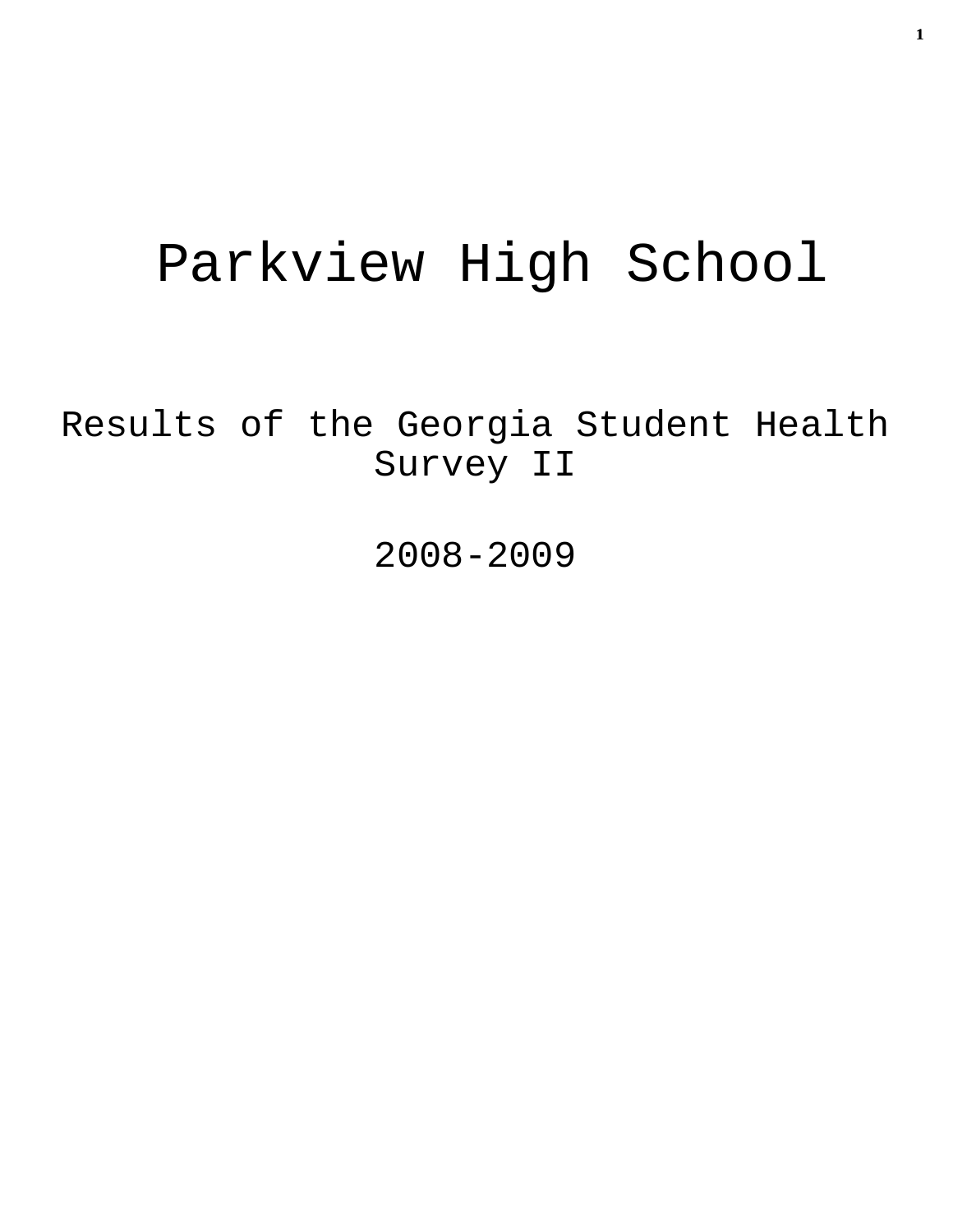# Parkview High School

Results of the Georgia Student Health Survey II

2008-2009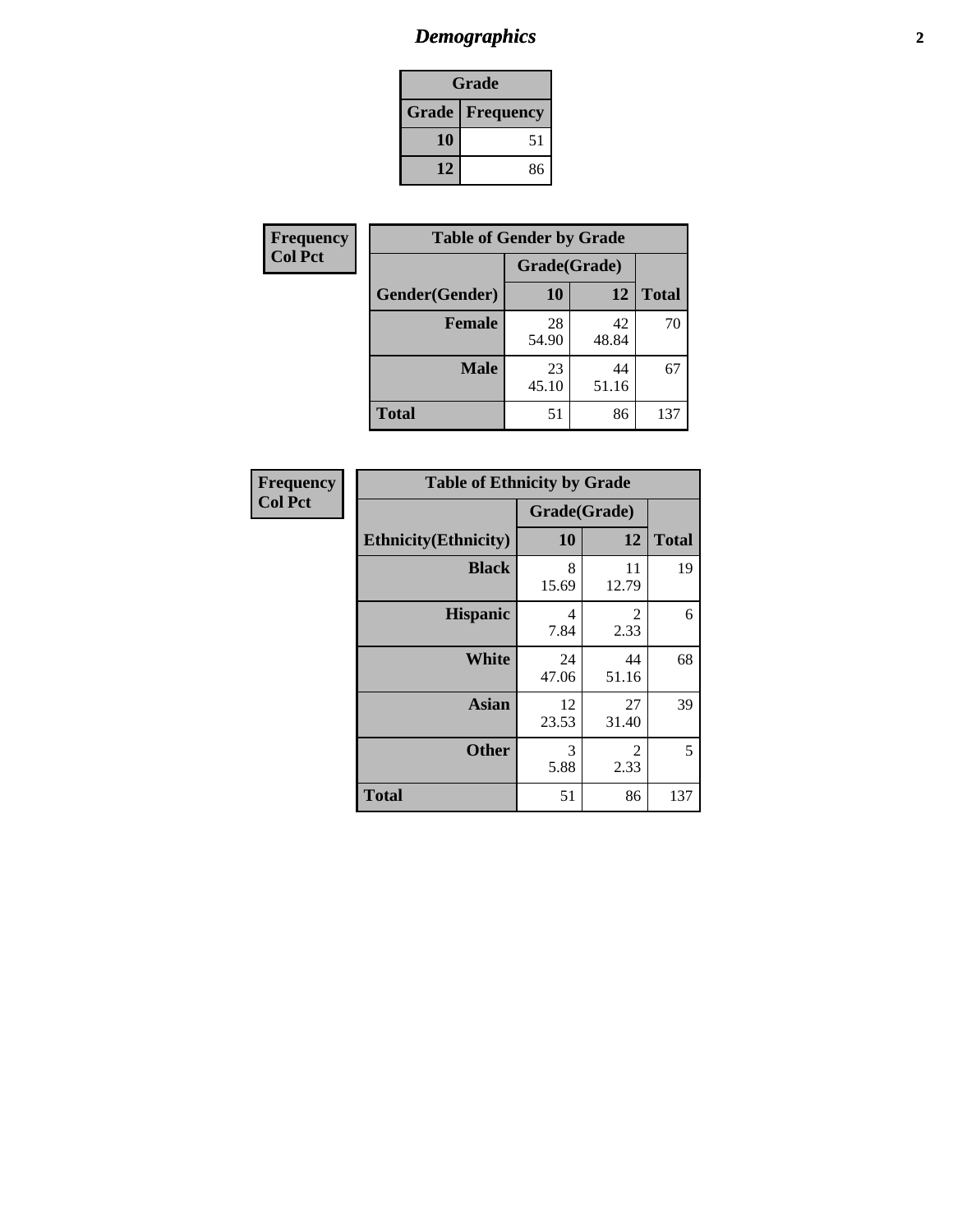## Demographics

| Grade | |
|---|---|
| **Grade** | **Frequency** |
| 10 | 51 |
| 12 | 86 |

**Frequency**
**Col Pct**

| Table of Gender by Grade | | | |
|---|---|---|---|
| | Grade(Grade) | | |
| **Gender(Gender)** | **10** | **12** | **Total** |
| **Female** | 28<br>54.90 | 42<br>48.84 | 70 |
| **Male** | 23<br>45.10 | 44<br>51.16 | 67 |
| **Total** | 51 | 86 | 137 |

**Frequency**
**Col Pct**

| Table of Ethnicity by Grade | | | |
|---|---|---|---|
| | Grade(Grade) | | |
| **Ethnicity(Ethnicity)** | **10** | **12** | **Total** |
| **Black** | 8<br>15.69 | 11<br>12.79 | 19 |
| **Hispanic** | 4<br>7.84 | 2<br>2.33 | 6 |
| **White** | 24<br>47.06 | 44<br>51.16 | 68 |
| **Asian** | 12<br>23.53 | 27<br>31.40 | 39 |
| **Other** | 3<br>5.88 | 2<br>2.33 | 5 |
| **Total** | 51 | 86 | 137 |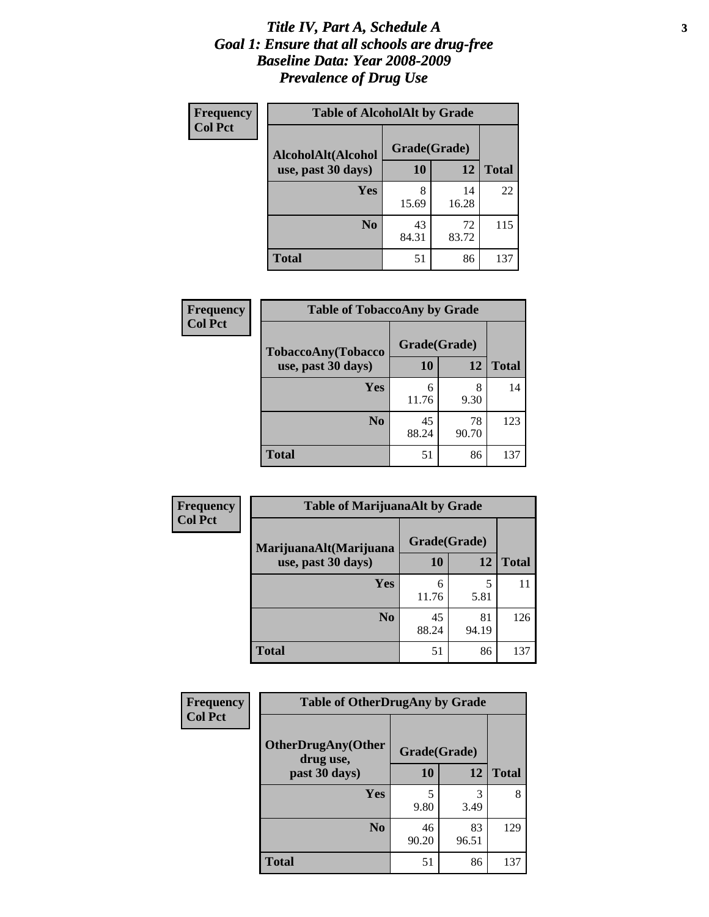# *Title IV, Part A, Schedule A*
# *Goal 1: Ensure that all schools are drug-free*
# *Baseline Data: Year 2008-2009*
# *Prevalence of Drug Use*

**Frequency**
**Col Pct**

**Table of AlcoholAlt by Grade**

| AlcoholAlt(Alcohol use, past 30 days) | Grade(Grade) | | Total |
|---|---|---|---|
| | 10 | 12 | |
| Yes | 8<br>15.69 | 14<br>16.28 | 22 |
| No | 43<br>84.31 | 72<br>83.72 | 115 |
| Total | 51 | 86 | 137 |

**Frequency**
**Col Pct**

**Table of TobaccoAny by Grade**

| TobaccoAny(Tobacco use, past 30 days) | Grade(Grade) | | Total |
|---|---|---|---|
| | 10 | 12 | |
| Yes | 6<br>11.76 | 8<br>9.30 | 14 |
| No | 45<br>88.24 | 78<br>90.70 | 123 |
| Total | 51 | 86 | 137 |

**Frequency**
**Col Pct**

**Table of MarijuanaAlt by Grade**

| MarijuanaAlt(Marijuana use, past 30 days) | Grade(Grade) | | Total |
|---|---|---|---|
| | 10 | 12 | |
| Yes | 6<br>11.76 | 5<br>5.81 | 11 |
| No | 45<br>88.24 | 81<br>94.19 | 126 |
| Total | 51 | 86 | 137 |

**Frequency**
**Col Pct**

**Table of OtherDrugAny by Grade**

| OtherDrugAny(Other drug use, past 30 days) | Grade(Grade) | | Total |
|---|---|---|---|
| | 10 | 12 | |
| Yes | 5<br>9.80 | 3<br>3.49 | 8 |
| No | 46<br>90.20 | 83<br>96.51 | 129 |
| Total | 51 | 86 | 137 |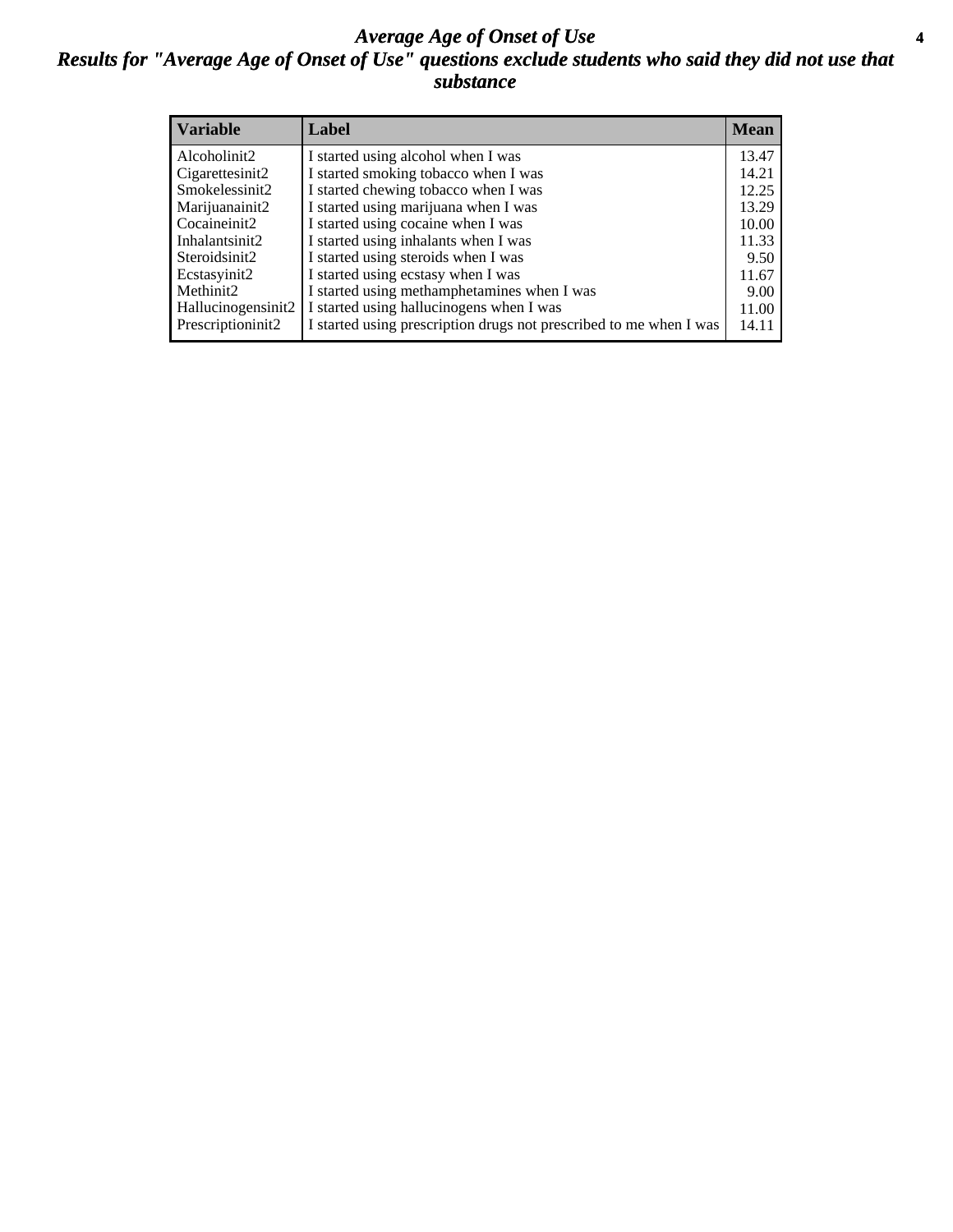# *Average Age of Onset of Use*

## *Results for "Average Age of Onset of Use" questions exclude students who said they did not use that substance*

| Variable | Label | Mean |
|---|---|---|
| Alcoholinit2 | I started using alcohol when I was | 13.47 |
| Cigarettesinit2 | I started smoking tobacco when I was | 14.21 |
| Smokelessinit2 | I started chewing tobacco when I was | 12.25 |
| Marijuanainit2 | I started using marijuana when I was | 13.29 |
| Cocaineinit2 | I started using cocaine when I was | 10.00 |
| Inhalantsinit2 | I started using inhalants when I was | 11.33 |
| Steroidsinit2 | I started using steroids when I was | 9.50 |
| Ecstasyinit2 | I started using ecstasy when I was | 11.67 |
| Methinit2 | I started using methamphetamines when I was | 9.00 |
| Hallucinogensinit2 | I started using hallucinogens when I was | 11.00 |
| Prescriptioninit2 | I started using prescription drugs not prescribed to me when I was | 14.11 |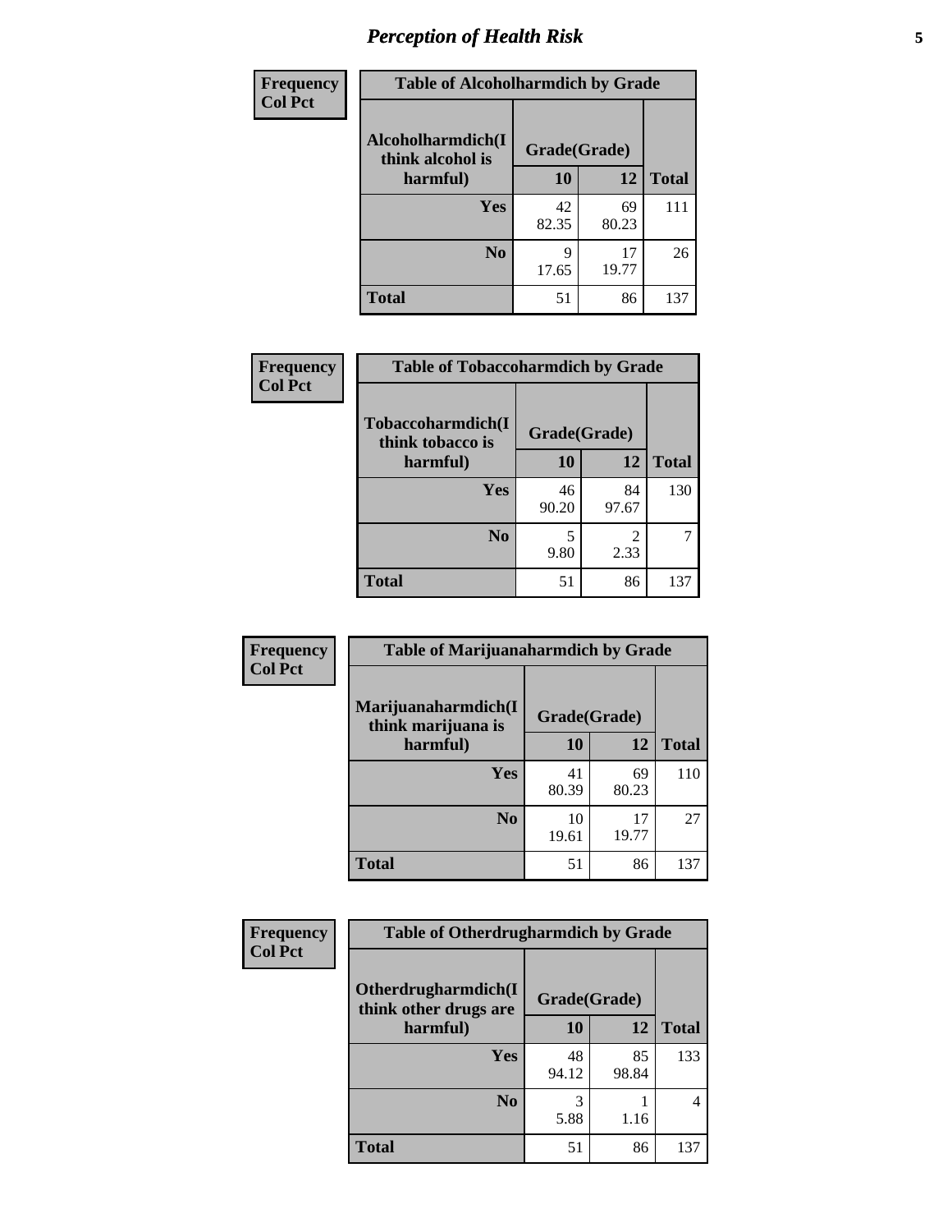# Perception of Health Risk

| Frequency Col Pct | Table of Alcoholharmdich by Grade | | |
|---|---|---|---|
| Alcoholharmdich(I think alcohol is harmful) | Grade(Grade) | | |
| | 10 | 12 | Total |
| Yes | 42<br>82.35 | 69<br>80.23 | 111 |
| No | 9<br>17.65 | 17<br>19.77 | 26 |
| Total | 51 | 86 | 137 |

| Frequency Col Pct | Table of Tobaccoharmdich by Grade | | |
|---|---|---|---|
| Tobaccoharmdich(I think tobacco is harmful) | Grade(Grade) | | |
| | 10 | 12 | Total |
| Yes | 46<br>90.20 | 84<br>97.67 | 130 |
| No | 5<br>9.80 | 2<br>2.33 | 7 |
| Total | 51 | 86 | 137 |

| Frequency Col Pct | Table of Marijuanaharmdich by Grade | | |
|---|---|---|---|
| Marijuanaharmdich(I think marijuana is harmful) | Grade(Grade) | | |
| | 10 | 12 | Total |
| Yes | 41<br>80.39 | 69<br>80.23 | 110 |
| No | 10<br>19.61 | 17<br>19.77 | 27 |
| Total | 51 | 86 | 137 |

| Frequency Col Pct | Table of Otherdrugharmdich by Grade | | |
|---|---|---|---|
| Otherdrugharmdich(I think other drugs are harmful) | Grade(Grade) | | |
| | 10 | 12 | Total |
| Yes | 48<br>94.12 | 85<br>98.84 | 133 |
| No | 3<br>5.88 | 1<br>1.16 | 4 |
| Total | 51 | 86 | 137 |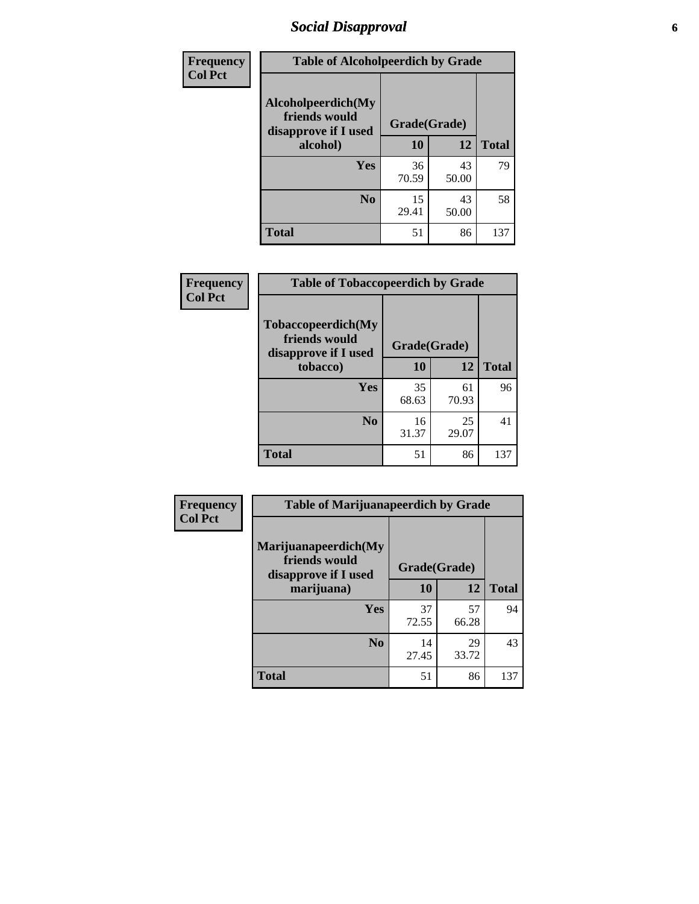## Social Disapproval

| Frequency<br>Col Pct |
|---|

**Table of Alcoholpeerdich by Grade**

| Alcoholpeerdich(My friends would disapprove if I used alcohol) | Grade(Grade) 10 | 12 | Total |
|---|---|---|---|
| Yes | 36<br>70.59 | 43<br>50.00 | 79 |
| No | 15<br>29.41 | 43<br>50.00 | 58 |
| Total | 51 | 86 | 137 |

| Frequency<br>Col Pct |
|---|

**Table of Tobaccopeerdich by Grade**

| Tobaccopeerdich(My friends would disapprove if I used tobacco) | Grade(Grade) 10 | 12 | Total |
|---|---|---|---|
| Yes | 35<br>68.63 | 61<br>70.93 | 96 |
| No | 16<br>31.37 | 25<br>29.07 | 41 |
| Total | 51 | 86 | 137 |

| Frequency<br>Col Pct |
|---|

**Table of Marijuanapeerdich by Grade**

| Marijuanapeerdich(My friends would disapprove if I used marijuana) | Grade(Grade) 10 | 12 | Total |
|---|---|---|---|
| Yes | 37<br>72.55 | 57<br>66.28 | 94 |
| No | 14<br>27.45 | 29<br>33.72 | 43 |
| Total | 51 | 86 | 137 |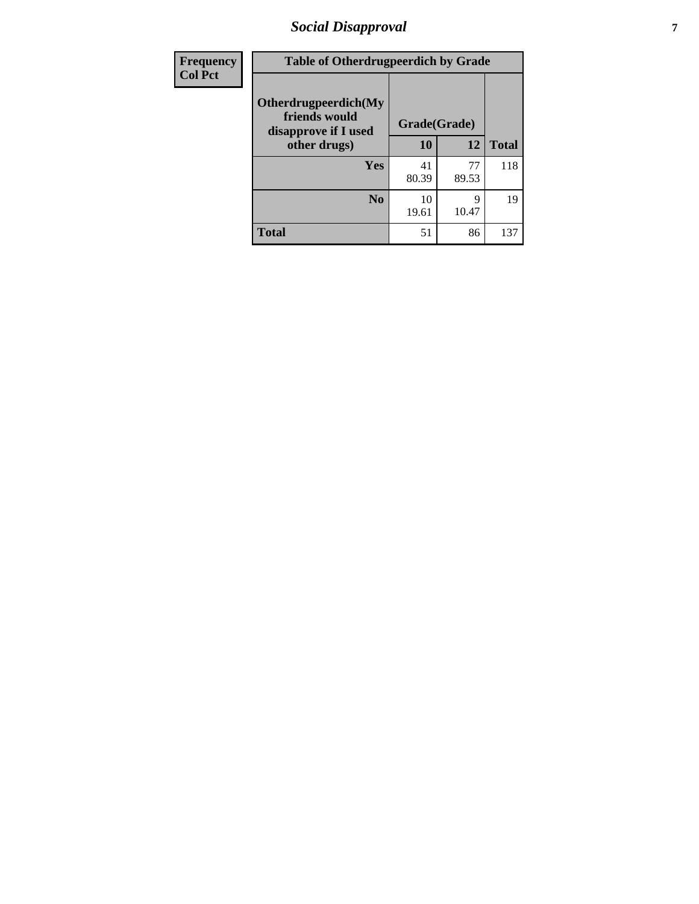| Frequency<br>Col Pct | Table of Otherdrugpeerdich by Grade | | |
|---|---|---|---|
| **Otherdrugpeerdich(My friends would disapprove if I used other drugs)** | **Grade(Grade)** | | **Total** |
| | **10** | **12** | |
| **Yes** | 41<br>80.39 | 77<br>89.53 | 118 |
| **No** | 10<br>19.61 | 9<br>10.47 | 19 |
| **Total** | 51 | 86 | 137 |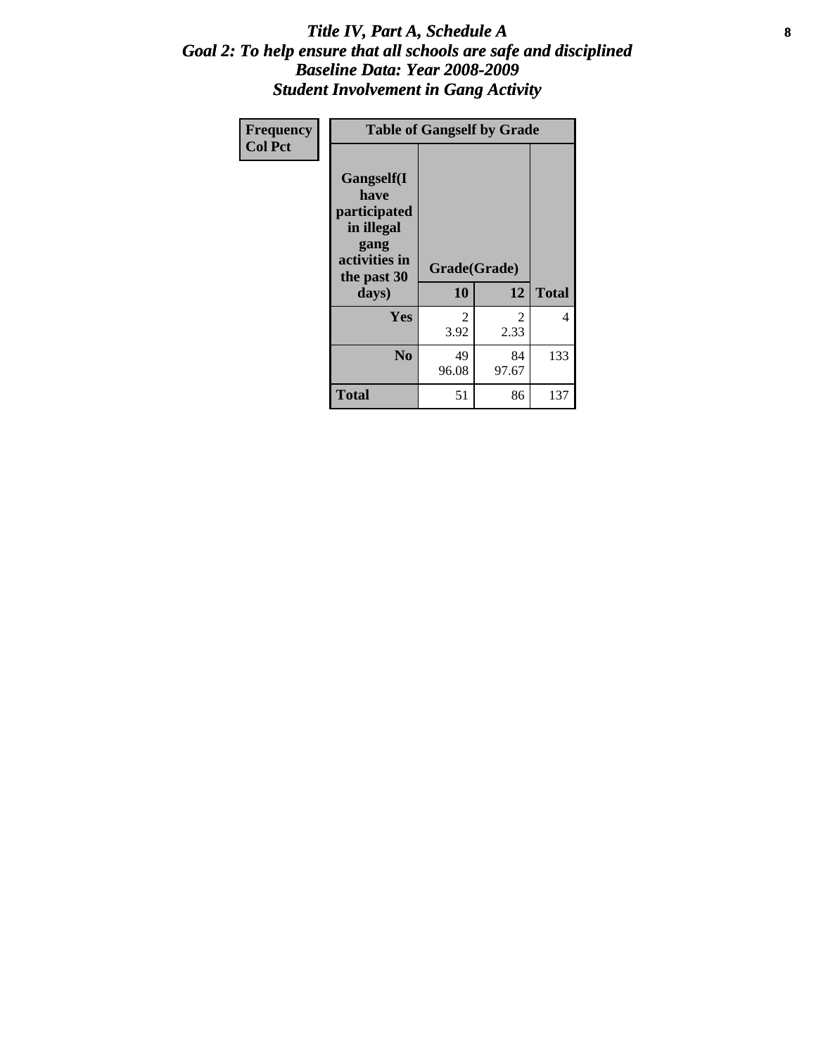# Title IV, Part A, Schedule A
## Goal 2: To help ensure that all schools are safe and disciplined
## Baseline Data: Year 2008-2009
## Student Involvement in Gang Activity

| Frequency<br>Col Pct | Table of Gangself by Grade | | | |
|---|---|---|---|---|
| | Gangself(I have participated in illegal gang activities in the past 30 days) | Grade(Grade) | | |
| | | 10 | 12 | Total |
| | Yes | 2<br>3.92 | 2<br>2.33 | 4 |
| | No | 49<br>96.08 | 84<br>97.67 | 133 |
| | Total | 51 | 86 | 137 |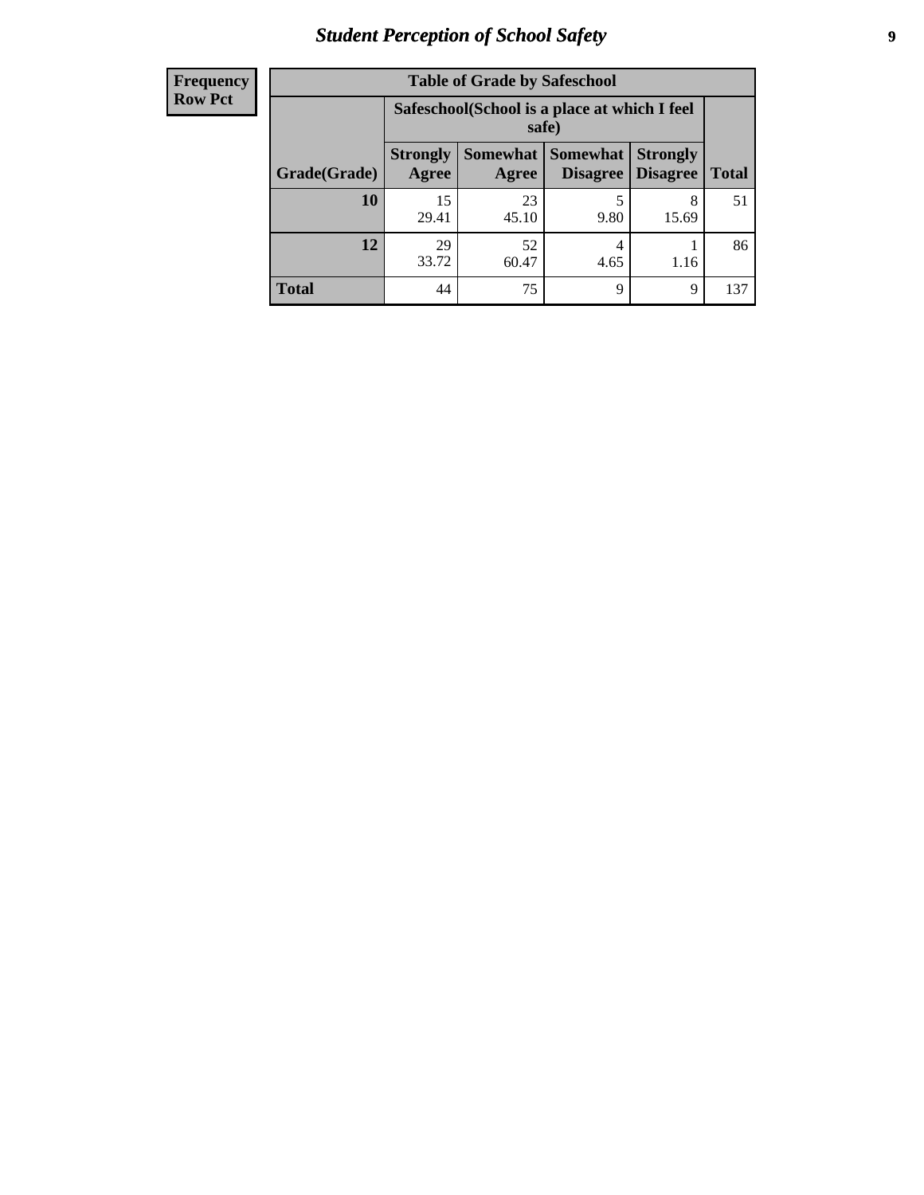| Frequency Row Pct |
|---|

**Table of Grade by Safeschool**

| Grade(Grade) | Safeschool(School is a place at which I feel safe) | | | | Total |
|---|---|---|---|---|---|
| | Strongly Agree | Somewhat Agree | Somewhat Disagree | Strongly Disagree | |
| **10** | 15<br>29.41 | 23<br>45.10 | 5<br>9.80 | 8<br>15.69 | 51 |
| **12** | 29<br>33.72 | 52<br>60.47 | 4<br>4.65 | 1<br>1.16 | 86 |
| **Total** | 44 | 75 | 9 | 9 | 137 |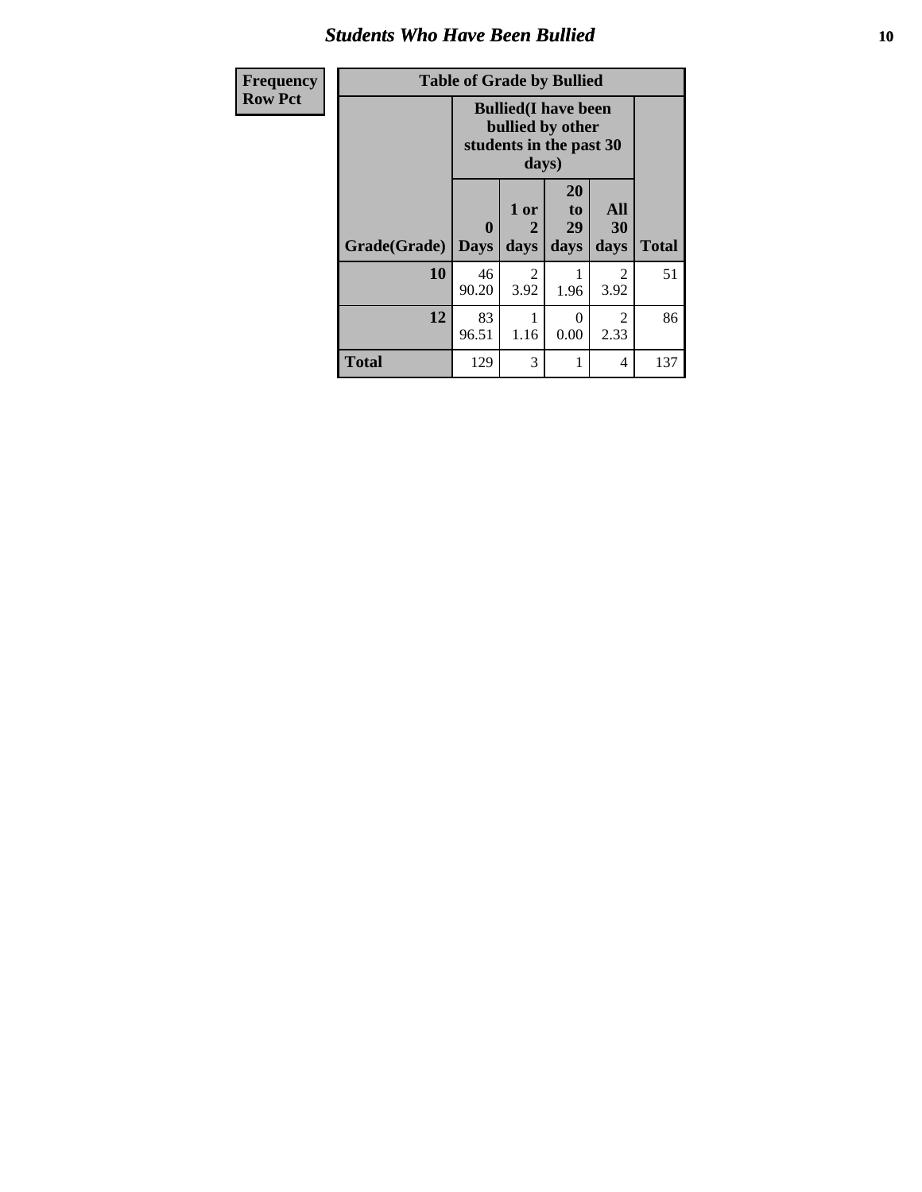## Students Who Have Been Bullied

| Frequency Row Pct |
|---|

**Table of Grade by Bullied**

| Grade(Grade) | Bullied(I have been bullied by other students in the past 30 days) | | | | Total |
|---|---|---|---|---|---|
| | 0 Days | 1 or 2 days | 20 to 29 days | All 30 days | |
| **10** | 46<br>90.20 | 2<br>3.92 | 1<br>1.96 | 2<br>3.92 | 51 |
| **12** | 83<br>96.51 | 1<br>1.16 | 0<br>0.00 | 2<br>2.33 | 86 |
| **Total** | 129 | 3 | 1 | 4 | 137 |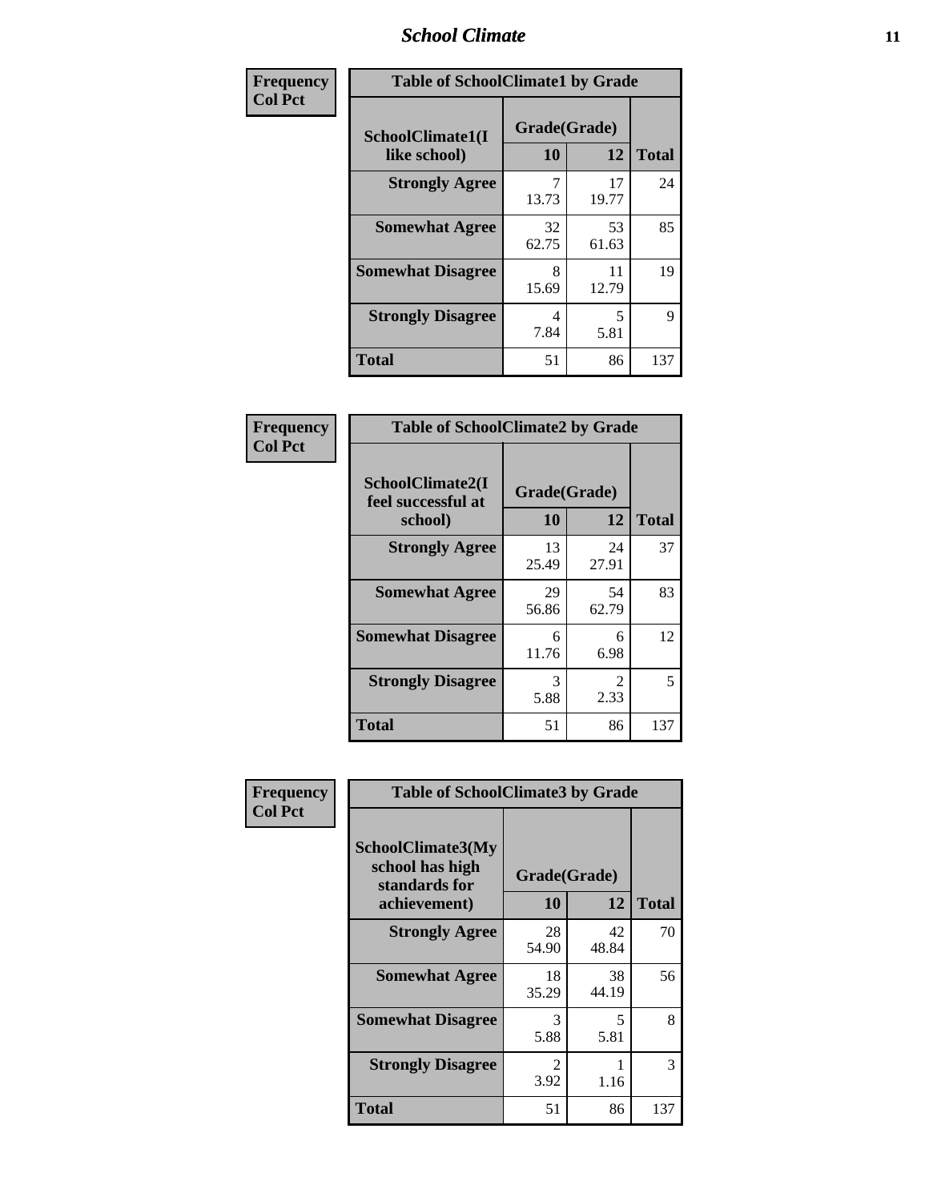| Frequency<br>Col Pct |
|---|

**Table of SchoolClimate1 by Grade**

| SchoolClimate1(I like school) | Grade(Grade) | | Total |
|---|---|---|---|
| | 10 | 12 | |
| Strongly Agree | 7<br>13.73 | 17<br>19.77 | 24 |
| Somewhat Agree | 32<br>62.75 | 53<br>61.63 | 85 |
| Somewhat Disagree | 8<br>15.69 | 11<br>12.79 | 19 |
| Strongly Disagree | 4<br>7.84 | 5<br>5.81 | 9 |
| Total | 51 | 86 | 137 |

| Frequency<br>Col Pct |
|---|

**Table of SchoolClimate2 by Grade**

| SchoolClimate2(I feel successful at school) | Grade(Grade) | | Total |
|---|---|---|---|
| | 10 | 12 | |
| Strongly Agree | 13<br>25.49 | 24<br>27.91 | 37 |
| Somewhat Agree | 29<br>56.86 | 54<br>62.79 | 83 |
| Somewhat Disagree | 6<br>11.76 | 6<br>6.98 | 12 |
| Strongly Disagree | 3<br>5.88 | 2<br>2.33 | 5 |
| Total | 51 | 86 | 137 |

| Frequency<br>Col Pct |
|---|

**Table of SchoolClimate3 by Grade**

| SchoolClimate3(My school has high standards for achievement) | Grade(Grade) | | Total |
|---|---|---|---|
| | 10 | 12 | |
| Strongly Agree | 28<br>54.90 | 42<br>48.84 | 70 |
| Somewhat Agree | 18<br>35.29 | 38<br>44.19 | 56 |
| Somewhat Disagree | 3<br>5.88 | 5<br>5.81 | 8 |
| Strongly Disagree | 2<br>3.92 | 1<br>1.16 | 3 |
| Total | 51 | 86 | 137 |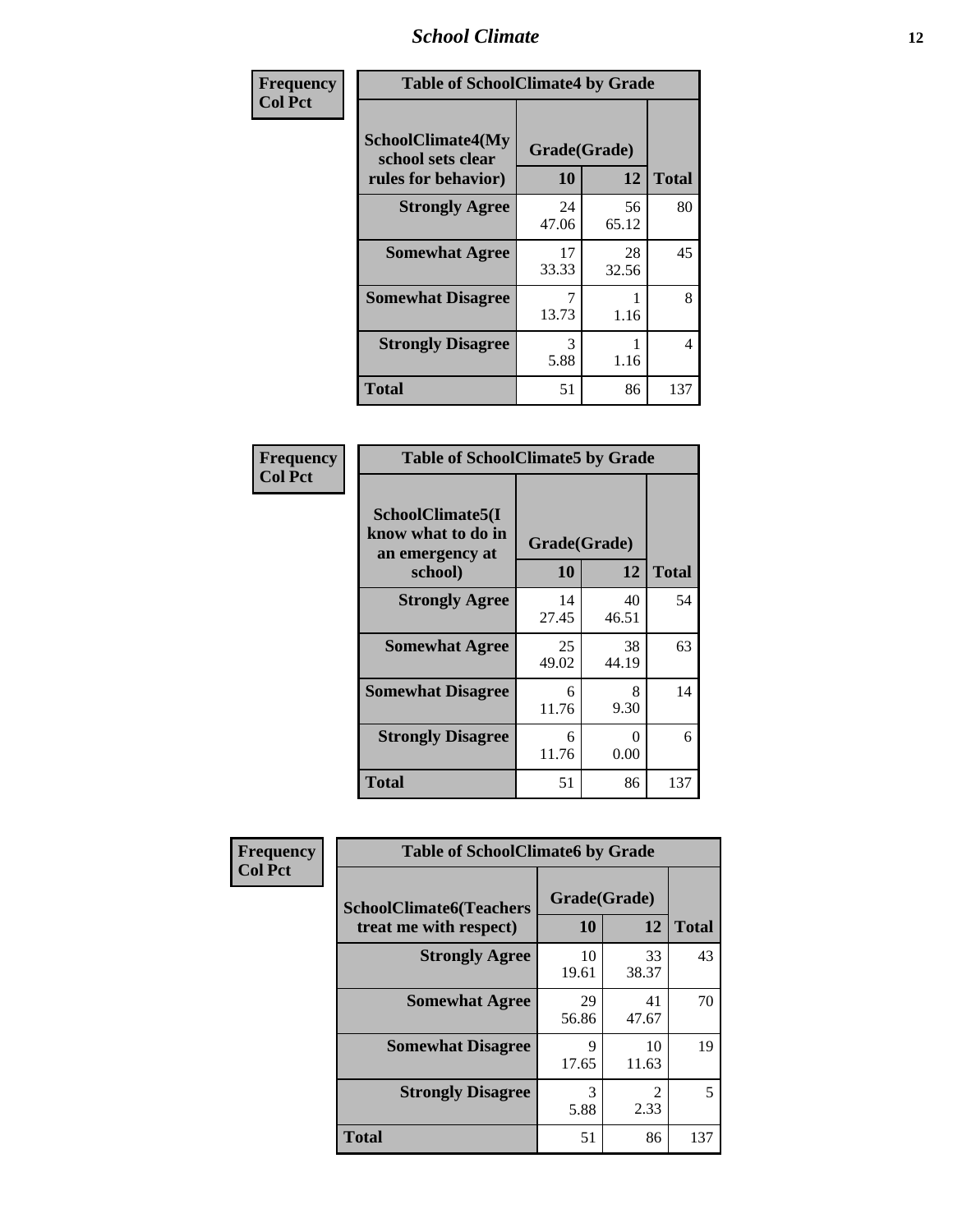| Frequency<br>Col Pct | Table of SchoolClimate4 by Grade | | |
|---|---|---|---|
| SchoolClimate4(My school sets clear rules for behavior) | Grade(Grade) | | |
| | 10 | 12 | Total |
| Strongly Agree | 24<br>47.06 | 56<br>65.12 | 80 |
| Somewhat Agree | 17<br>33.33 | 28<br>32.56 | 45 |
| Somewhat Disagree | 7<br>13.73 | 1<br>1.16 | 8 |
| Strongly Disagree | 3<br>5.88 | 1<br>1.16 | 4 |
| Total | 51 | 86 | 137 |

| Frequency<br>Col Pct | Table of SchoolClimate5 by Grade | | |
|---|---|---|---|
| SchoolClimate5(I know what to do in an emergency at school) | Grade(Grade) | | |
| | 10 | 12 | Total |
| Strongly Agree | 14<br>27.45 | 40<br>46.51 | 54 |
| Somewhat Agree | 25<br>49.02 | 38<br>44.19 | 63 |
| Somewhat Disagree | 6<br>11.76 | 8<br>9.30 | 14 |
| Strongly Disagree | 6<br>11.76 | 0<br>0.00 | 6 |
| Total | 51 | 86 | 137 |

| Frequency<br>Col Pct | Table of SchoolClimate6 by Grade | | |
|---|---|---|---|
| SchoolClimate6(Teachers treat me with respect) | Grade(Grade) | | |
| | 10 | 12 | Total |
| Strongly Agree | 10<br>19.61 | 33<br>38.37 | 43 |
| Somewhat Agree | 29<br>56.86 | 41<br>47.67 | 70 |
| Somewhat Disagree | 9<br>17.65 | 10<br>11.63 | 19 |
| Strongly Disagree | 3<br>5.88 | 2<br>2.33 | 5 |
| Total | 51 | 86 | 137 |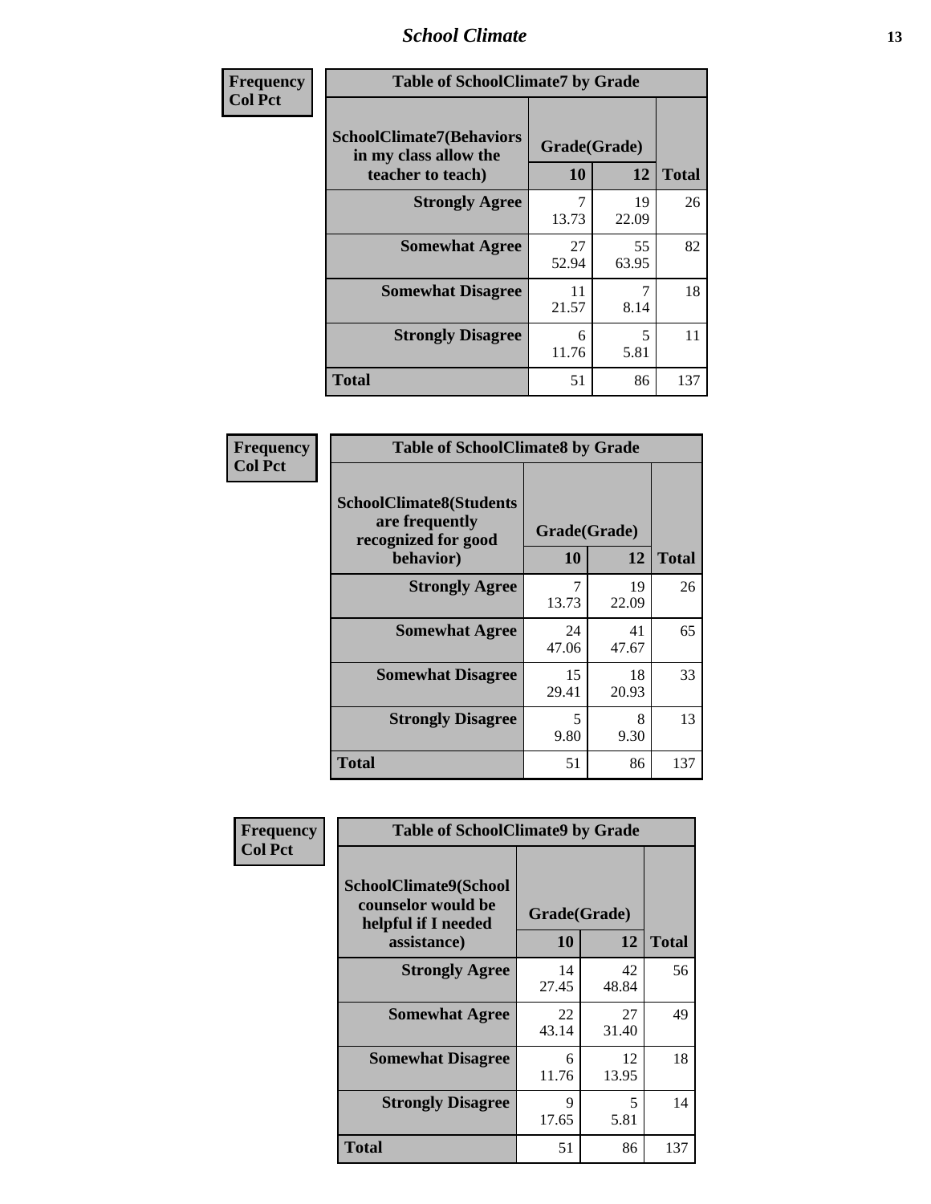## School Climate

**Frequency**
**Col Pct**

| Table of SchoolClimate7 by Grade | | | |
|---|---|---|---|
| SchoolClimate7(Behaviors in my class allow the teacher to teach) | Grade(Grade) | | |
| | 10 | 12 | Total |
| Strongly Agree | 7<br>13.73 | 19<br>22.09 | 26 |
| Somewhat Agree | 27<br>52.94 | 55<br>63.95 | 82 |
| Somewhat Disagree | 11<br>21.57 | 7<br>8.14 | 18 |
| Strongly Disagree | 6<br>11.76 | 5<br>5.81 | 11 |
| Total | 51 | 86 | 137 |

**Frequency**
**Col Pct**

| Table of SchoolClimate8 by Grade | | | |
|---|---|---|---|
| SchoolClimate8(Students are frequently recognized for good behavior) | Grade(Grade) | | |
| | 10 | 12 | Total |
| Strongly Agree | 7<br>13.73 | 19<br>22.09 | 26 |
| Somewhat Agree | 24<br>47.06 | 41<br>47.67 | 65 |
| Somewhat Disagree | 15<br>29.41 | 18<br>20.93 | 33 |
| Strongly Disagree | 5<br>9.80 | 8<br>9.30 | 13 |
| Total | 51 | 86 | 137 |

**Frequency**
**Col Pct**

| Table of SchoolClimate9 by Grade | | | |
|---|---|---|---|
| SchoolClimate9(School counselor would be helpful if I needed assistance) | Grade(Grade) | | |
| | 10 | 12 | Total |
| Strongly Agree | 14<br>27.45 | 42<br>48.84 | 56 |
| Somewhat Agree | 22<br>43.14 | 27<br>31.40 | 49 |
| Somewhat Disagree | 6<br>11.76 | 12<br>13.95 | 18 |
| Strongly Disagree | 9<br>17.65 | 5<br>5.81 | 14 |
| Total | 51 | 86 | 137 |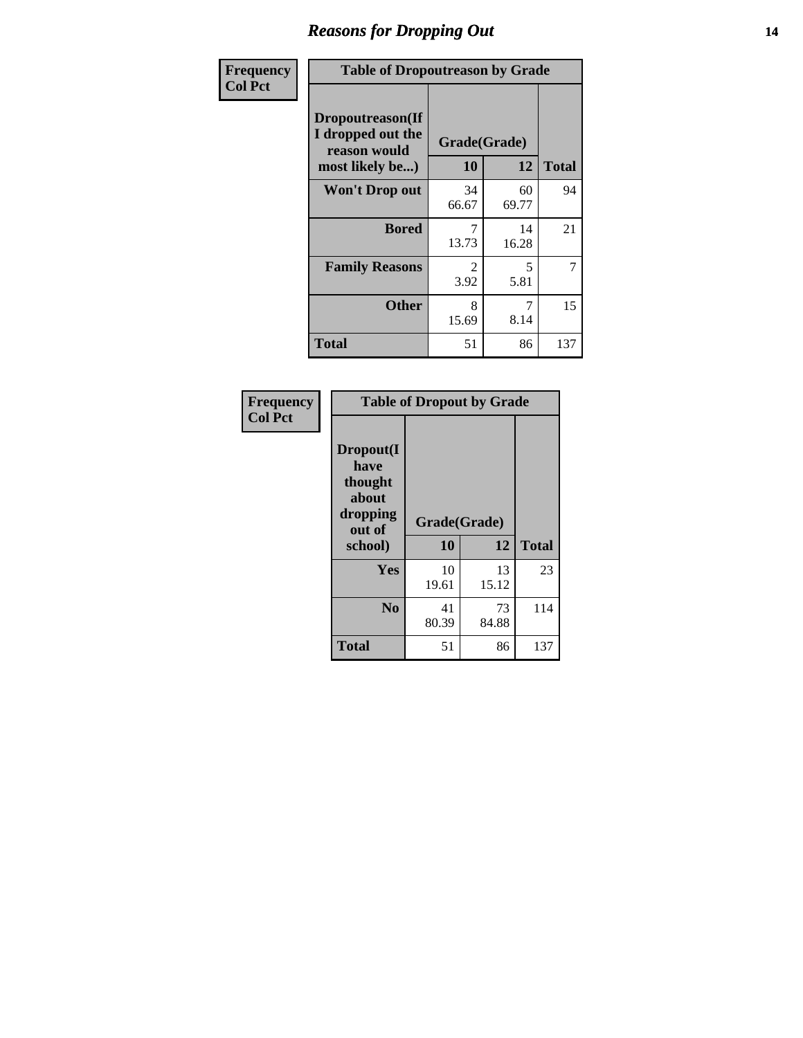## Reasons for Dropping Out

Frequency
Col Pct

| Table of Dropoutreason by Grade | | | |
|---|---|---|---|
| Dropoutreason(If I dropped out the reason would most likely be...) | Grade(Grade) | | |
| | 10 | 12 | Total |
| Won't Drop out | 34<br>66.67 | 60<br>69.77 | 94 |
| Bored | 7<br>13.73 | 14<br>16.28 | 21 |
| Family Reasons | 2<br>3.92 | 5<br>5.81 | 7 |
| Other | 8<br>15.69 | 7<br>8.14 | 15 |
| Total | 51 | 86 | 137 |

Frequency
Col Pct

| Table of Dropout by Grade | | | |
|---|---|---|---|
| Dropout(I have thought about dropping out of school) | Grade(Grade) | | |
| | 10 | 12 | Total |
| Yes | 10<br>19.61 | 13<br>15.12 | 23 |
| No | 41<br>80.39 | 73<br>84.88 | 114 |
| Total | 51 | 86 | 137 |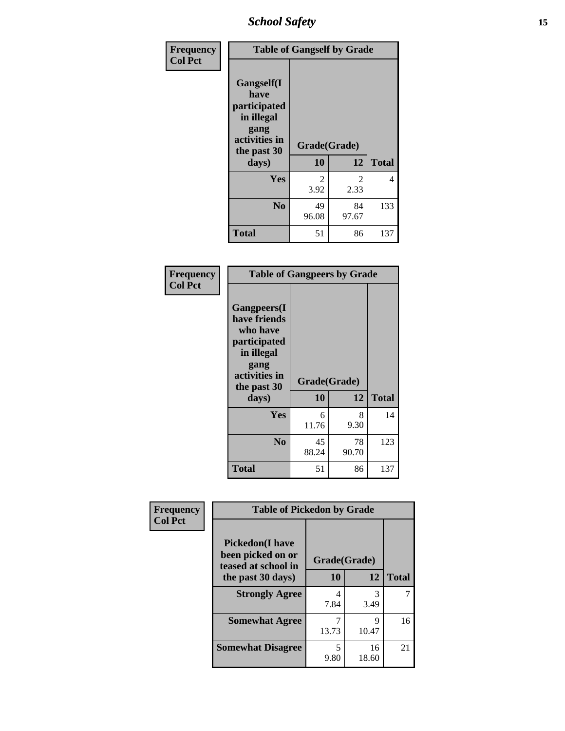| Frequency<br>Col Pct | Table of Gangself by Grade | | |
|---|---|---|---|
| Gangself(I have participated in illegal gang activities in the past 30 days) | Grade(Grade) | | |
| | 10 | 12 | Total |
| Yes | 2<br>3.92 | 2<br>2.33 | 4 |
| No | 49<br>96.08 | 84<br>97.67 | 133 |
| Total | 51 | 86 | 137 |

| Frequency<br>Col Pct | Table of Gangpeers by Grade | | |
|---|---|---|---|
| Gangpeers(I have friends who have participated in illegal gang activities in the past 30 days) | Grade(Grade) | | |
| | 10 | 12 | Total |
| Yes | 6<br>11.76 | 8<br>9.30 | 14 |
| No | 45<br>88.24 | 78<br>90.70 | 123 |
| Total | 51 | 86 | 137 |

| Frequency<br>Col Pct | Table of Pickedon by Grade | | |
|---|---|---|---|
| Pickedon(I have been picked on or teased at school in the past 30 days) | Grade(Grade) | | |
| | 10 | 12 | Total |
| Strongly Agree | 4<br>7.84 | 3<br>3.49 | 7 |
| Somewhat Agree | 7<br>13.73 | 9<br>10.47 | 16 |
| Somewhat Disagree | 5<br>9.80 | 16<br>18.60 | 21 |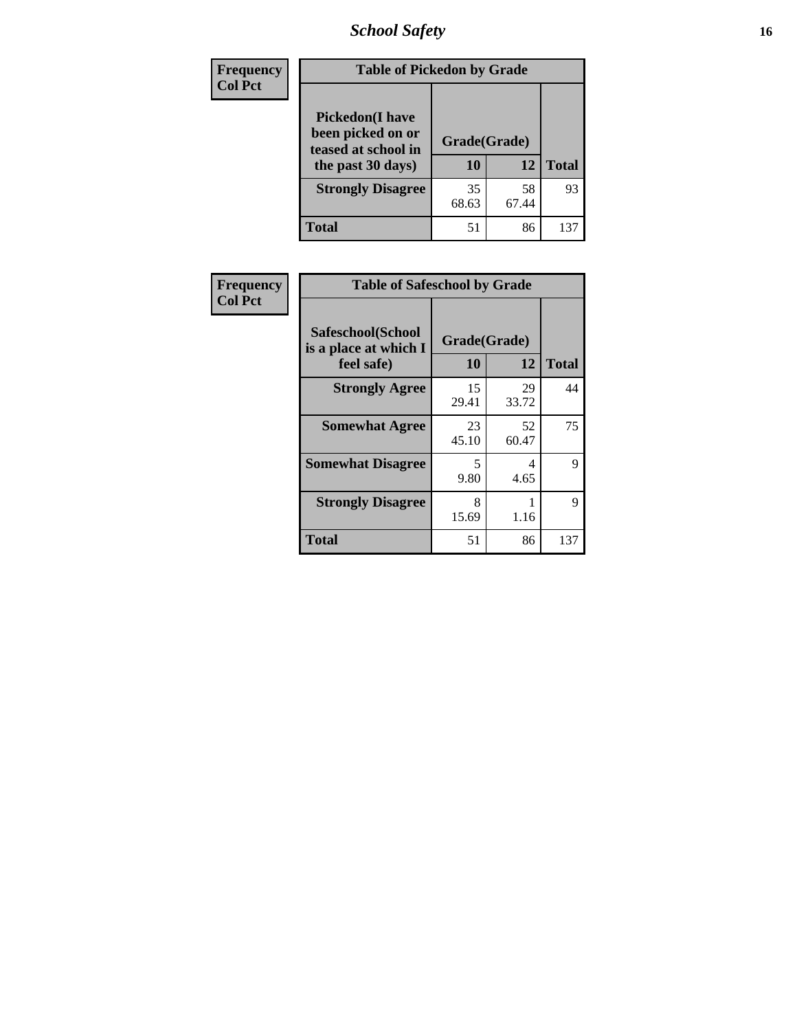| Frequency<br>Col Pct | Table of Pickedon by Grade | | |
|---|---|---|---|
| **Pickedon(I have been picked on or teased at school in the past 30 days)** | **Grade(Grade)** | | |
| | **10** | **12** | **Total** |
| **Strongly Disagree** | 35<br>68.63 | 58<br>67.44 | 93 |
| **Total** | 51 | 86 | 137 |

| Frequency<br>Col Pct | Table of Safeschool by Grade | | |
|---|---|---|---|
| **Safeschool(School is a place at which I feel safe)** | **Grade(Grade)** | | |
| | **10** | **12** | **Total** |
| **Strongly Agree** | 15<br>29.41 | 29<br>33.72 | 44 |
| **Somewhat Agree** | 23<br>45.10 | 52<br>60.47 | 75 |
| **Somewhat Disagree** | 5<br>9.80 | 4<br>4.65 | 9 |
| **Strongly Disagree** | 8<br>15.69 | 1<br>1.16 | 9 |
| **Total** | 51 | 86 | 137 |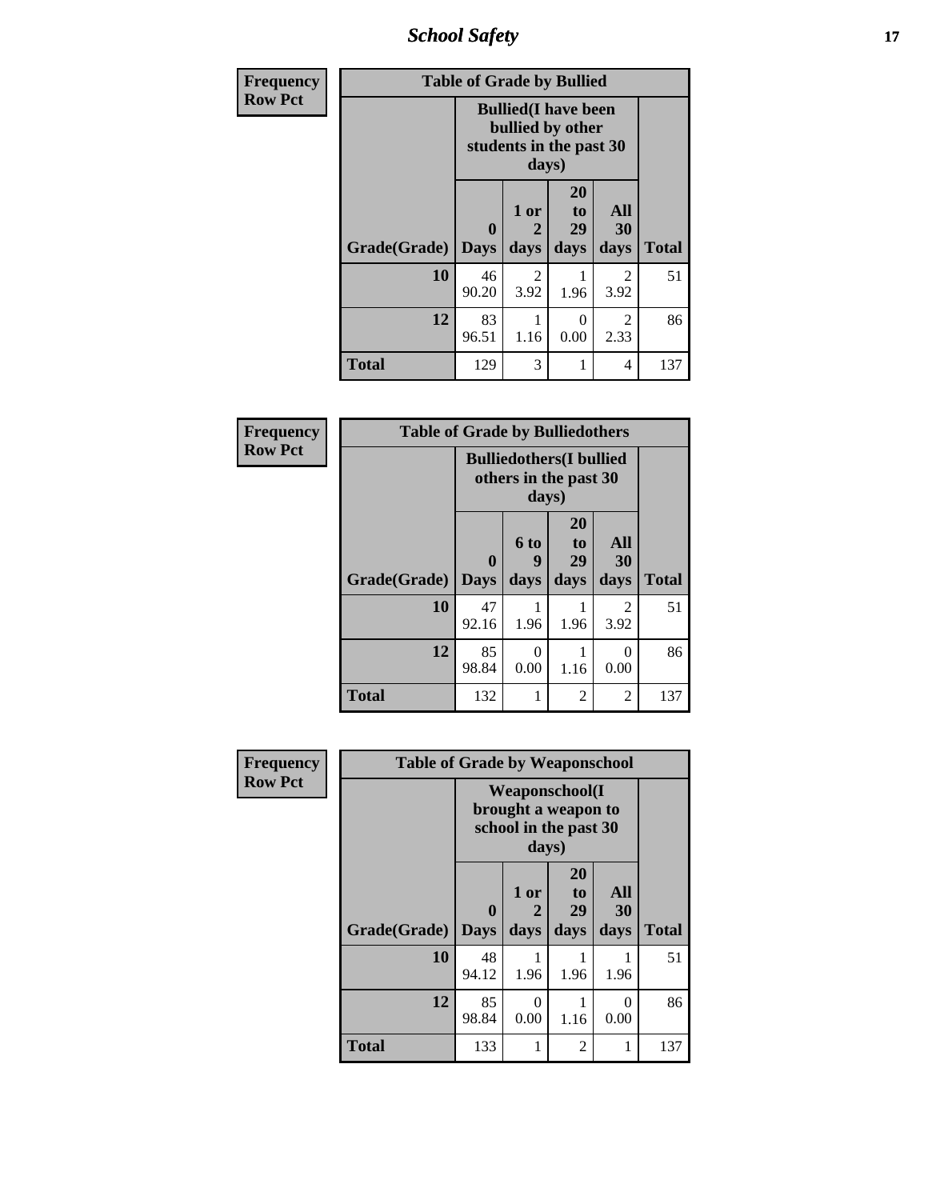**Frequency**
**Row Pct**

| Table of Grade by Bullied | | | | | |
|---|---|---|---|---|---|
| | Bullied(I have been bullied by other students in the past 30 days) | | | | |
| Grade(Grade) | 0 Days | 1 or 2 days | 20 to 29 days | All 30 days | Total |
| 10 | 46<br>90.20 | 2<br>3.92 | 1<br>1.96 | 2<br>3.92 | 51 |
| 12 | 83<br>96.51 | 1<br>1.16 | 0<br>0.00 | 2<br>2.33 | 86 |
| Total | 129 | 3 | 1 | 4 | 137 |

**Frequency**
**Row Pct**

| Table of Grade by Bulliedothers | | | | | |
|---|---|---|---|---|---|
| | Bulliedothers(I bullied others in the past 30 days) | | | | |
| Grade(Grade) | 0 Days | 6 to 9 days | 20 to 29 days | All 30 days | Total |
| 10 | 47<br>92.16 | 1<br>1.96 | 1<br>1.96 | 2<br>3.92 | 51 |
| 12 | 85<br>98.84 | 0<br>0.00 | 1<br>1.16 | 0<br>0.00 | 86 |
| Total | 132 | 1 | 2 | 2 | 137 |

**Frequency**
**Row Pct**

| Table of Grade by Weaponschool | | | | | |
|---|---|---|---|---|---|
| | Weaponschool(I brought a weapon to school in the past 30 days) | | | | |
| Grade(Grade) | 0 Days | 1 or 2 days | 20 to 29 days | All 30 days | Total |
| 10 | 48<br>94.12 | 1<br>1.96 | 1<br>1.96 | 1<br>1.96 | 51 |
| 12 | 85<br>98.84 | 0<br>0.00 | 1<br>1.16 | 0<br>0.00 | 86 |
| Total | 133 | 1 | 2 | 1 | 137 |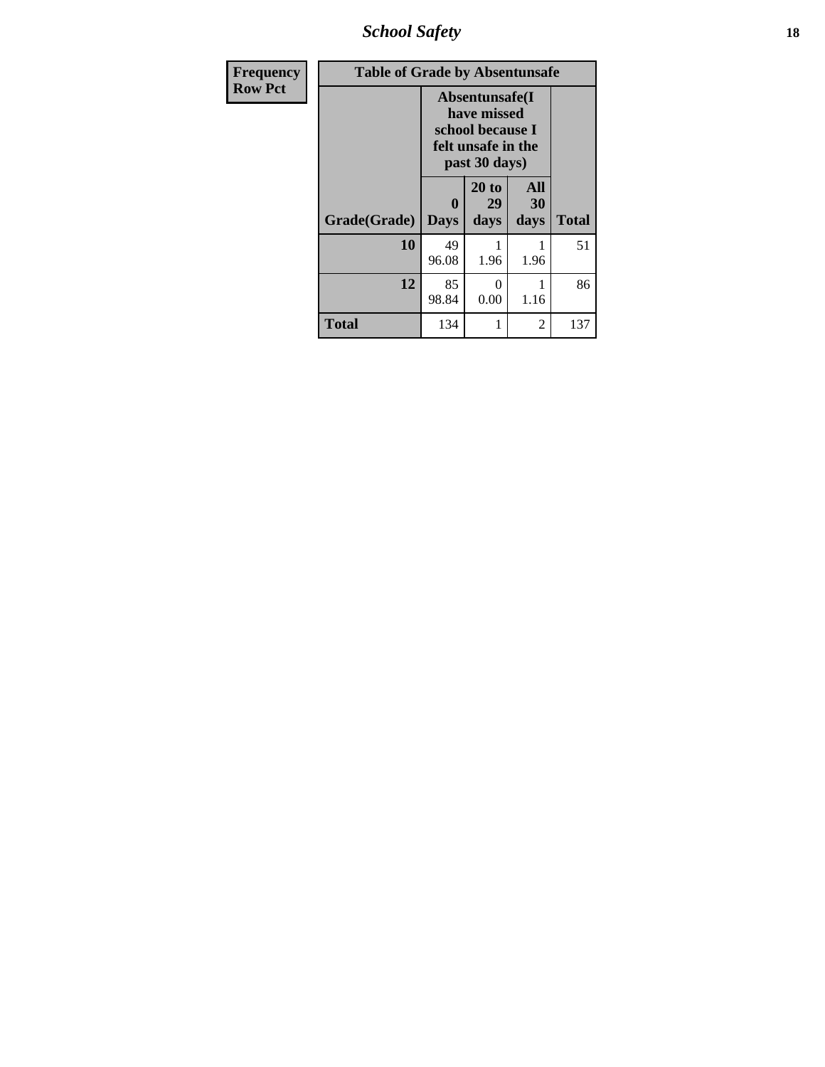| Frequency Row Pct | Table of Grade by Absentunsafe | | | |
|---|---|---|---|---|
| | Absentunsafe(I have missed school because I felt unsafe in the past 30 days) | | | |
| Grade(Grade) | 0 Days | 20 to 29 days | All 30 days | Total |
| 10 | 49 96.08 | 1 1.96 | 1 1.96 | 51 |
| 12 | 85 98.84 | 0 0.00 | 1 1.16 | 86 |
| Total | 134 | 1 | 2 | 137 |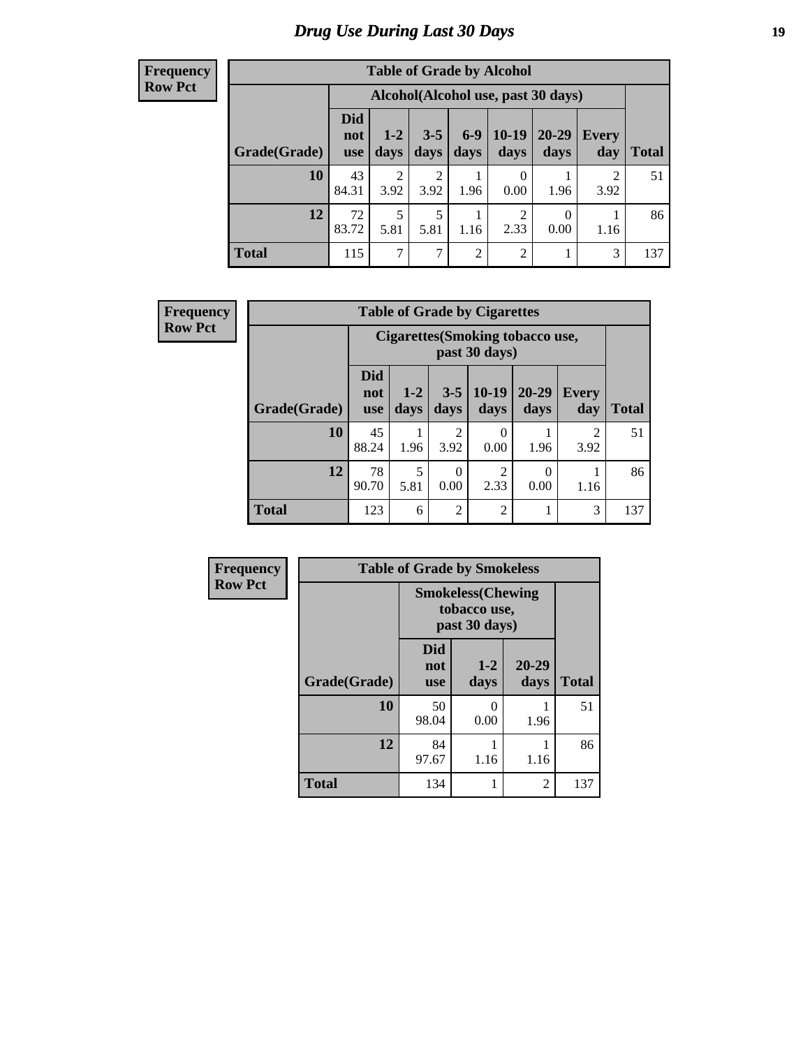# Drug Use During Last 30 Days

**Frequency**
**Row Pct**

| Table of Grade by Alcohol | | | | | | | | |
|---|---|---|---|---|---|---|---|---|
| | Alcohol(Alcohol use, past 30 days) | | | | | | | |
| Grade(Grade) | Did not use | 1-2 days | 3-5 days | 6-9 days | 10-19 days | 20-29 days | Every day | Total |
| 10 | 43<br>84.31 | 2<br>3.92 | 2<br>3.92 | 1<br>1.96 | 0<br>0.00 | 1<br>1.96 | 2<br>3.92 | 51 |
| 12 | 72<br>83.72 | 5<br>5.81 | 5<br>5.81 | 1<br>1.16 | 2<br>2.33 | 0<br>0.00 | 1<br>1.16 | 86 |
| Total | 115 | 7 | 7 | 2 | 2 | 1 | 3 | 137 |

**Frequency**
**Row Pct**

| Table of Grade by Cigarettes | | | | | | | |
|---|---|---|---|---|---|---|---|
| | Cigarettes(Smoking tobacco use, past 30 days) | | | | | | |
| Grade(Grade) | Did not use | 1-2 days | 3-5 days | 10-19 days | 20-29 days | Every day | Total |
| 10 | 45<br>88.24 | 1<br>1.96 | 2<br>3.92 | 0<br>0.00 | 1<br>1.96 | 2<br>3.92 | 51 |
| 12 | 78<br>90.70 | 5<br>5.81 | 0<br>0.00 | 2<br>2.33 | 0<br>0.00 | 1<br>1.16 | 86 |
| Total | 123 | 6 | 2 | 2 | 1 | 3 | 137 |

**Frequency**
**Row Pct**

| Table of Grade by Smokeless | | | | |
|---|---|---|---|---|
| | Smokeless(Chewing tobacco use, past 30 days) | | | |
| Grade(Grade) | Did not use | 1-2 days | 20-29 days | Total |
| 10 | 50<br>98.04 | 0<br>0.00 | 1<br>1.96 | 51 |
| 12 | 84<br>97.67 | 1<br>1.16 | 1<br>1.16 | 86 |
| Total | 134 | 1 | 2 | 137 |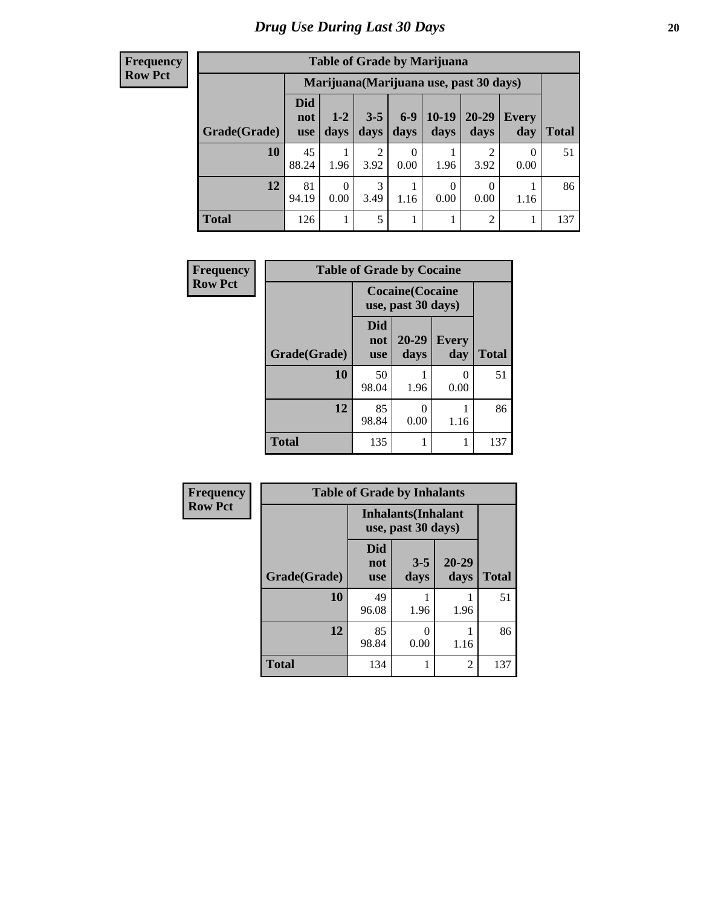# Drug Use During Last 30 Days

| Frequency<br>Row Pct | | | | | | | | |
|---|---|---|---|---|---|---|---|---|
| **Table of Grade by Marijuana** | | | | | | | | |
| | **Marijuana(Marijuana use, past 30 days)** | | | | | | | |
| **Grade(Grade)** | **Did not use** | **1-2 days** | **3-5 days** | **6-9 days** | **10-19 days** | **20-29 days** | **Every day** | **Total** |
| **10** | 45<br>88.24 | 1<br>1.96 | 2<br>3.92 | 0<br>0.00 | 1<br>1.96 | 2<br>3.92 | 0<br>0.00 | 51 |
| **12** | 81<br>94.19 | 0<br>0.00 | 3<br>3.49 | 1<br>1.16 | 0<br>0.00 | 0<br>0.00 | 1<br>1.16 | 86 |
| **Total** | 126 | 1 | 5 | 1 | 1 | 2 | 1 | 137 |

| Frequency<br>Row Pct | | | | |
|---|---|---|---|---|
| **Table of Grade by Cocaine** | | | | |
| | **Cocaine(Cocaine use, past 30 days)** | | | |
| **Grade(Grade)** | **Did not use** | **20-29 days** | **Every day** | **Total** |
| **10** | 50<br>98.04 | 1<br>1.96 | 0<br>0.00 | 51 |
| **12** | 85<br>98.84 | 0<br>0.00 | 1<br>1.16 | 86 |
| **Total** | 135 | 1 | 1 | 137 |

| Frequency<br>Row Pct | | | | |
|---|---|---|---|---|
| **Table of Grade by Inhalants** | | | | |
| | **Inhalants(Inhalant use, past 30 days)** | | | |
| **Grade(Grade)** | **Did not use** | **3-5 days** | **20-29 days** | **Total** |
| **10** | 49<br>96.08 | 1<br>1.96 | 1<br>1.96 | 51 |
| **12** | 85<br>98.84 | 0<br>0.00 | 1<br>1.16 | 86 |
| **Total** | 134 | 1 | 2 | 137 |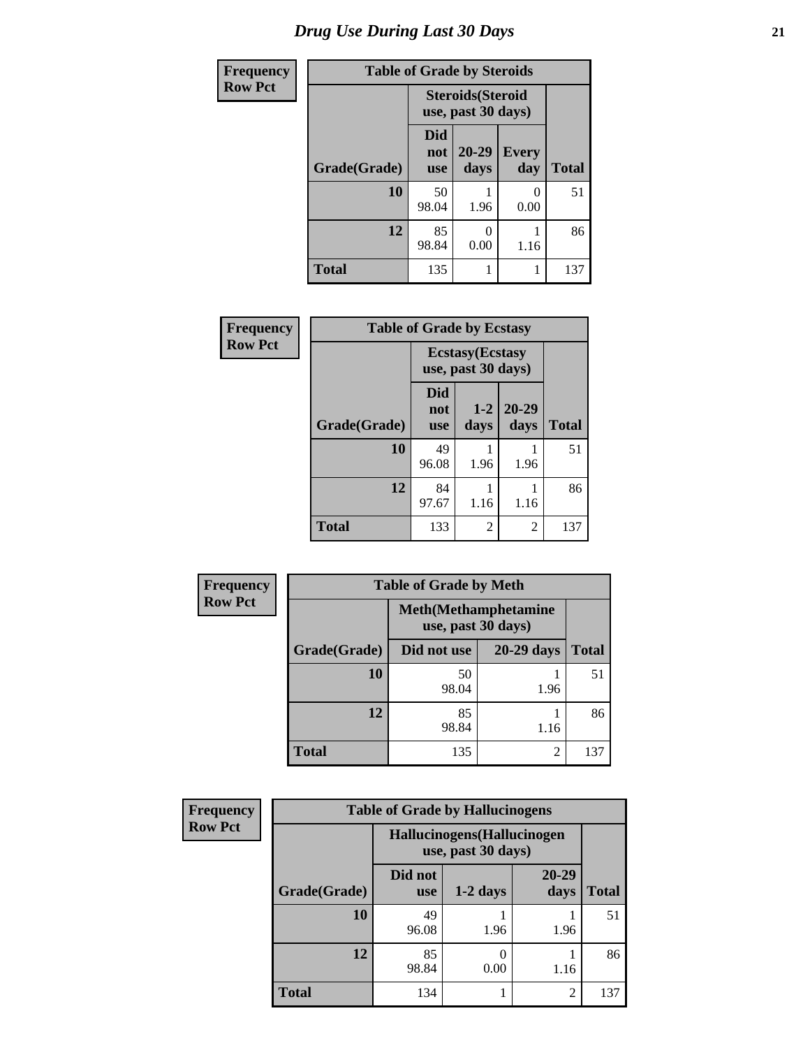# Drug Use During Last 30 Days

**Frequency**
**Row Pct**

| Table of Grade by Steroids | | | | |
|---|---|---|---|---|
| | Steroids(Steroid use, past 30 days) | | | |
| Grade(Grade) | Did not use | 20-29 days | Every day | Total |
| 10 | 50<br>98.04 | 1<br>1.96 | 0<br>0.00 | 51 |
| 12 | 85<br>98.84 | 0<br>0.00 | 1<br>1.16 | 86 |
| Total | 135 | 1 | 1 | 137 |

**Frequency**
**Row Pct**

| Table of Grade by Ecstasy | | | | |
|---|---|---|---|---|
| | Ecstasy(Ecstasy use, past 30 days) | | | |
| Grade(Grade) | Did not use | 1-2 days | 20-29 days | Total |
| 10 | 49<br>96.08 | 1<br>1.96 | 1<br>1.96 | 51 |
| 12 | 84<br>97.67 | 1<br>1.16 | 1<br>1.16 | 86 |
| Total | 133 | 2 | 2 | 137 |

**Frequency**
**Row Pct**

| Table of Grade by Meth | | | |
|---|---|---|---|
| | Meth(Methamphetamine use, past 30 days) | | |
| Grade(Grade) | Did not use | 20-29 days | Total |
| 10 | 50<br>98.04 | 1<br>1.96 | 51 |
| 12 | 85<br>98.84 | 1<br>1.16 | 86 |
| Total | 135 | 2 | 137 |

**Frequency**
**Row Pct**

| Table of Grade by Hallucinogens | | | | |
|---|---|---|---|---|
| | Hallucinogens(Hallucinogen use, past 30 days) | | | |
| Grade(Grade) | Did not use | 1-2 days | 20-29 days | Total |
| 10 | 49<br>96.08 | 1<br>1.96 | 1<br>1.96 | 51 |
| 12 | 85<br>98.84 | 0<br>0.00 | 1<br>1.16 | 86 |
| Total | 134 | 1 | 2 | 137 |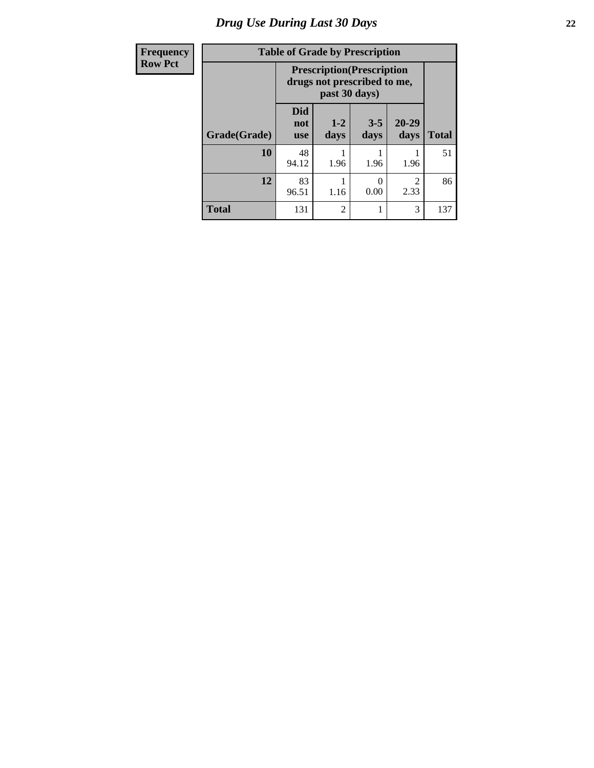# Drug Use During Last 30 Days

| Frequency Row Pct |
|---|

**Table of Grade by Prescription**

| | Prescription(Prescription drugs not prescribed to me, past 30 days) | | | | |
|---|---|---|---|---|---|
| Grade(Grade) | Did not use | 1-2 days | 3-5 days | 20-29 days | Total |
| 10 | 48<br>94.12 | 1<br>1.96 | 1<br>1.96 | 1<br>1.96 | 51 |
| 12 | 83<br>96.51 | 1<br>1.16 | 0<br>0.00 | 2<br>2.33 | 86 |
| Total | 131 | 2 | 1 | 3 | 137 |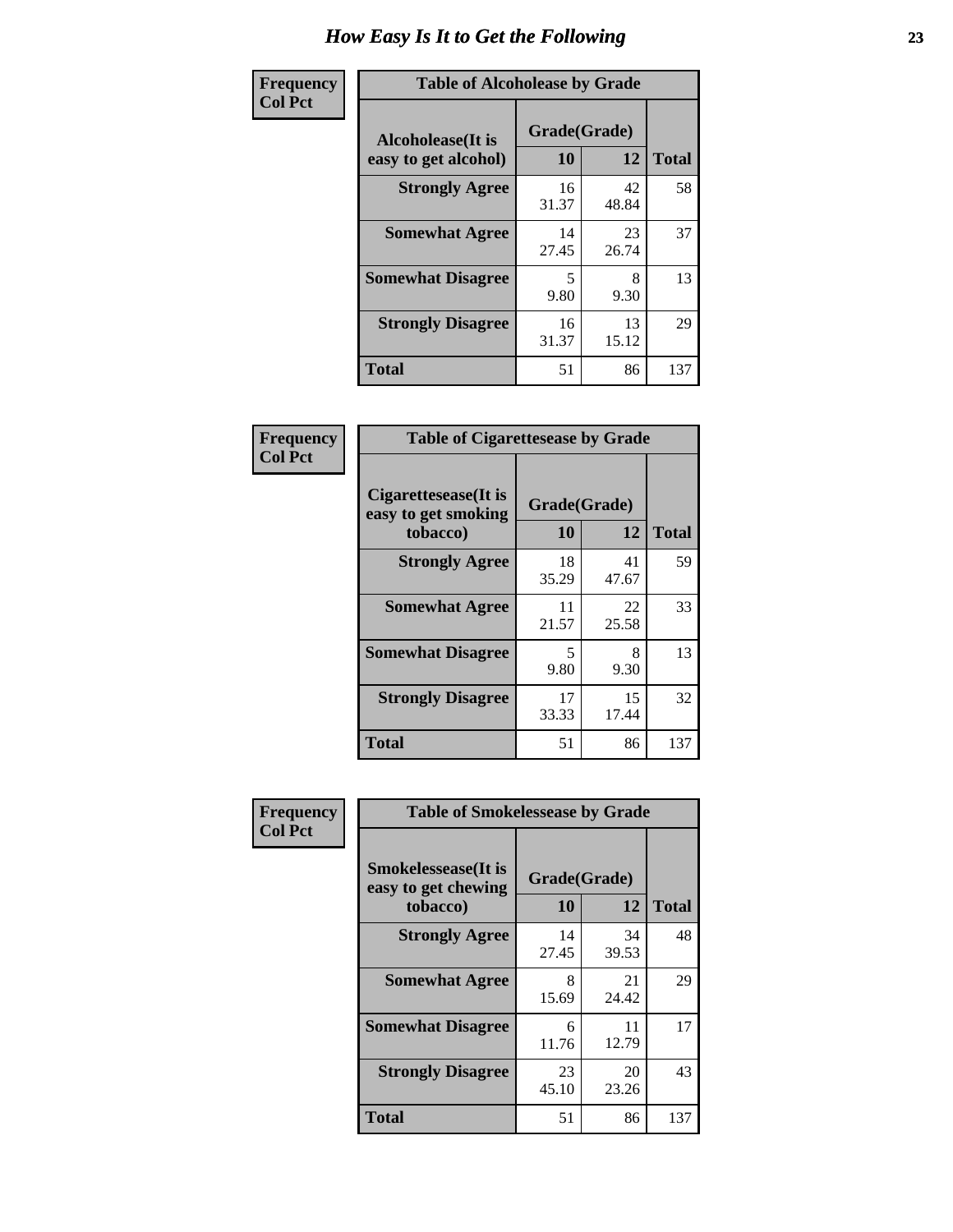# How Easy Is It to Get the Following

**Frequency / Col Pct**

| Alcoholease(It is easy to get alcohol) | Grade(Grade) 10 | 12 | Total |
|---|---|---|---|
| **Strongly Agree** | 16<br>31.37 | 42<br>48.84 | 58 |
| **Somewhat Agree** | 14<br>27.45 | 23<br>26.74 | 37 |
| **Somewhat Disagree** | 5<br>9.80 | 8<br>9.30 | 13 |
| **Strongly Disagree** | 16<br>31.37 | 13<br>15.12 | 29 |
| **Total** | 51 | 86 | 137 |

Table of Alcoholease by Grade

**Frequency / Col Pct**

| Cigarettesease(It is easy to get smoking tobacco) | Grade(Grade) 10 | 12 | Total |
|---|---|---|---|
| **Strongly Agree** | 18<br>35.29 | 41<br>47.67 | 59 |
| **Somewhat Agree** | 11<br>21.57 | 22<br>25.58 | 33 |
| **Somewhat Disagree** | 5<br>9.80 | 8<br>9.30 | 13 |
| **Strongly Disagree** | 17<br>33.33 | 15<br>17.44 | 32 |
| **Total** | 51 | 86 | 137 |

Table of Cigarettesease by Grade

**Frequency / Col Pct**

| Smokelessease(It is easy to get chewing tobacco) | Grade(Grade) 10 | 12 | Total |
|---|---|---|---|
| **Strongly Agree** | 14<br>27.45 | 34<br>39.53 | 48 |
| **Somewhat Agree** | 8<br>15.69 | 21<br>24.42 | 29 |
| **Somewhat Disagree** | 6<br>11.76 | 11<br>12.79 | 17 |
| **Strongly Disagree** | 23<br>45.10 | 20<br>23.26 | 43 |
| **Total** | 51 | 86 | 137 |

Table of Smokelessease by Grade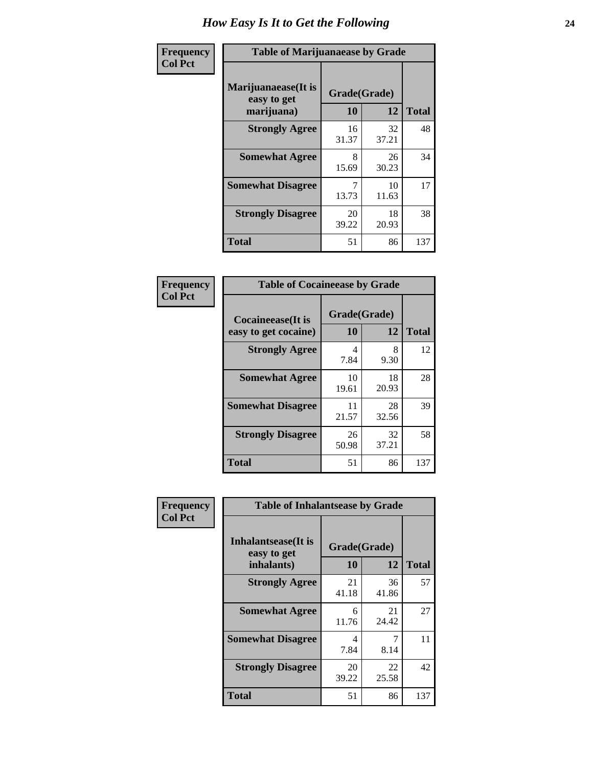# How Easy Is It to Get the Following

**Frequency**
**Col Pct**

**Table of Marijuanaease by Grade**

| Marijuanaease(It is easy to get marijuana) | Grade(Grade) | | Total |
|---|---|---|---|
| | 10 | 12 | |
| **Strongly Agree** | 16<br>31.37 | 32<br>37.21 | 48 |
| **Somewhat Agree** | 8<br>15.69 | 26<br>30.23 | 34 |
| **Somewhat Disagree** | 7<br>13.73 | 10<br>11.63 | 17 |
| **Strongly Disagree** | 20<br>39.22 | 18<br>20.93 | 38 |
| **Total** | 51 | 86 | 137 |

**Frequency**
**Col Pct**

**Table of Cocaineease by Grade**

| Cocaineease(It is easy to get cocaine) | Grade(Grade) | | Total |
|---|---|---|---|
| | 10 | 12 | |
| **Strongly Agree** | 4<br>7.84 | 8<br>9.30 | 12 |
| **Somewhat Agree** | 10<br>19.61 | 18<br>20.93 | 28 |
| **Somewhat Disagree** | 11<br>21.57 | 28<br>32.56 | 39 |
| **Strongly Disagree** | 26<br>50.98 | 32<br>37.21 | 58 |
| **Total** | 51 | 86 | 137 |

**Frequency**
**Col Pct**

**Table of Inhalantsease by Grade**

| Inhalantsease(It is easy to get inhalants) | Grade(Grade) | | Total |
|---|---|---|---|
| | 10 | 12 | |
| **Strongly Agree** | 21<br>41.18 | 36<br>41.86 | 57 |
| **Somewhat Agree** | 6<br>11.76 | 21<br>24.42 | 27 |
| **Somewhat Disagree** | 4<br>7.84 | 7<br>8.14 | 11 |
| **Strongly Disagree** | 20<br>39.22 | 22<br>25.58 | 42 |
| **Total** | 51 | 86 | 137 |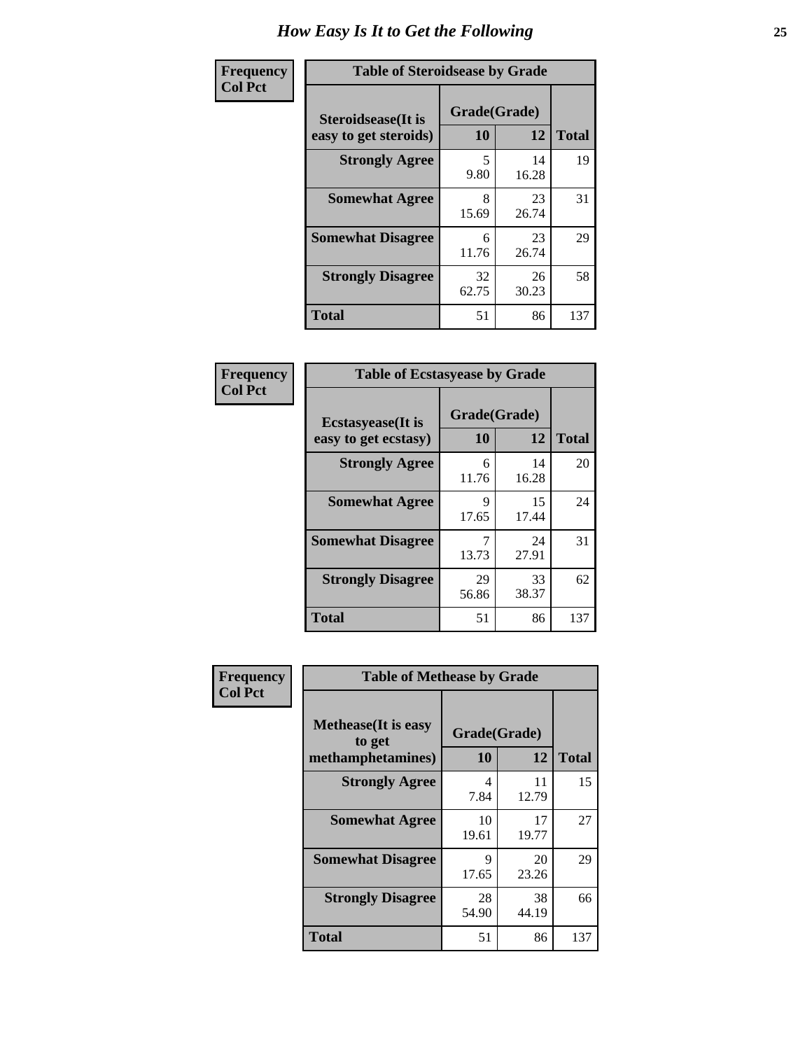# How Easy Is It to Get the Following

**Frequency**
**Col Pct**

**Table of Steroidsease by Grade**

| Steroidsease(It is easy to get steroids) | Grade(Grade) | | Total |
|---|---|---|---|
| | 10 | 12 | |
| **Strongly Agree** | 5<br>9.80 | 14<br>16.28 | 19 |
| **Somewhat Agree** | 8<br>15.69 | 23<br>26.74 | 31 |
| **Somewhat Disagree** | 6<br>11.76 | 23<br>26.74 | 29 |
| **Strongly Disagree** | 32<br>62.75 | 26<br>30.23 | 58 |
| **Total** | 51 | 86 | 137 |

**Frequency**
**Col Pct**

**Table of Ecstasyease by Grade**

| Ecstasyease(It is easy to get ecstasy) | Grade(Grade) | | Total |
|---|---|---|---|
| | 10 | 12 | |
| **Strongly Agree** | 6<br>11.76 | 14<br>16.28 | 20 |
| **Somewhat Agree** | 9<br>17.65 | 15<br>17.44 | 24 |
| **Somewhat Disagree** | 7<br>13.73 | 24<br>27.91 | 31 |
| **Strongly Disagree** | 29<br>56.86 | 33<br>38.37 | 62 |
| **Total** | 51 | 86 | 137 |

**Frequency**
**Col Pct**

**Table of Methease by Grade**

| Methease(It is easy to get methamphetamines) | Grade(Grade) | | Total |
|---|---|---|---|
| | 10 | 12 | |
| **Strongly Agree** | 4<br>7.84 | 11<br>12.79 | 15 |
| **Somewhat Agree** | 10<br>19.61 | 17<br>19.77 | 27 |
| **Somewhat Disagree** | 9<br>17.65 | 20<br>23.26 | 29 |
| **Strongly Disagree** | 28<br>54.90 | 38<br>44.19 | 66 |
| **Total** | 51 | 86 | 137 |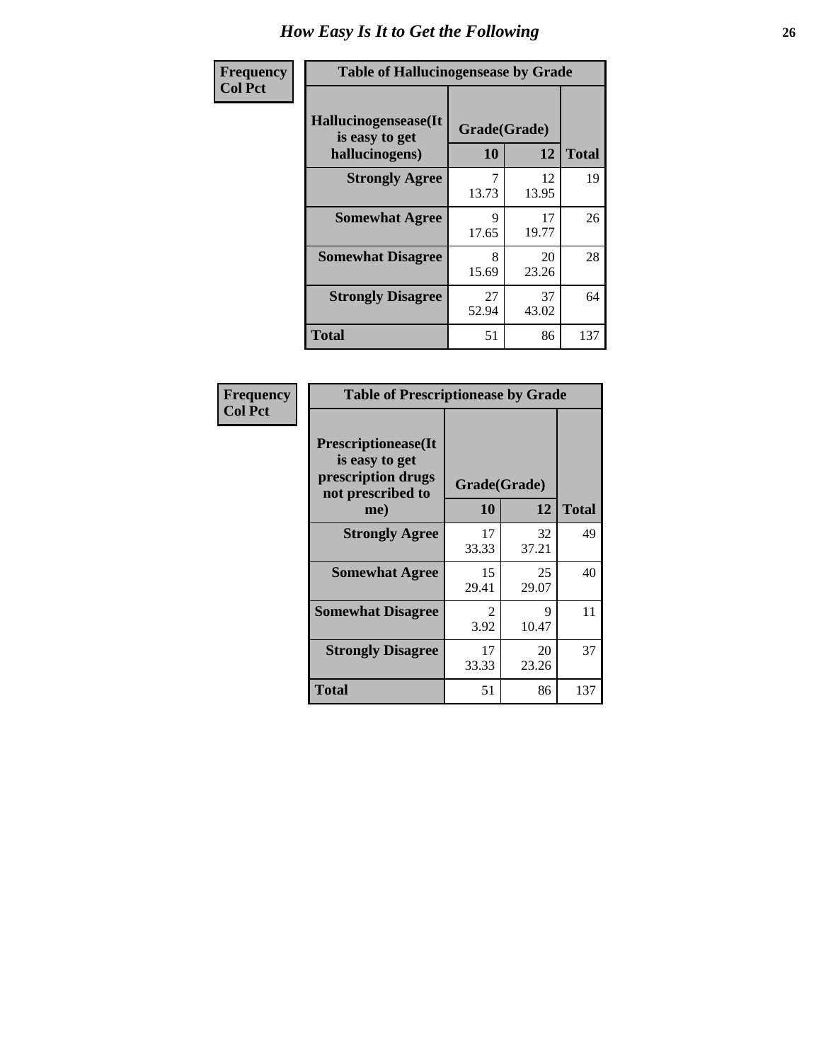# How Easy Is It to Get the Following

| Frequency<br>Col Pct | Table of Hallucinogensease by Grade | | |
|---|---|---|---|
| Hallucinogensease(It is easy to get hallucinogens) | Grade(Grade) 10 | 12 | Total |
| Strongly Agree | 7<br>13.73 | 12<br>13.95 | 19 |
| Somewhat Agree | 9<br>17.65 | 17<br>19.77 | 26 |
| Somewhat Disagree | 8<br>15.69 | 20<br>23.26 | 28 |
| Strongly Disagree | 27<br>52.94 | 37<br>43.02 | 64 |
| Total | 51 | 86 | 137 |

| Frequency<br>Col Pct | Table of Prescriptionease by Grade | | |
|---|---|---|---|
| Prescriptionease(It is easy to get prescription drugs not prescribed to me) | Grade(Grade) 10 | 12 | Total |
| Strongly Agree | 17<br>33.33 | 32<br>37.21 | 49 |
| Somewhat Agree | 15<br>29.41 | 25<br>29.07 | 40 |
| Somewhat Disagree | 2<br>3.92 | 9<br>10.47 | 11 |
| Strongly Disagree | 17<br>33.33 | 20<br>23.26 | 37 |
| Total | 51 | 86 | 137 |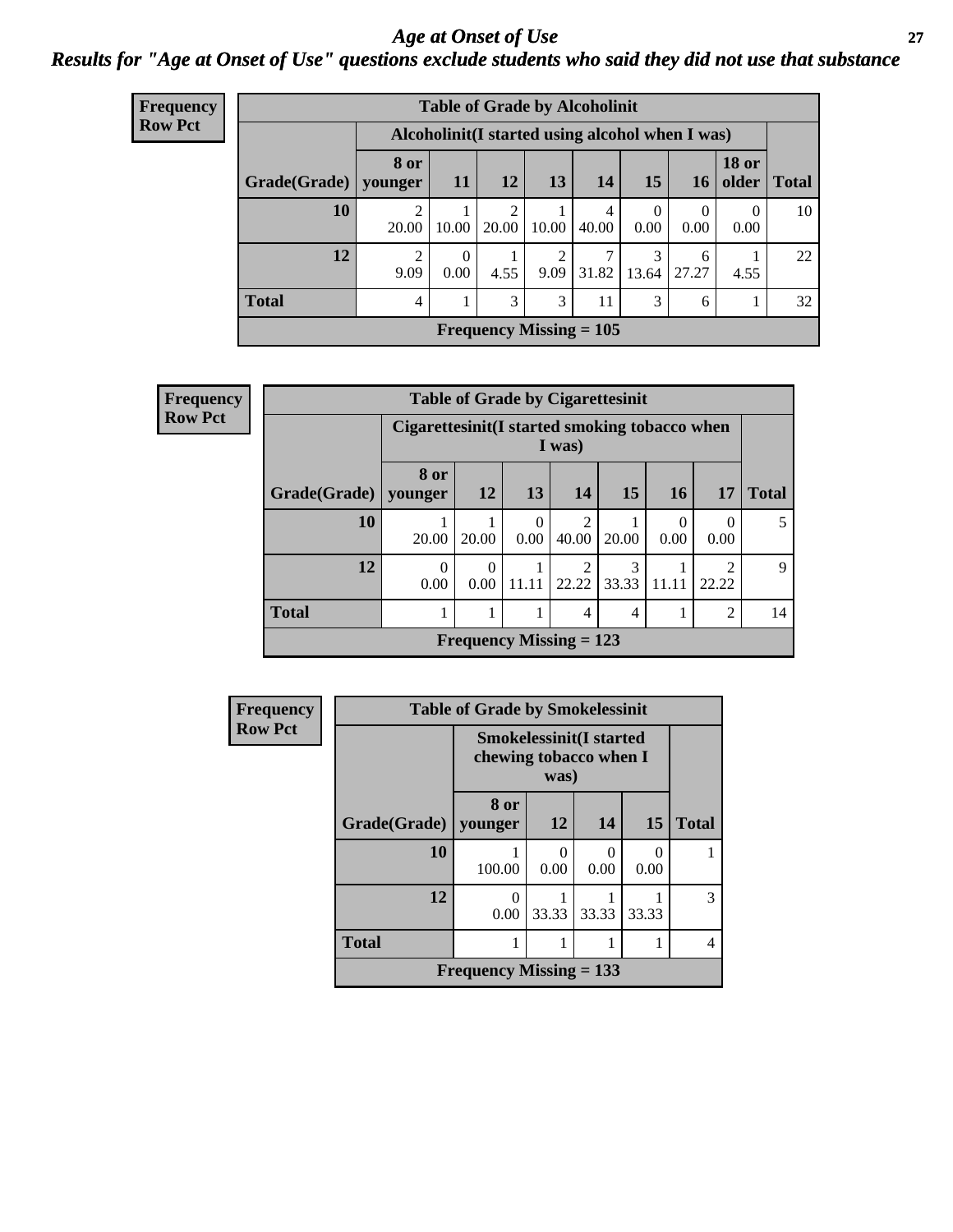# Age at Onset of Use

## Results for "Age at Onset of Use" questions exclude students who said they did not use that substance

**Frequency**
**Row Pct**

**Table of Grade by Alcoholinit**

| Grade(Grade) | Alcoholinit(I started using alcohol when I was) | | | | | | | | Total |
|---|---|---|---|---|---|---|---|---|---|
| | 8 or younger | 11 | 12 | 13 | 14 | 15 | 16 | 18 or older | |
| **10** | 2<br>20.00 | 1<br>10.00 | 2<br>20.00 | 1<br>10.00 | 4<br>40.00 | 0<br>0.00 | 0<br>0.00 | 0<br>0.00 | 10 |
| **12** | 2<br>9.09 | 0<br>0.00 | 1<br>4.55 | 2<br>9.09 | 7<br>31.82 | 3<br>13.64 | 6<br>27.27 | 1<br>4.55 | 22 |
| **Total** | 4 | 1 | 3 | 3 | 11 | 3 | 6 | 1 | 32 |

**Frequency Missing = 105**

**Frequency**
**Row Pct**

**Table of Grade by Cigarettesinit**

| Grade(Grade) | Cigarettesinit(I started smoking tobacco when I was) | | | | | | | Total |
|---|---|---|---|---|---|---|---|---|
| | 8 or younger | 12 | 13 | 14 | 15 | 16 | 17 | |
| **10** | 1<br>20.00 | 1<br>20.00 | 0<br>0.00 | 2<br>40.00 | 1<br>20.00 | 0<br>0.00 | 0<br>0.00 | 5 |
| **12** | 0<br>0.00 | 0<br>0.00 | 1<br>11.11 | 2<br>22.22 | 3<br>33.33 | 1<br>11.11 | 2<br>22.22 | 9 |
| **Total** | 1 | 1 | 1 | 4 | 4 | 1 | 2 | 14 |

**Frequency Missing = 123**

**Frequency**
**Row Pct**

**Table of Grade by Smokelessinit**

| Grade(Grade) | Smokelessinit(I started chewing tobacco when I was) | | | | Total |
|---|---|---|---|---|---|
| | 8 or younger | 12 | 14 | 15 | |
| **10** | 1<br>100.00 | 0<br>0.00 | 0<br>0.00 | 0<br>0.00 | 1 |
| **12** | 0<br>0.00 | 1<br>33.33 | 1<br>33.33 | 1<br>33.33 | 3 |
| **Total** | 1 | 1 | 1 | 1 | 4 |

**Frequency Missing = 133**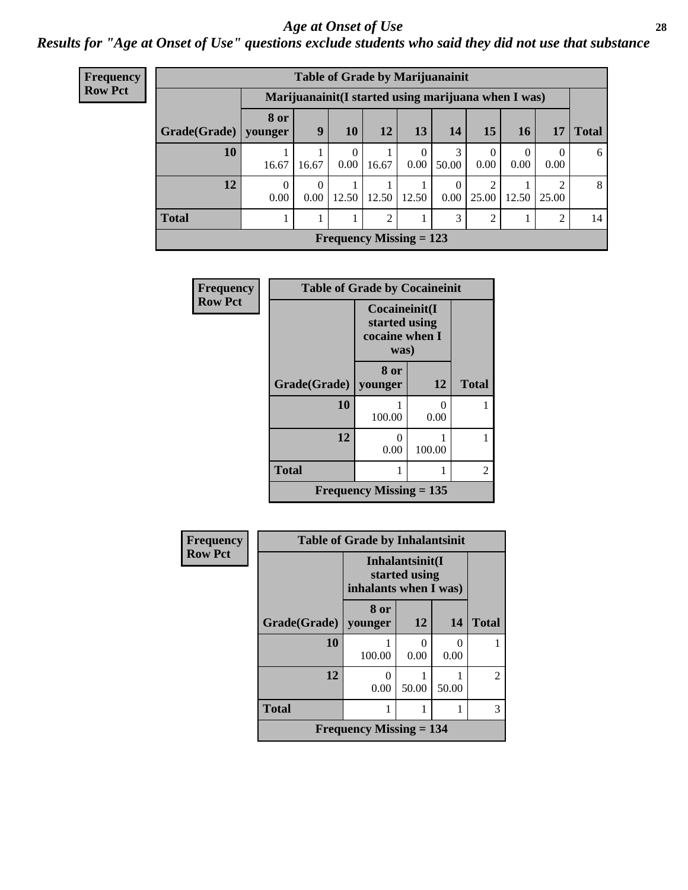## *Age at Onset of Use*

***Results for "Age at Onset of Use" questions exclude students who said they did not use that substance***

**Frequency**
**Row Pct**

| Table of Grade by Marijuanainit | | | | | | | | | | |
|---|---|---|---|---|---|---|---|---|---|---|
| | Marijuanainit(I started using marijuana when I was) | | | | | | | | | |
| Grade(Grade) | 8 or younger | 9 | 10 | 12 | 13 | 14 | 15 | 16 | 17 | Total |
| 10 | 1<br>16.67 | 1<br>16.67 | 0<br>0.00 | 1<br>16.67 | 0<br>0.00 | 3<br>50.00 | 0<br>0.00 | 0<br>0.00 | 0<br>0.00 | 6 |
| 12 | 0<br>0.00 | 0<br>0.00 | 1<br>12.50 | 1<br>12.50 | 1<br>12.50 | 0<br>0.00 | 2<br>25.00 | 1<br>12.50 | 2<br>25.00 | 8 |
| Total | 1 | 1 | 1 | 2 | 1 | 3 | 2 | 1 | 2 | 14 |
| Frequency Missing = 123 | | | | | | | | | | |

**Frequency**
**Row Pct**

| Table of Grade by Cocaineinit | | | |
|---|---|---|---|
| | Cocaineinit(I started using cocaine when I was) | | |
| Grade(Grade) | 8 or younger | 12 | Total |
| 10 | 1<br>100.00 | 0<br>0.00 | 1 |
| 12 | 0<br>0.00 | 1<br>100.00 | 1 |
| Total | 1 | 1 | 2 |
| Frequency Missing = 135 | | | |

**Frequency**
**Row Pct**

| Table of Grade by Inhalantsinit | | | | |
|---|---|---|---|---|
| | Inhalantsinit(I started using inhalants when I was) | | | |
| Grade(Grade) | 8 or younger | 12 | 14 | Total |
| 10 | 1<br>100.00 | 0<br>0.00 | 0<br>0.00 | 1 |
| 12 | 0<br>0.00 | 1<br>50.00 | 1<br>50.00 | 2 |
| Total | 1 | 1 | 1 | 3 |
| Frequency Missing = 134 | | | | |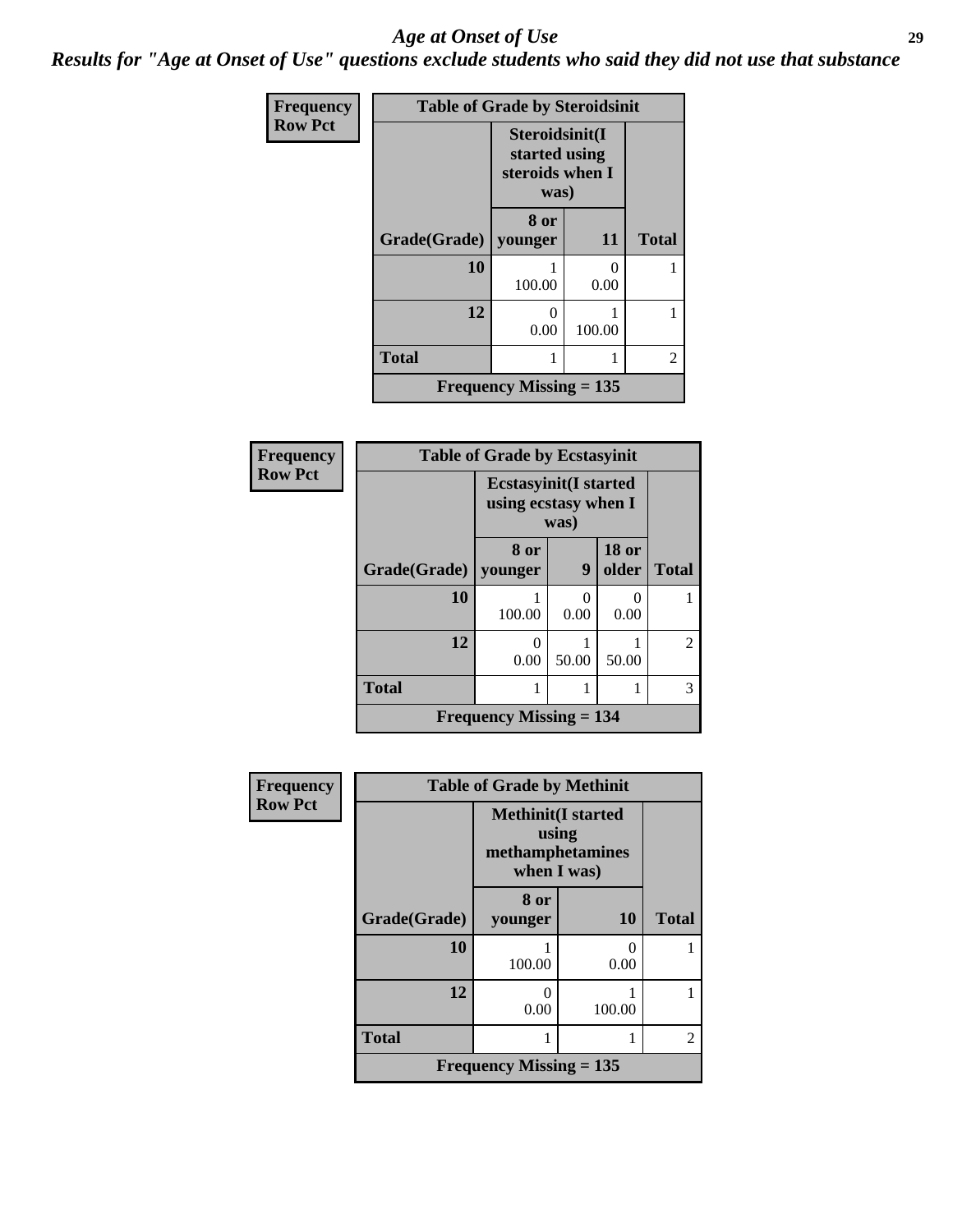## *Age at Onset of Use*

***Results for "Age at Onset of Use" questions exclude students who said they did not use that substance***

**Frequency**
**Row Pct**

| Table of Grade by Steroidsinit | | | |
|---|---|---|---|
| | Steroidsinit(I started using steroids when I was) | | |
| Grade(Grade) | 8 or younger | 11 | Total |
| 10 | 1<br>100.00 | 0<br>0.00 | 1 |
| 12 | 0<br>0.00 | 1<br>100.00 | 1 |
| Total | 1 | 1 | 2 |
| Frequency Missing = 135 | | | |

**Frequency**
**Row Pct**

| Table of Grade by Ecstasyinit | | | | |
|---|---|---|---|---|
| | Ecstasyinit(I started using ecstasy when I was) | | | |
| Grade(Grade) | 8 or younger | 9 | 18 or older | Total |
| 10 | 1<br>100.00 | 0<br>0.00 | 0<br>0.00 | 1 |
| 12 | 0<br>0.00 | 1<br>50.00 | 1<br>50.00 | 2 |
| Total | 1 | 1 | 1 | 3 |
| Frequency Missing = 134 | | | | |

**Frequency**
**Row Pct**

| Table of Grade by Methinit | | | |
|---|---|---|---|
| | Methinit(I started using methamphetamines when I was) | | |
| Grade(Grade) | 8 or younger | 10 | Total |
| 10 | 1<br>100.00 | 0<br>0.00 | 1 |
| 12 | 0<br>0.00 | 1<br>100.00 | 1 |
| Total | 1 | 1 | 2 |
| Frequency Missing = 135 | | | |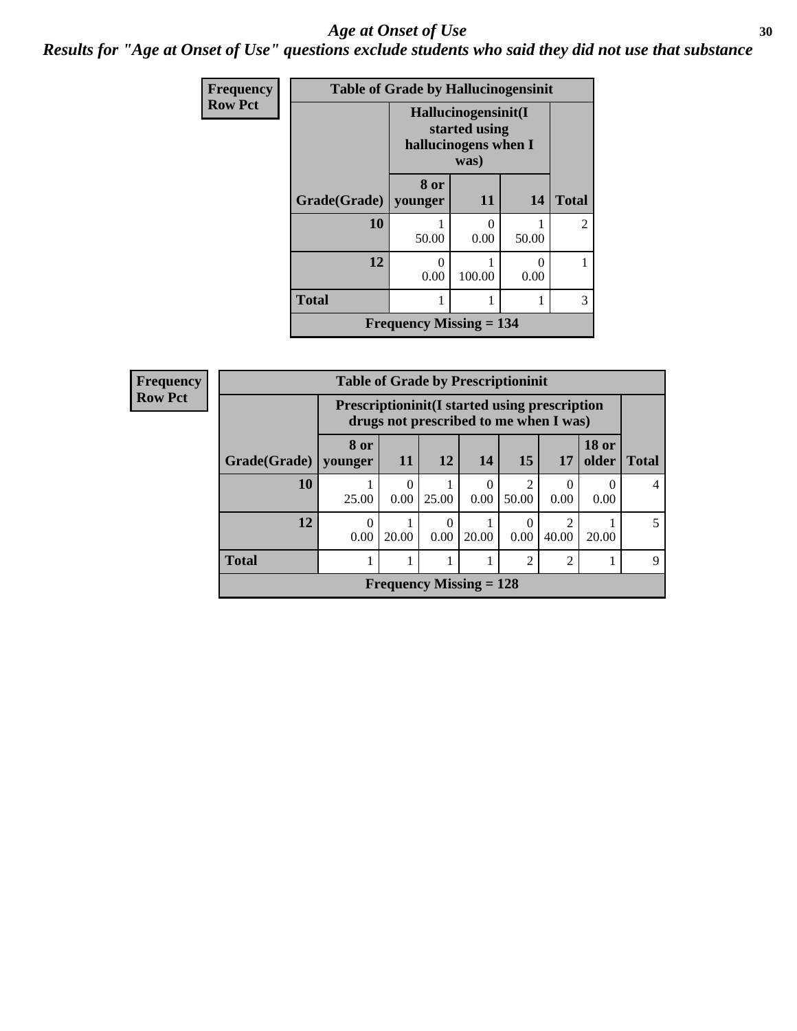# *Age at Onset of Use*

## *Results for "Age at Onset of Use" questions exclude students who said they did not use that substance*

**Frequency**
**Row Pct**

**Table of Grade by Hallucinogensinit**

| Grade(Grade) | Hallucinogensinit(I started using hallucinogens when I was) 8 or younger | 11 | 14 | Total |
|---|---|---|---|---|
| **10** | 1<br>50.00 | 0<br>0.00 | 1<br>50.00 | 2 |
| **12** | 0<br>0.00 | 1<br>100.00 | 0<br>0.00 | 1 |
| **Total** | 1 | 1 | 1 | 3 |

**Frequency Missing = 134**

**Frequency**
**Row Pct**

**Table of Grade by Prescriptioninit**

| Grade(Grade) | Prescriptioninit(I started using prescription drugs not prescribed to me when I was) 8 or younger | 11 | 12 | 14 | 15 | 17 | 18 or older | Total |
|---|---|---|---|---|---|---|---|---|
| **10** | 1<br>25.00 | 0<br>0.00 | 1<br>25.00 | 0<br>0.00 | 2<br>50.00 | 0<br>0.00 | 0<br>0.00 | 4 |
| **12** | 0<br>0.00 | 1<br>20.00 | 0<br>0.00 | 1<br>20.00 | 0<br>0.00 | 2<br>40.00 | 1<br>20.00 | 5 |
| **Total** | 1 | 1 | 1 | 1 | 2 | 2 | 1 | 9 |

**Frequency Missing = 128**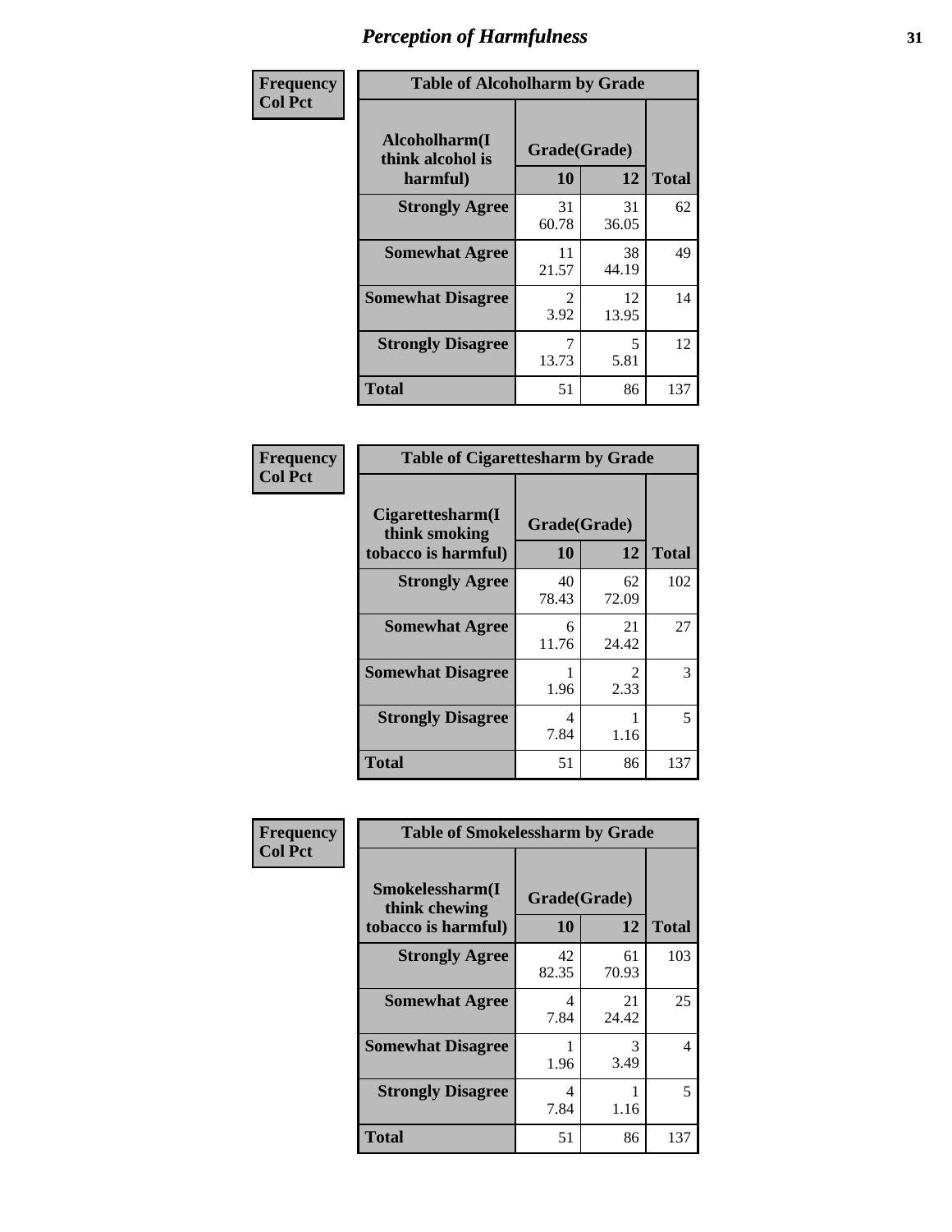# Perception of Harmfulness

**Frequency**
**Col Pct**

| Table of Alcoholharm by Grade | | | |
|---|---|---|---|
| Alcoholharm(I think alcohol is harmful) | Grade(Grade) | | |
| | 10 | 12 | Total |
| Strongly Agree | 31<br>60.78 | 31<br>36.05 | 62 |
| Somewhat Agree | 11<br>21.57 | 38<br>44.19 | 49 |
| Somewhat Disagree | 2<br>3.92 | 12<br>13.95 | 14 |
| Strongly Disagree | 7<br>13.73 | 5<br>5.81 | 12 |
| Total | 51 | 86 | 137 |

**Frequency**
**Col Pct**

| Table of Cigarettesharm by Grade | | | |
|---|---|---|---|
| Cigarettesharm(I think smoking tobacco is harmful) | Grade(Grade) | | |
| | 10 | 12 | Total |
| Strongly Agree | 40<br>78.43 | 62<br>72.09 | 102 |
| Somewhat Agree | 6<br>11.76 | 21<br>24.42 | 27 |
| Somewhat Disagree | 1<br>1.96 | 2<br>2.33 | 3 |
| Strongly Disagree | 4<br>7.84 | 1<br>1.16 | 5 |
| Total | 51 | 86 | 137 |

**Frequency**
**Col Pct**

| Table of Smokelessharm by Grade | | | |
|---|---|---|---|
| Smokelessharm(I think chewing tobacco is harmful) | Grade(Grade) | | |
| | 10 | 12 | Total |
| Strongly Agree | 42<br>82.35 | 61<br>70.93 | 103 |
| Somewhat Agree | 4<br>7.84 | 21<br>24.42 | 25 |
| Somewhat Disagree | 1<br>1.96 | 3<br>3.49 | 4 |
| Strongly Disagree | 4<br>7.84 | 1<br>1.16 | 5 |
| Total | 51 | 86 | 137 |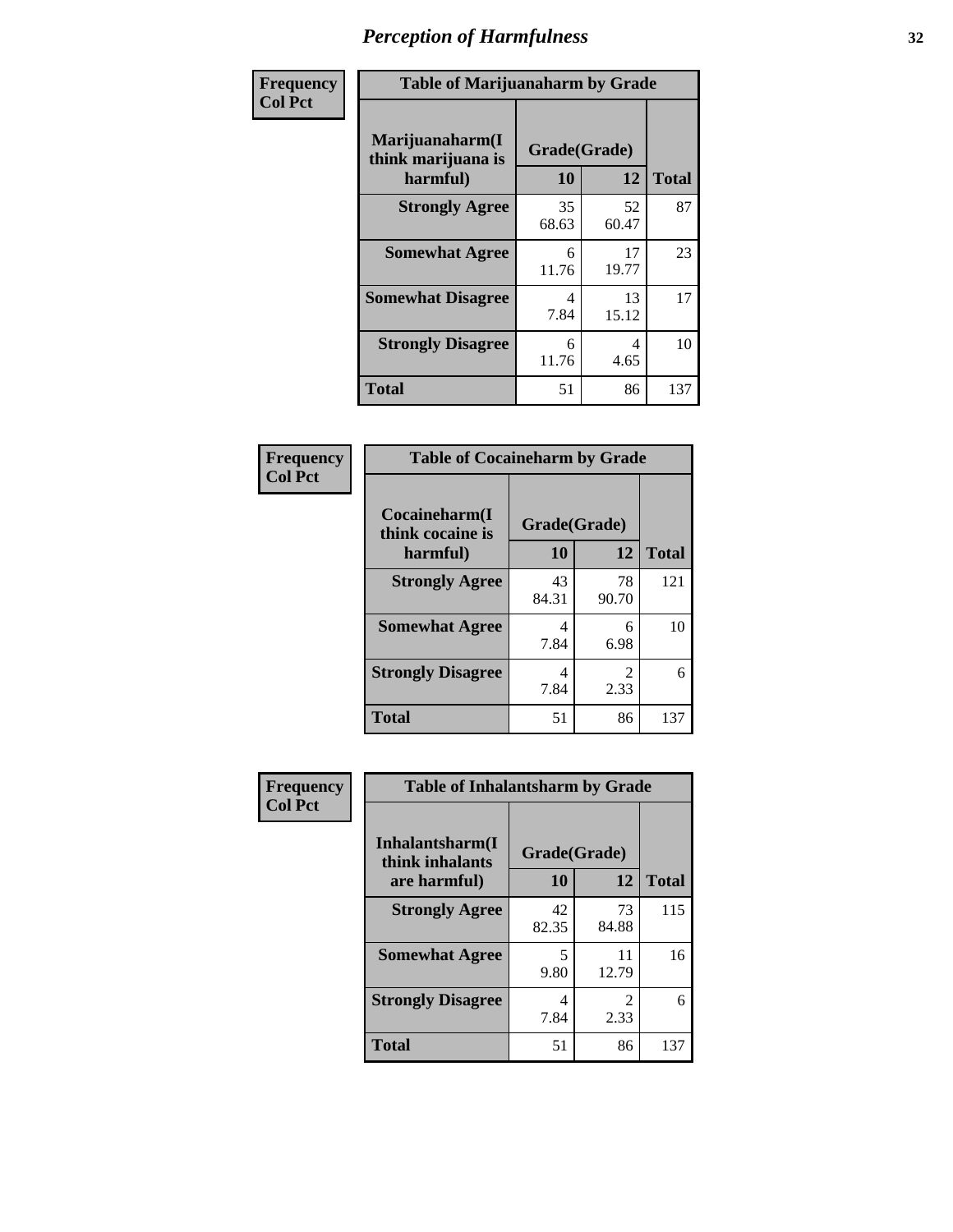# Perception of Harmfulness

**Frequency**
**Col Pct**

| Table of Marijuanaharm by Grade | | | |
|---|---|---|---|
| Marijuanaharm(I think marijuana is harmful) | Grade(Grade) | | |
| | 10 | 12 | Total |
| **Strongly Agree** | 35<br>68.63 | 52<br>60.47 | 87 |
| **Somewhat Agree** | 6<br>11.76 | 17<br>19.77 | 23 |
| **Somewhat Disagree** | 4<br>7.84 | 13<br>15.12 | 17 |
| **Strongly Disagree** | 6<br>11.76 | 4<br>4.65 | 10 |
| **Total** | 51 | 86 | 137 |

**Frequency**
**Col Pct**

| Table of Cocaineharm by Grade | | | |
|---|---|---|---|
| Cocaineharm(I think cocaine is harmful) | Grade(Grade) | | |
| | 10 | 12 | Total |
| **Strongly Agree** | 43<br>84.31 | 78<br>90.70 | 121 |
| **Somewhat Agree** | 4<br>7.84 | 6<br>6.98 | 10 |
| **Strongly Disagree** | 4<br>7.84 | 2<br>2.33 | 6 |
| **Total** | 51 | 86 | 137 |

**Frequency**
**Col Pct**

| Table of Inhalantsharm by Grade | | | |
|---|---|---|---|
| Inhalantsharm(I think inhalants are harmful) | Grade(Grade) | | |
| | 10 | 12 | Total |
| **Strongly Agree** | 42<br>82.35 | 73<br>84.88 | 115 |
| **Somewhat Agree** | 5<br>9.80 | 11<br>12.79 | 16 |
| **Strongly Disagree** | 4<br>7.84 | 2<br>2.33 | 6 |
| **Total** | 51 | 86 | 137 |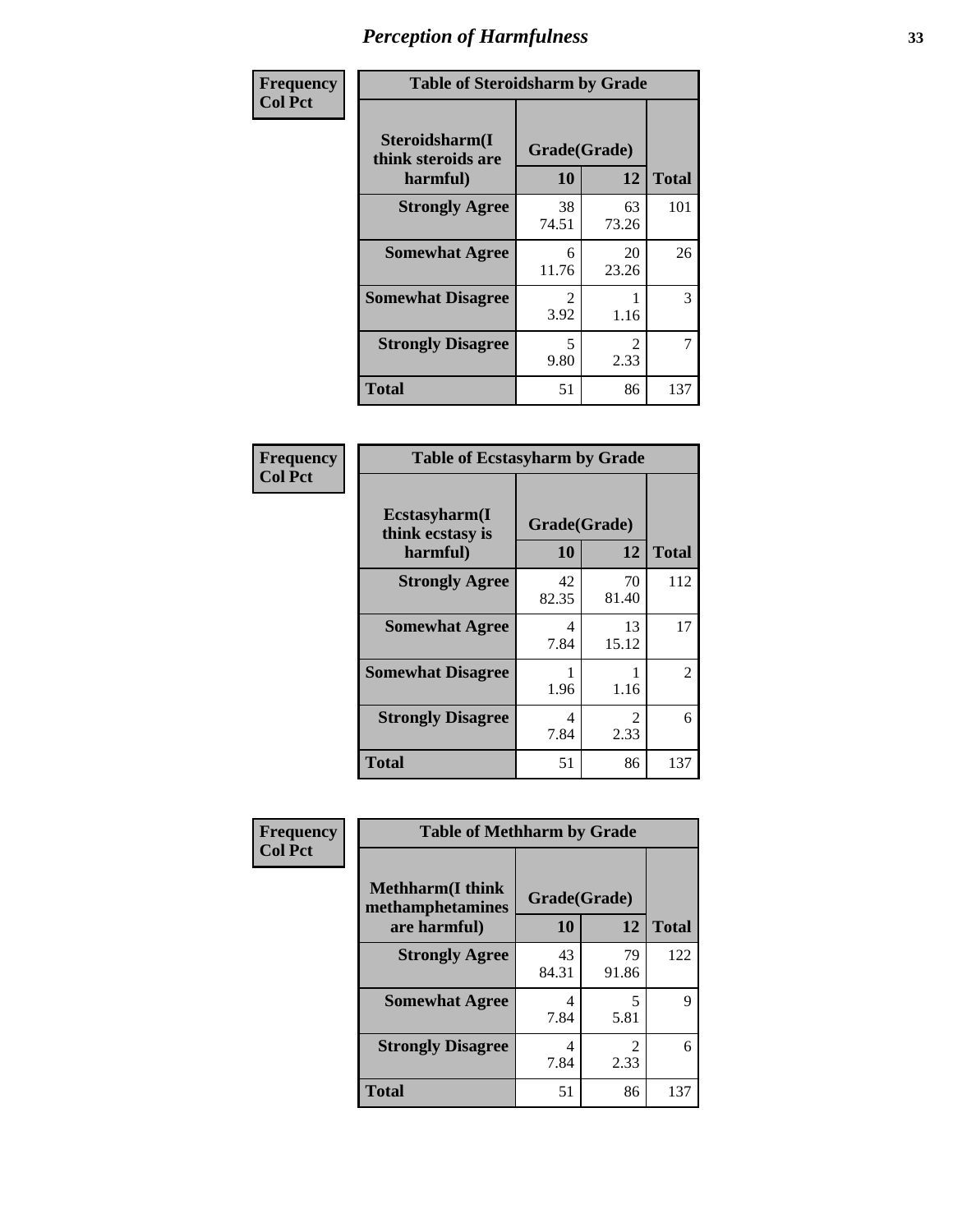# Perception of Harmfulness

| Frequency Col Pct | Table of Steroidsharm by Grade | | |
|---|---|---|---|
| Steroidsharm(I think steroids are harmful) | Grade(Grade) | | Total |
| | 10 | 12 | |
| Strongly Agree | 38<br>74.51 | 63<br>73.26 | 101 |
| Somewhat Agree | 6<br>11.76 | 20<br>23.26 | 26 |
| Somewhat Disagree | 2<br>3.92 | 1<br>1.16 | 3 |
| Strongly Disagree | 5<br>9.80 | 2<br>2.33 | 7 |
| Total | 51 | 86 | 137 |

| Frequency Col Pct | Table of Ecstasyharm by Grade | | |
|---|---|---|---|
| Ecstasyharm(I think ecstasy is harmful) | Grade(Grade) | | Total |
| | 10 | 12 | |
| Strongly Agree | 42<br>82.35 | 70<br>81.40 | 112 |
| Somewhat Agree | 4<br>7.84 | 13<br>15.12 | 17 |
| Somewhat Disagree | 1<br>1.96 | 1<br>1.16 | 2 |
| Strongly Disagree | 4<br>7.84 | 2<br>2.33 | 6 |
| Total | 51 | 86 | 137 |

| Frequency Col Pct | Table of Methharm by Grade | | |
|---|---|---|---|
| Methharm(I think methamphetamines are harmful) | Grade(Grade) | | Total |
| | 10 | 12 | |
| Strongly Agree | 43<br>84.31 | 79<br>91.86 | 122 |
| Somewhat Agree | 4<br>7.84 | 5<br>5.81 | 9 |
| Strongly Disagree | 4<br>7.84 | 2<br>2.33 | 6 |
| Total | 51 | 86 | 137 |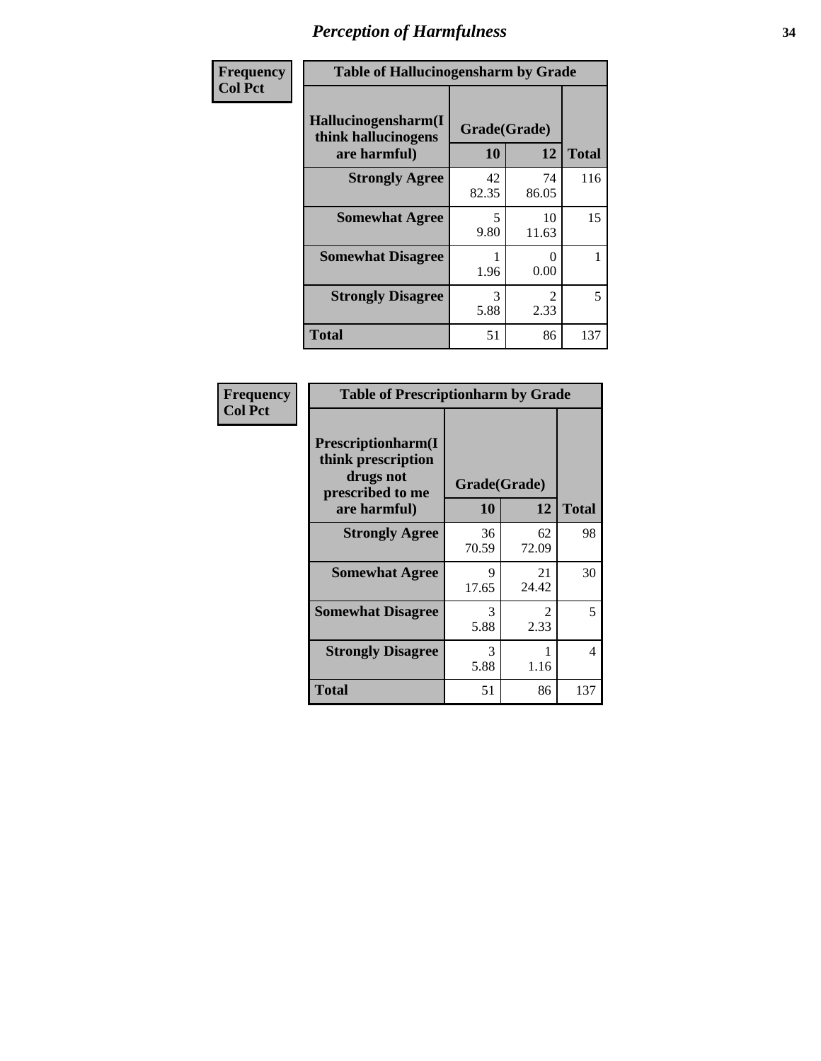# Perception of Harmfulness

| Frequency<br>Col Pct | Table of Hallucinogensharm by Grade | | |
|---|---|---|---|
| Hallucinogensharm(I think hallucinogens are harmful) | Grade(Grade) | | Total |
| | 10 | 12 | |
| Strongly Agree | 42<br>82.35 | 74<br>86.05 | 116 |
| Somewhat Agree | 5<br>9.80 | 10<br>11.63 | 15 |
| Somewhat Disagree | 1<br>1.96 | 0<br>0.00 | 1 |
| Strongly Disagree | 3<br>5.88 | 2<br>2.33 | 5 |
| Total | 51 | 86 | 137 |

| Frequency<br>Col Pct | Table of Prescriptionharm by Grade | | |
|---|---|---|---|
| Prescriptionharm(I think prescription drugs not prescribed to me are harmful) | Grade(Grade) | | Total |
| | 10 | 12 | |
| Strongly Agree | 36<br>70.59 | 62<br>72.09 | 98 |
| Somewhat Agree | 9<br>17.65 | 21<br>24.42 | 30 |
| Somewhat Disagree | 3<br>5.88 | 2<br>2.33 | 5 |
| Strongly Disagree | 3<br>5.88 | 1<br>1.16 | 4 |
| Total | 51 | 86 | 137 |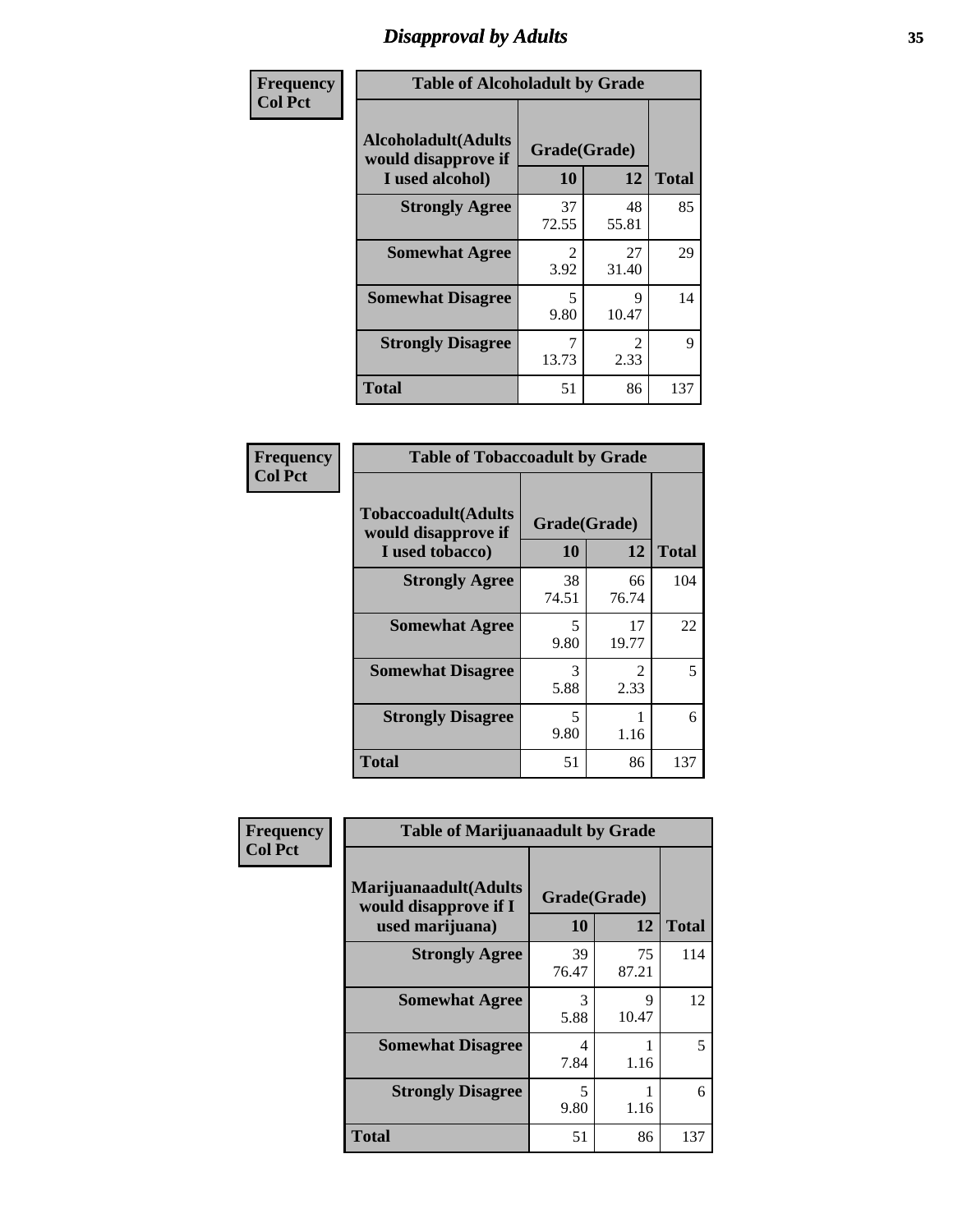# Disapproval by Adults

| Frequency Col Pct | Table of Alcoholadult by Grade | | |
|---|---|---|---|
| Alcoholadult(Adults would disapprove if I used alcohol) | Grade(Grade) | | |
| | 10 | 12 | Total |
| Strongly Agree | 37<br>72.55 | 48<br>55.81 | 85 |
| Somewhat Agree | 2<br>3.92 | 27<br>31.40 | 29 |
| Somewhat Disagree | 5<br>9.80 | 9<br>10.47 | 14 |
| Strongly Disagree | 7<br>13.73 | 2<br>2.33 | 9 |
| Total | 51 | 86 | 137 |

| Frequency Col Pct | Table of Tobaccoadult by Grade | | |
|---|---|---|---|
| Tobaccoadult(Adults would disapprove if I used tobacco) | Grade(Grade) | | |
| | 10 | 12 | Total |
| Strongly Agree | 38<br>74.51 | 66<br>76.74 | 104 |
| Somewhat Agree | 5<br>9.80 | 17<br>19.77 | 22 |
| Somewhat Disagree | 3<br>5.88 | 2<br>2.33 | 5 |
| Strongly Disagree | 5<br>9.80 | 1<br>1.16 | 6 |
| Total | 51 | 86 | 137 |

| Frequency Col Pct | Table of Marijuanaadult by Grade | | |
|---|---|---|---|
| Marijuanaadult(Adults would disapprove if I used marijuana) | Grade(Grade) | | |
| | 10 | 12 | Total |
| Strongly Agree | 39<br>76.47 | 75<br>87.21 | 114 |
| Somewhat Agree | 3<br>5.88 | 9<br>10.47 | 12 |
| Somewhat Disagree | 4<br>7.84 | 1<br>1.16 | 5 |
| Strongly Disagree | 5<br>9.80 | 1<br>1.16 | 6 |
| Total | 51 | 86 | 137 |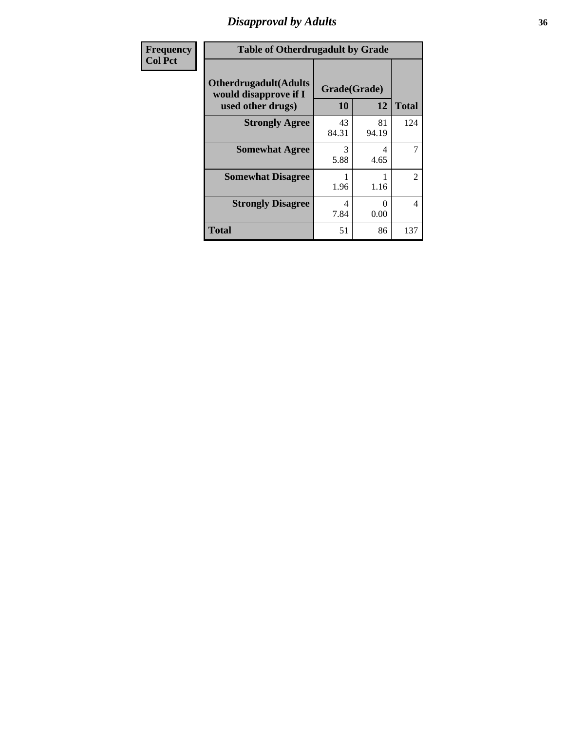## Disapproval by Adults

| Frequency<br>Col Pct | Table of Otherdrugadult by Grade | | | |
|---|---|---|---|---|
| | Otherdrugadult(Adults would disapprove if I used other drugs) | Grade(Grade) | | |
| | | 10 | 12 | Total |
| | **Strongly Agree** | 43<br>84.31 | 81<br>94.19 | 124 |
| | **Somewhat Agree** | 3<br>5.88 | 4<br>4.65 | 7 |
| | **Somewhat Disagree** | 1<br>1.96 | 1<br>1.16 | 2 |
| | **Strongly Disagree** | 4<br>7.84 | 0<br>0.00 | 4 |
| | **Total** | 51 | 86 | 137 |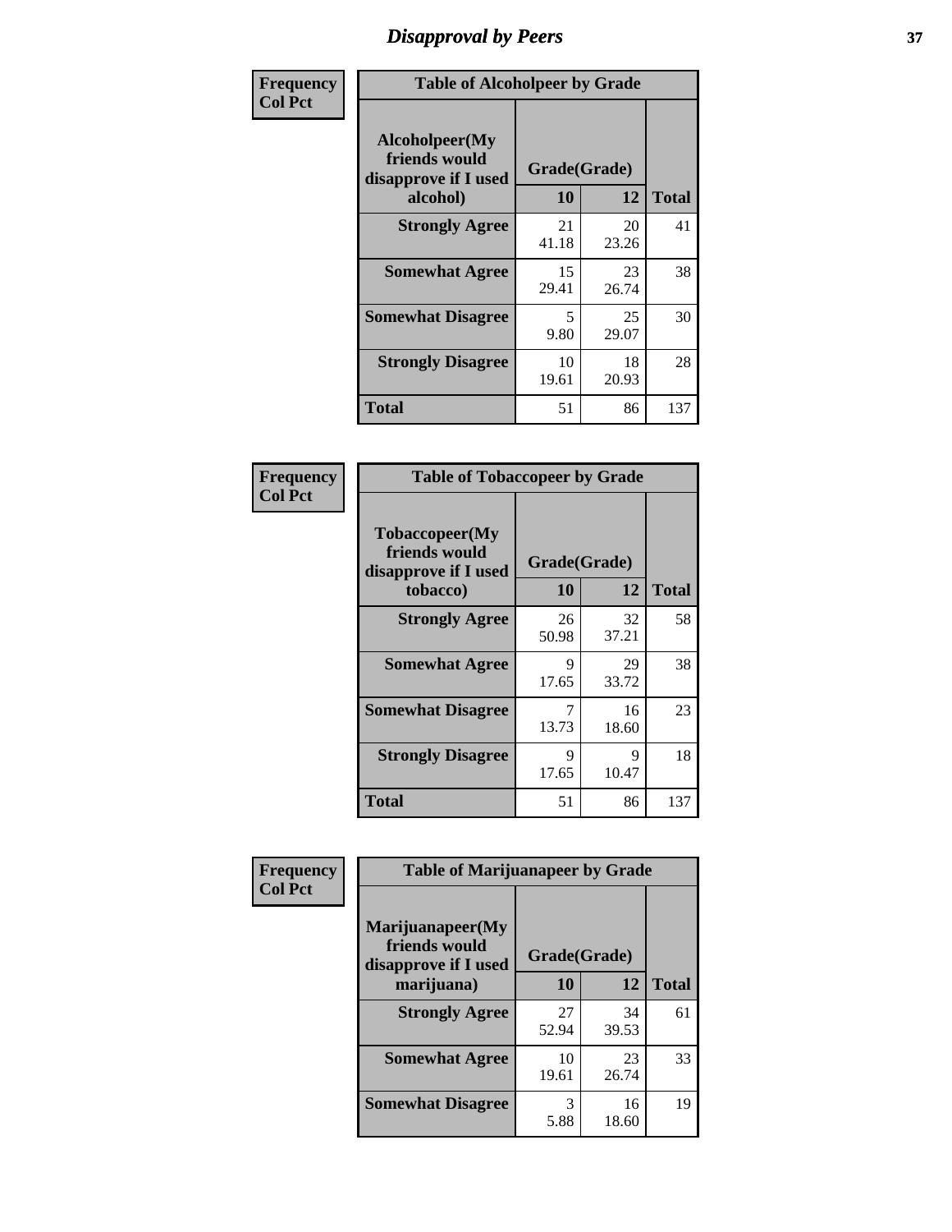# Disapproval by Peers

| Frequency Col Pct | Table of Alcoholpeer by Grade | | |
|---|---|---|---|
| **Alcoholpeer(My friends would disapprove if I used alcohol)** | **Grade(Grade)** | | |
| | **10** | **12** | **Total** |
| **Strongly Agree** | 21<br>41.18 | 20<br>23.26 | 41 |
| **Somewhat Agree** | 15<br>29.41 | 23<br>26.74 | 38 |
| **Somewhat Disagree** | 5<br>9.80 | 25<br>29.07 | 30 |
| **Strongly Disagree** | 10<br>19.61 | 18<br>20.93 | 28 |
| **Total** | 51 | 86 | 137 |

| Frequency Col Pct | Table of Tobaccopeer by Grade | | |
|---|---|---|---|
| **Tobaccopeer(My friends would disapprove if I used tobacco)** | **Grade(Grade)** | | |
| | **10** | **12** | **Total** |
| **Strongly Agree** | 26<br>50.98 | 32<br>37.21 | 58 |
| **Somewhat Agree** | 9<br>17.65 | 29<br>33.72 | 38 |
| **Somewhat Disagree** | 7<br>13.73 | 16<br>18.60 | 23 |
| **Strongly Disagree** | 9<br>17.65 | 9<br>10.47 | 18 |
| **Total** | 51 | 86 | 137 |

| Frequency Col Pct | Table of Marijuanapeer by Grade | | |
|---|---|---|---|
| **Marijuanapeer(My friends would disapprove if I used marijuana)** | **Grade(Grade)** | | |
| | **10** | **12** | **Total** |
| **Strongly Agree** | 27<br>52.94 | 34<br>39.53 | 61 |
| **Somewhat Agree** | 10<br>19.61 | 23<br>26.74 | 33 |
| **Somewhat Disagree** | 3<br>5.88 | 16<br>18.60 | 19 |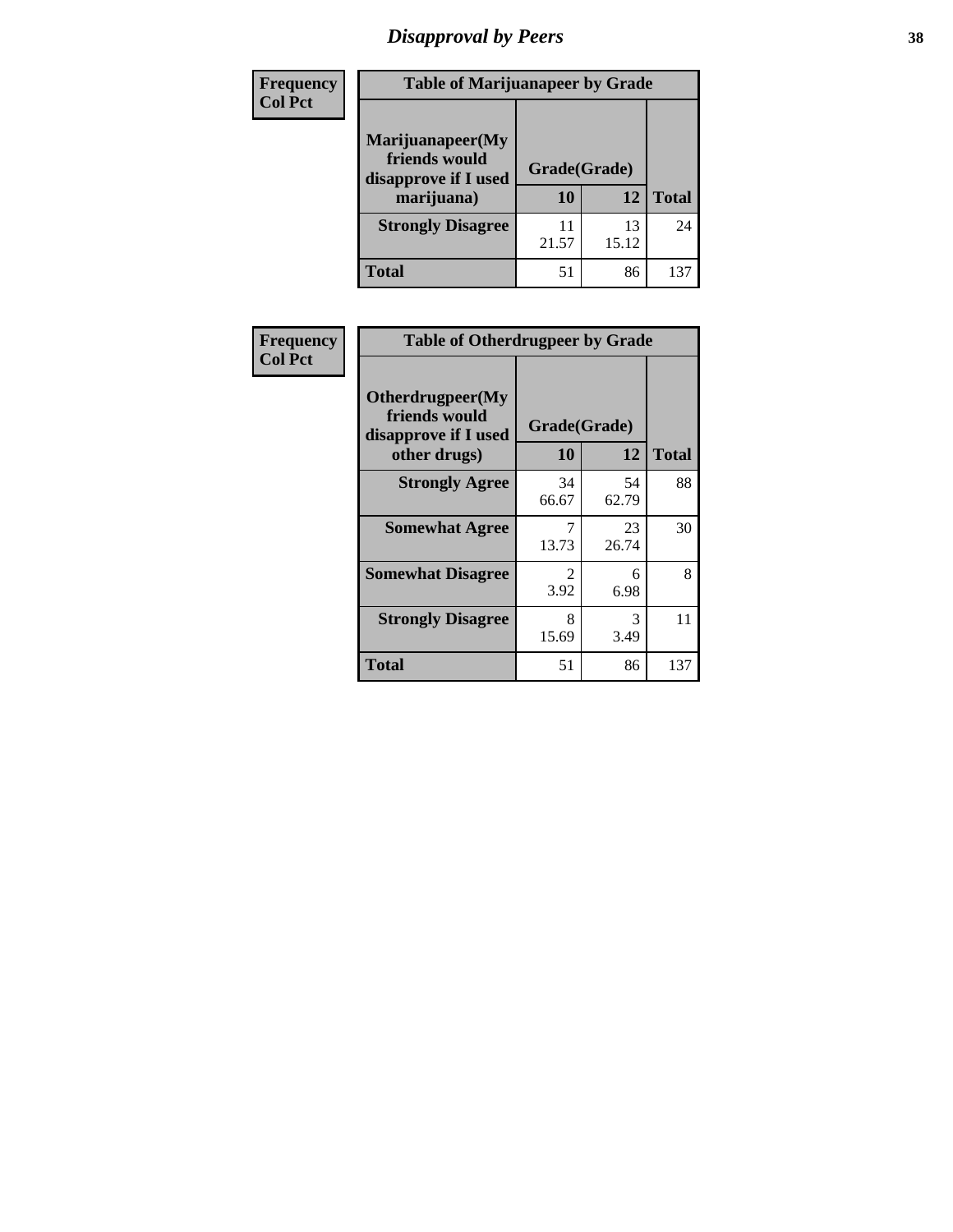# Disapproval by Peers

| Frequency<br>Col Pct | Table of Marijuanapeer by Grade | | |
|---|---|---|---|
| Marijuanapeer(My friends would disapprove if I used marijuana) | Grade(Grade) | | |
| | 10 | 12 | Total |
| Strongly Disagree | 11<br>21.57 | 13<br>15.12 | 24 |
| Total | 51 | 86 | 137 |

| Frequency<br>Col Pct | Table of Otherdrugpeer by Grade | | |
|---|---|---|---|
| Otherdrugpeer(My friends would disapprove if I used other drugs) | Grade(Grade) | | |
| | 10 | 12 | Total |
| Strongly Agree | 34<br>66.67 | 54<br>62.79 | 88 |
| Somewhat Agree | 7<br>13.73 | 23<br>26.74 | 30 |
| Somewhat Disagree | 2<br>3.92 | 6<br>6.98 | 8 |
| Strongly Disagree | 8<br>15.69 | 3<br>3.49 | 11 |
| Total | 51 | 86 | 137 |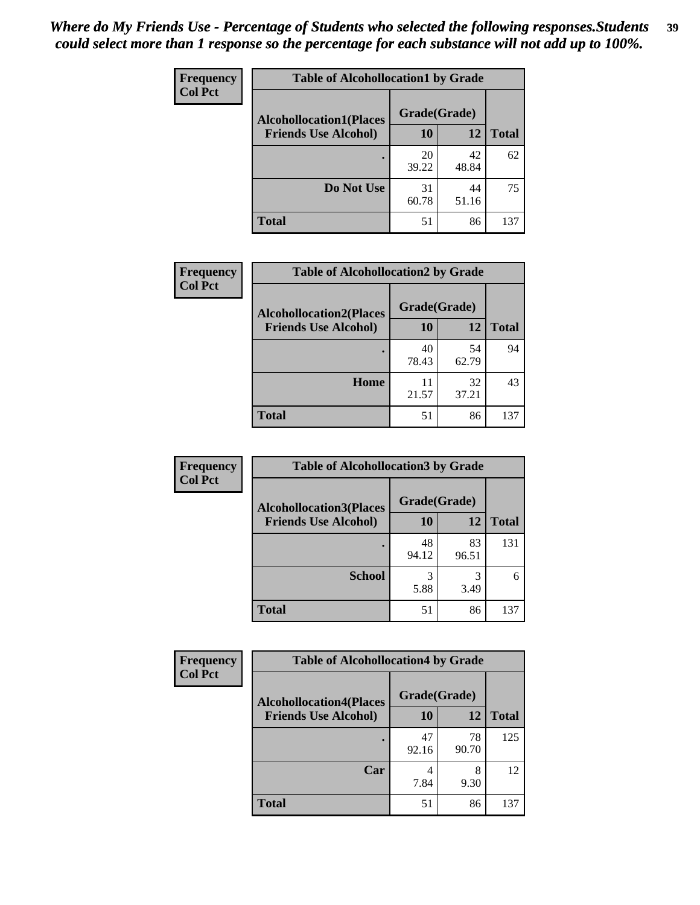*Where do My Friends Use - Percentage of Students who selected the following responses.Students could select more than 1 response so the percentage for each substance will not add up to 100%.*

| Frequency Col Pct | Table of Alcohollocation1 by Grade | | |
|---|---|---|---|
| **Alcohollocation1(Places Friends Use Alcohol)** | **Grade(Grade)** | | |
| | **10** | **12** | **Total** |
| **.** | 20<br>39.22 | 42<br>48.84 | 62 |
| **Do Not Use** | 31<br>60.78 | 44<br>51.16 | 75 |
| **Total** | 51 | 86 | 137 |

| Frequency Col Pct | Table of Alcohollocation2 by Grade | | |
|---|---|---|---|
| **Alcohollocation2(Places Friends Use Alcohol)** | **Grade(Grade)** | | |
| | **10** | **12** | **Total** |
| **.** | 40<br>78.43 | 54<br>62.79 | 94 |
| **Home** | 11<br>21.57 | 32<br>37.21 | 43 |
| **Total** | 51 | 86 | 137 |

| Frequency Col Pct | Table of Alcohollocation3 by Grade | | |
|---|---|---|---|
| **Alcohollocation3(Places Friends Use Alcohol)** | **Grade(Grade)** | | |
| | **10** | **12** | **Total** |
| **.** | 48<br>94.12 | 83<br>96.51 | 131 |
| **School** | 3<br>5.88 | 3<br>3.49 | 6 |
| **Total** | 51 | 86 | 137 |

| Frequency Col Pct | Table of Alcohollocation4 by Grade | | |
|---|---|---|---|
| **Alcohollocation4(Places Friends Use Alcohol)** | **Grade(Grade)** | | |
| | **10** | **12** | **Total** |
| **.** | 47<br>92.16 | 78<br>90.70 | 125 |
| **Car** | 4<br>7.84 | 8<br>9.30 | 12 |
| **Total** | 51 | 86 | 137 |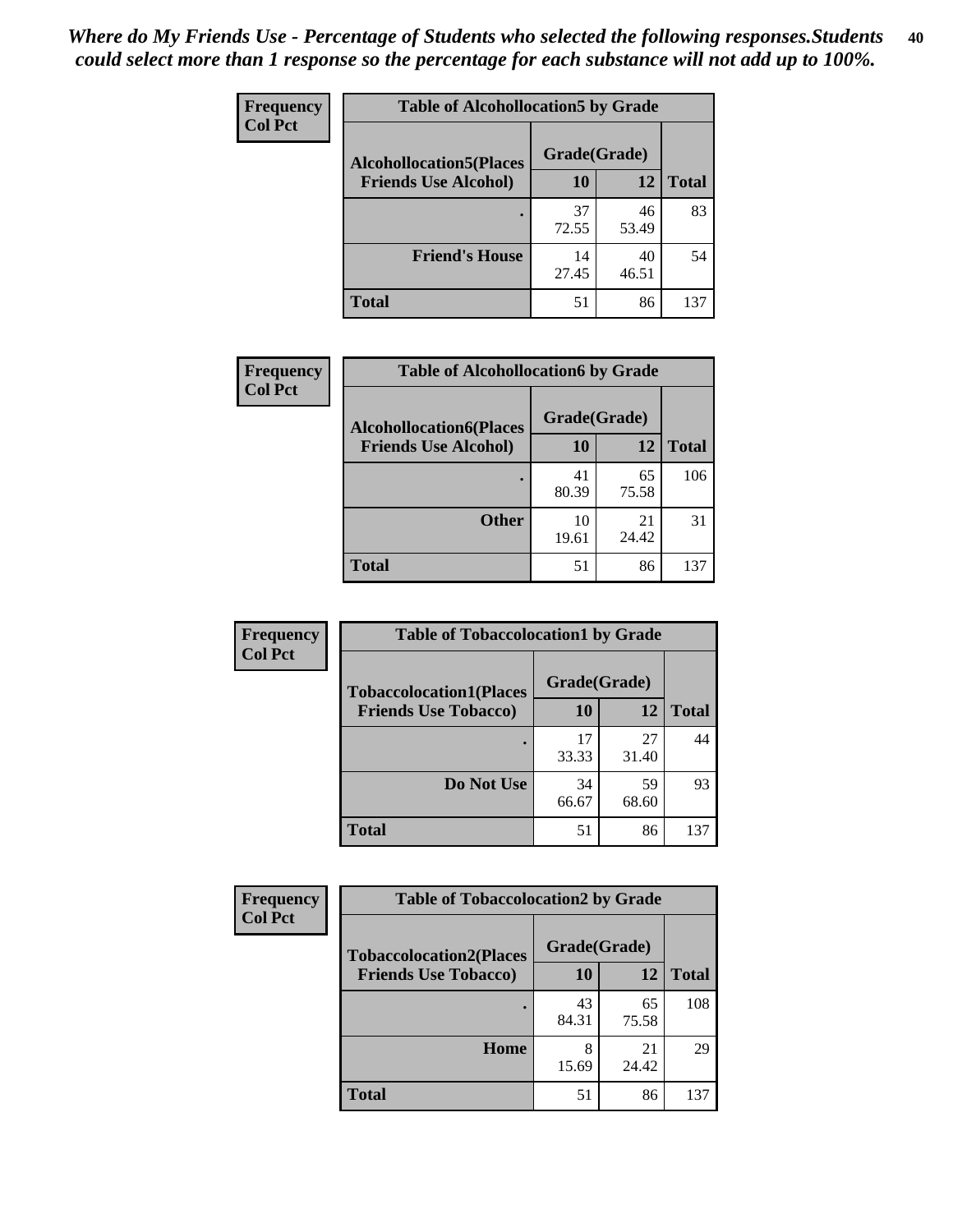*Where do My Friends Use - Percentage of Students who selected the following responses.Students could select more than 1 response so the percentage for each substance will not add up to 100%.*

| Frequency<br>Col Pct | Table of Alcohollocation5 by Grade | | |
|---|---|---|---|
| Alcohollocation5(Places Friends Use Alcohol) | Grade(Grade) | | |
| | 10 | 12 | Total |
| . | 37<br>72.55 | 46<br>53.49 | 83 |
| Friend's House | 14<br>27.45 | 40<br>46.51 | 54 |
| Total | 51 | 86 | 137 |

| Frequency<br>Col Pct | Table of Alcohollocation6 by Grade | | |
|---|---|---|---|
| Alcohollocation6(Places Friends Use Alcohol) | Grade(Grade) | | |
| | 10 | 12 | Total |
| . | 41<br>80.39 | 65<br>75.58 | 106 |
| Other | 10<br>19.61 | 21<br>24.42 | 31 |
| Total | 51 | 86 | 137 |

| Frequency<br>Col Pct | Table of Tobaccolocation1 by Grade | | |
|---|---|---|---|
| Tobaccolocation1(Places Friends Use Tobacco) | Grade(Grade) | | |
| | 10 | 12 | Total |
| . | 17<br>33.33 | 27<br>31.40 | 44 |
| Do Not Use | 34<br>66.67 | 59<br>68.60 | 93 |
| Total | 51 | 86 | 137 |

| Frequency<br>Col Pct | Table of Tobaccolocation2 by Grade | | |
|---|---|---|---|
| Tobaccolocation2(Places Friends Use Tobacco) | Grade(Grade) | | |
| | 10 | 12 | Total |
| . | 43<br>84.31 | 65<br>75.58 | 108 |
| Home | 8<br>15.69 | 21<br>24.42 | 29 |
| Total | 51 | 86 | 137 |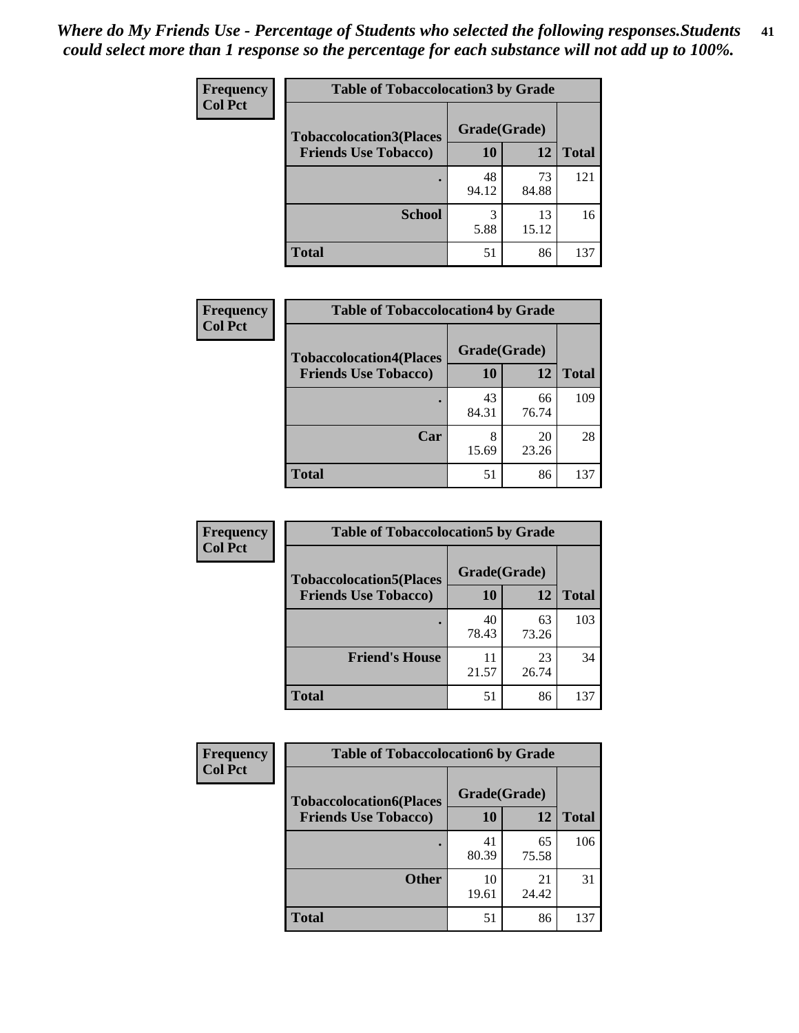*Where do My Friends Use - Percentage of Students who selected the following responses.Students could select more than 1 response so the percentage for each substance will not add up to 100%.*

**Frequency**
**Col Pct**

**Table of Tobaccolocation3 by Grade**

| Tobaccolocation3(Places Friends Use Tobacco) | Grade(Grade) 10 | 12 | Total |
|---|---|---|---|
| . | 48<br>94.12 | 73<br>84.88 | 121 |
| School | 3<br>5.88 | 13<br>15.12 | 16 |
| Total | 51 | 86 | 137 |

**Frequency**
**Col Pct**

**Table of Tobaccolocation4 by Grade**

| Tobaccolocation4(Places Friends Use Tobacco) | Grade(Grade) 10 | 12 | Total |
|---|---|---|---|
| . | 43<br>84.31 | 66<br>76.74 | 109 |
| Car | 8<br>15.69 | 20<br>23.26 | 28 |
| Total | 51 | 86 | 137 |

**Frequency**
**Col Pct**

**Table of Tobaccolocation5 by Grade**

| Tobaccolocation5(Places Friends Use Tobacco) | Grade(Grade) 10 | 12 | Total |
|---|---|---|---|
| . | 40<br>78.43 | 63<br>73.26 | 103 |
| Friend's House | 11<br>21.57 | 23<br>26.74 | 34 |
| Total | 51 | 86 | 137 |

**Frequency**
**Col Pct**

**Table of Tobaccolocation6 by Grade**

| Tobaccolocation6(Places Friends Use Tobacco) | Grade(Grade) 10 | 12 | Total |
|---|---|---|---|
| . | 41<br>80.39 | 65<br>75.58 | 106 |
| Other | 10<br>19.61 | 21<br>24.42 | 31 |
| Total | 51 | 86 | 137 |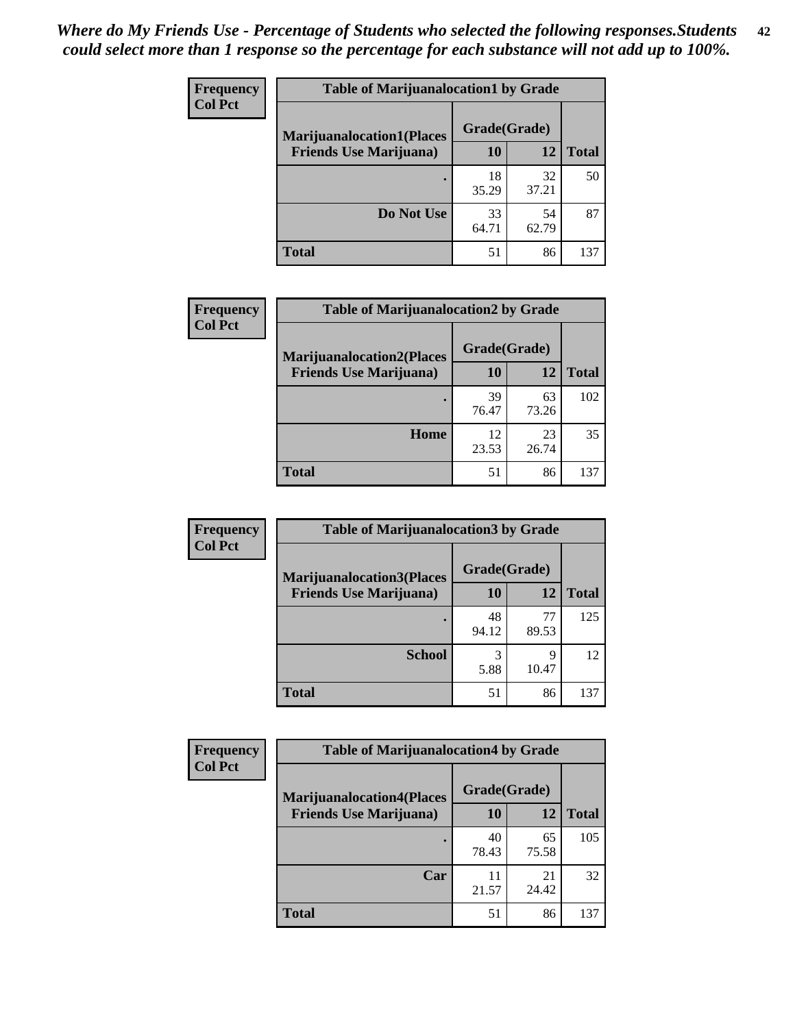*Where do My Friends Use - Percentage of Students who selected the following responses.Students could select more than 1 response so the percentage for each substance will not add up to 100%.*

**Frequency / Col Pct**

| Table of Marijuanalocation1 by Grade | | | |
|---|---|---|---|
| **Marijuanalocation1(Places Friends Use Marijuana)** | **Grade(Grade)** | | **Total** |
| | **10** | **12** | |
| . | 18<br>35.29 | 32<br>37.21 | 50 |
| **Do Not Use** | 33<br>64.71 | 54<br>62.79 | 87 |
| **Total** | 51 | 86 | 137 |

**Frequency / Col Pct**

| Table of Marijuanalocation2 by Grade | | | |
|---|---|---|---|
| **Marijuanalocation2(Places Friends Use Marijuana)** | **Grade(Grade)** | | **Total** |
| | **10** | **12** | |
| . | 39<br>76.47 | 63<br>73.26 | 102 |
| **Home** | 12<br>23.53 | 23<br>26.74 | 35 |
| **Total** | 51 | 86 | 137 |

**Frequency / Col Pct**

| Table of Marijuanalocation3 by Grade | | | |
|---|---|---|---|
| **Marijuanalocation3(Places Friends Use Marijuana)** | **Grade(Grade)** | | **Total** |
| | **10** | **12** | |
| . | 48<br>94.12 | 77<br>89.53 | 125 |
| **School** | 3<br>5.88 | 9<br>10.47 | 12 |
| **Total** | 51 | 86 | 137 |

**Frequency / Col Pct**

| Table of Marijuanalocation4 by Grade | | | |
|---|---|---|---|
| **Marijuanalocation4(Places Friends Use Marijuana)** | **Grade(Grade)** | | **Total** |
| | **10** | **12** | |
| . | 40<br>78.43 | 65<br>75.58 | 105 |
| **Car** | 11<br>21.57 | 21<br>24.42 | 32 |
| **Total** | 51 | 86 | 137 |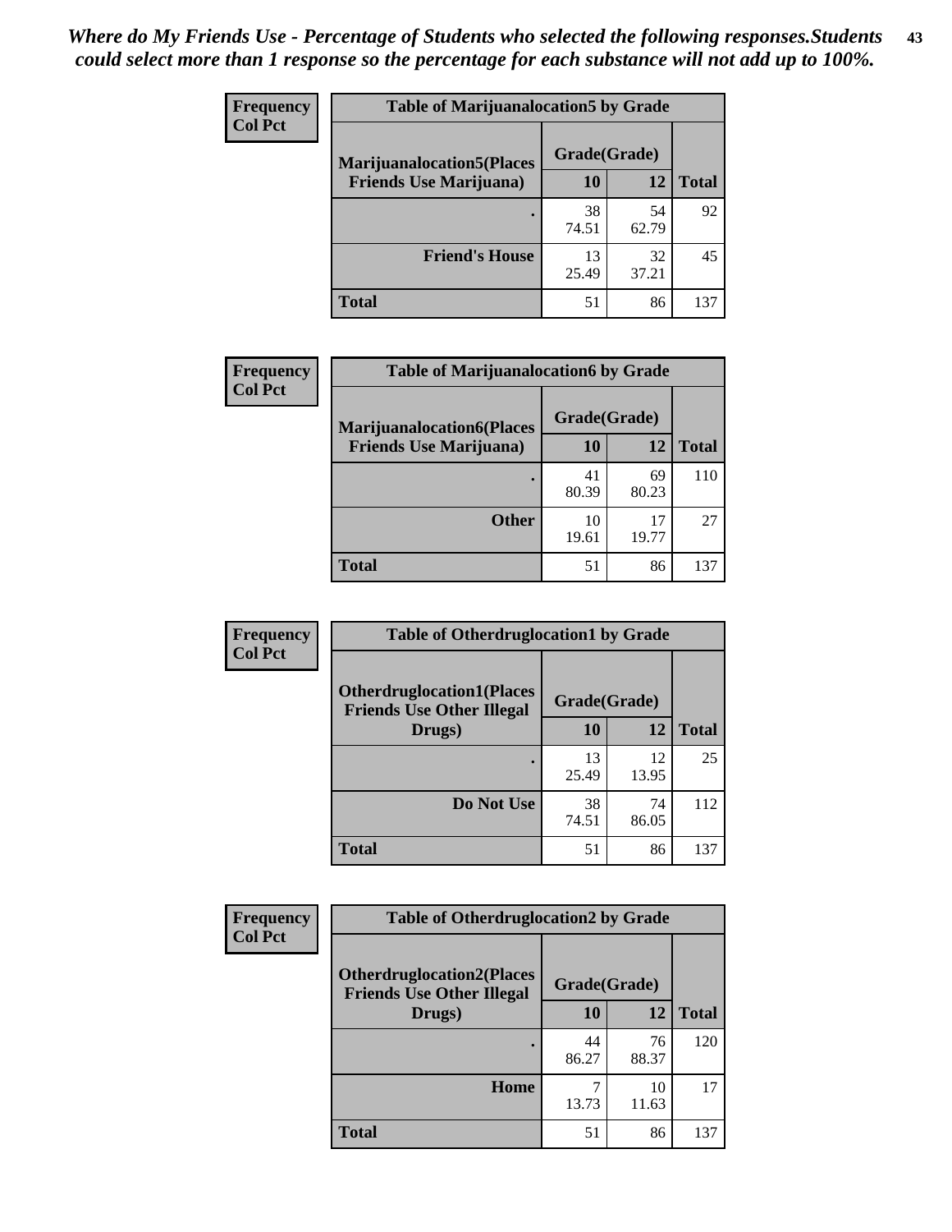*Where do My Friends Use - Percentage of Students who selected the following responses.Students could select more than 1 response so the percentage for each substance will not add up to 100%.*

**Frequency**
**Col Pct**

| Table of Marijuanalocation5 by Grade | | | |
|---|---|---|---|
| **Marijuanalocation5(Places Friends Use Marijuana)** | **Grade(Grade)** | | **Total** |
| | **10** | **12** | |
| **.** | 38<br>74.51 | 54<br>62.79 | 92 |
| **Friend's House** | 13<br>25.49 | 32<br>37.21 | 45 |
| **Total** | 51 | 86 | 137 |

**Frequency**
**Col Pct**

| Table of Marijuanalocation6 by Grade | | | |
|---|---|---|---|
| **Marijuanalocation6(Places Friends Use Marijuana)** | **Grade(Grade)** | | **Total** |
| | **10** | **12** | |
| **.** | 41<br>80.39 | 69<br>80.23 | 110 |
| **Other** | 10<br>19.61 | 17<br>19.77 | 27 |
| **Total** | 51 | 86 | 137 |

**Frequency**
**Col Pct**

| Table of Otherdruglocation1 by Grade | | | |
|---|---|---|---|
| **Otherdruglocation1(Places Friends Use Other Illegal Drugs)** | **Grade(Grade)** | | **Total** |
| | **10** | **12** | |
| **.** | 13<br>25.49 | 12<br>13.95 | 25 |
| **Do Not Use** | 38<br>74.51 | 74<br>86.05 | 112 |
| **Total** | 51 | 86 | 137 |

**Frequency**
**Col Pct**

| Table of Otherdruglocation2 by Grade | | | |
|---|---|---|---|
| **Otherdruglocation2(Places Friends Use Other Illegal Drugs)** | **Grade(Grade)** | | **Total** |
| | **10** | **12** | |
| **.** | 44<br>86.27 | 76<br>88.37 | 120 |
| **Home** | 7<br>13.73 | 10<br>11.63 | 17 |
| **Total** | 51 | 86 | 137 |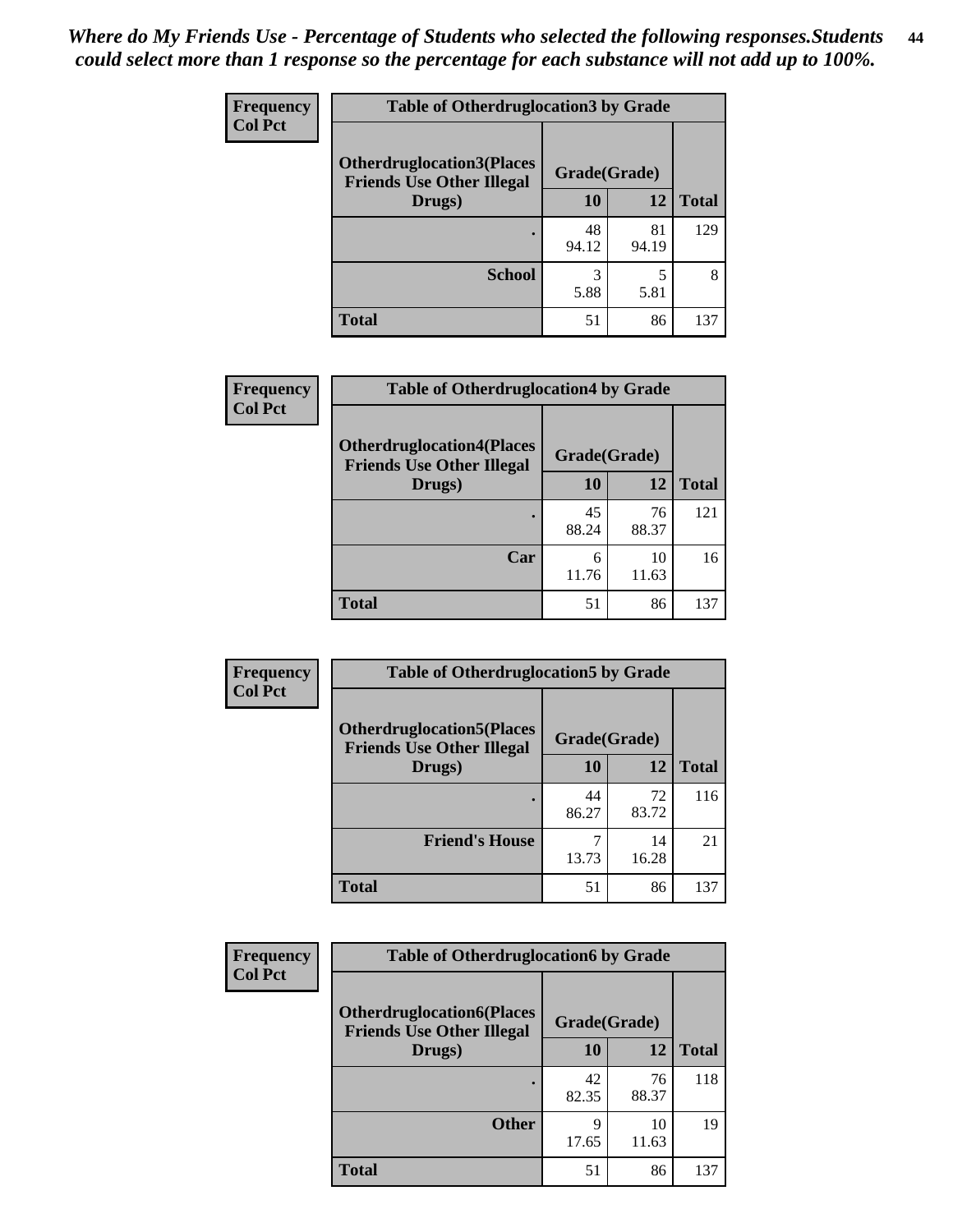*Where do My Friends Use - Percentage of Students who selected the following responses.Students could select more than 1 response so the percentage for each substance will not add up to 100%.*

| Frequency<br>Col Pct | Table of Otherdruglocation3 by Grade | | |
|---|---|---|---|
| Otherdruglocation3(Places Friends Use Other Illegal Drugs) | Grade(Grade) | | |
| | 10 | 12 | Total |
| . | 48<br>94.12 | 81<br>94.19 | 129 |
| School | 3<br>5.88 | 5<br>5.81 | 8 |
| Total | 51 | 86 | 137 |

| Frequency<br>Col Pct | Table of Otherdruglocation4 by Grade | | |
|---|---|---|---|
| Otherdruglocation4(Places Friends Use Other Illegal Drugs) | Grade(Grade) | | |
| | 10 | 12 | Total |
| . | 45<br>88.24 | 76<br>88.37 | 121 |
| Car | 6<br>11.76 | 10<br>11.63 | 16 |
| Total | 51 | 86 | 137 |

| Frequency<br>Col Pct | Table of Otherdruglocation5 by Grade | | |
|---|---|---|---|
| Otherdruglocation5(Places Friends Use Other Illegal Drugs) | Grade(Grade) | | |
| | 10 | 12 | Total |
| . | 44<br>86.27 | 72<br>83.72 | 116 |
| Friend's House | 7<br>13.73 | 14<br>16.28 | 21 |
| Total | 51 | 86 | 137 |

| Frequency<br>Col Pct | Table of Otherdruglocation6 by Grade | | |
|---|---|---|---|
| Otherdruglocation6(Places Friends Use Other Illegal Drugs) | Grade(Grade) | | |
| | 10 | 12 | Total |
| . | 42<br>82.35 | 76<br>88.37 | 118 |
| Other | 9<br>17.65 | 10<br>11.63 | 19 |
| Total | 51 | 86 | 137 |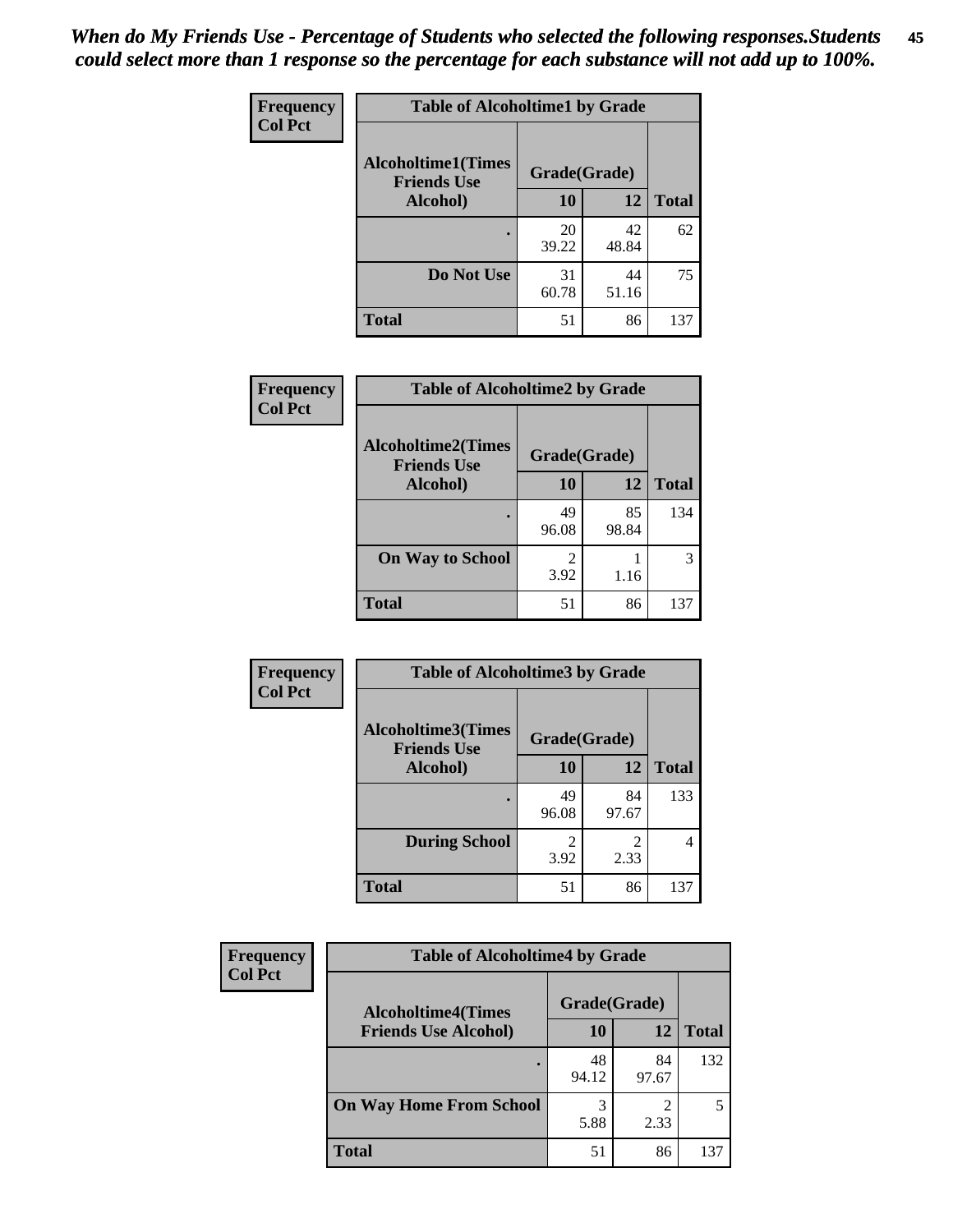*When do My Friends Use - Percentage of Students who selected the following responses.Students could select more than 1 response so the percentage for each substance will not add up to 100%.*

**Frequency**
**Col Pct**

| Table of Alcoholtime1 by Grade | | | |
|---|---|---|---|
| Alcoholtime1(Times Friends Use Alcohol) | Grade(Grade) | | Total |
| | 10 | 12 | |
| . | 20<br>39.22 | 42<br>48.84 | 62 |
| Do Not Use | 31<br>60.78 | 44<br>51.16 | 75 |
| Total | 51 | 86 | 137 |

**Frequency**
**Col Pct**

| Table of Alcoholtime2 by Grade | | | |
|---|---|---|---|
| Alcoholtime2(Times Friends Use Alcohol) | Grade(Grade) | | Total |
| | 10 | 12 | |
| . | 49<br>96.08 | 85<br>98.84 | 134 |
| On Way to School | 2<br>3.92 | 1<br>1.16 | 3 |
| Total | 51 | 86 | 137 |

**Frequency**
**Col Pct**

| Table of Alcoholtime3 by Grade | | | |
|---|---|---|---|
| Alcoholtime3(Times Friends Use Alcohol) | Grade(Grade) | | Total |
| | 10 | 12 | |
| . | 49<br>96.08 | 84<br>97.67 | 133 |
| During School | 2<br>3.92 | 2<br>2.33 | 4 |
| Total | 51 | 86 | 137 |

**Frequency**
**Col Pct**

| Table of Alcoholtime4 by Grade | | | |
|---|---|---|---|
| Alcoholtime4(Times Friends Use Alcohol) | Grade(Grade) | | Total |
| | 10 | 12 | |
| . | 48<br>94.12 | 84<br>97.67 | 132 |
| On Way Home From School | 3<br>5.88 | 2<br>2.33 | 5 |
| Total | 51 | 86 | 137 |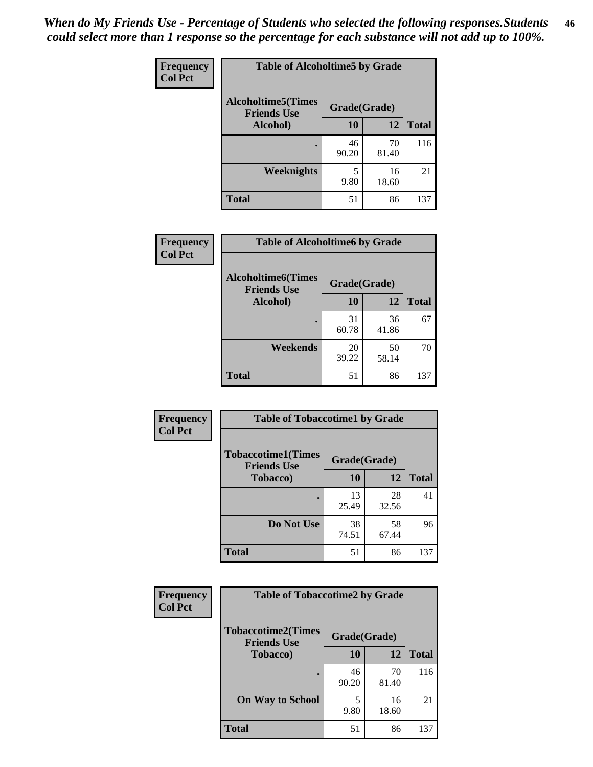*When do My Friends Use - Percentage of Students who selected the following responses.Students could select more than 1 response so the percentage for each substance will not add up to 100%.*

**Frequency**
**Col Pct**

| Table of Alcoholtime5 by Grade | | | |
|---|---|---|---|
| **Alcoholtime5(Times Friends Use Alcohol)** | **Grade(Grade)** | | |
| | **10** | **12** | **Total** |
| **.** | 46<br>90.20 | 70<br>81.40 | 116 |
| **Weeknights** | 5<br>9.80 | 16<br>18.60 | 21 |
| **Total** | 51 | 86 | 137 |

**Frequency**
**Col Pct**

| Table of Alcoholtime6 by Grade | | | |
|---|---|---|---|
| **Alcoholtime6(Times Friends Use Alcohol)** | **Grade(Grade)** | | |
| | **10** | **12** | **Total** |
| **.** | 31<br>60.78 | 36<br>41.86 | 67 |
| **Weekends** | 20<br>39.22 | 50<br>58.14 | 70 |
| **Total** | 51 | 86 | 137 |

**Frequency**
**Col Pct**

| Table of Tobaccotime1 by Grade | | | |
|---|---|---|---|
| **Tobaccotime1(Times Friends Use Tobacco)** | **Grade(Grade)** | | |
| | **10** | **12** | **Total** |
| **.** | 13<br>25.49 | 28<br>32.56 | 41 |
| **Do Not Use** | 38<br>74.51 | 58<br>67.44 | 96 |
| **Total** | 51 | 86 | 137 |

**Frequency**
**Col Pct**

| Table of Tobaccotime2 by Grade | | | |
|---|---|---|---|
| **Tobaccotime2(Times Friends Use Tobacco)** | **Grade(Grade)** | | |
| | **10** | **12** | **Total** |
| **.** | 46<br>90.20 | 70<br>81.40 | 116 |
| **On Way to School** | 5<br>9.80 | 16<br>18.60 | 21 |
| **Total** | 51 | 86 | 137 |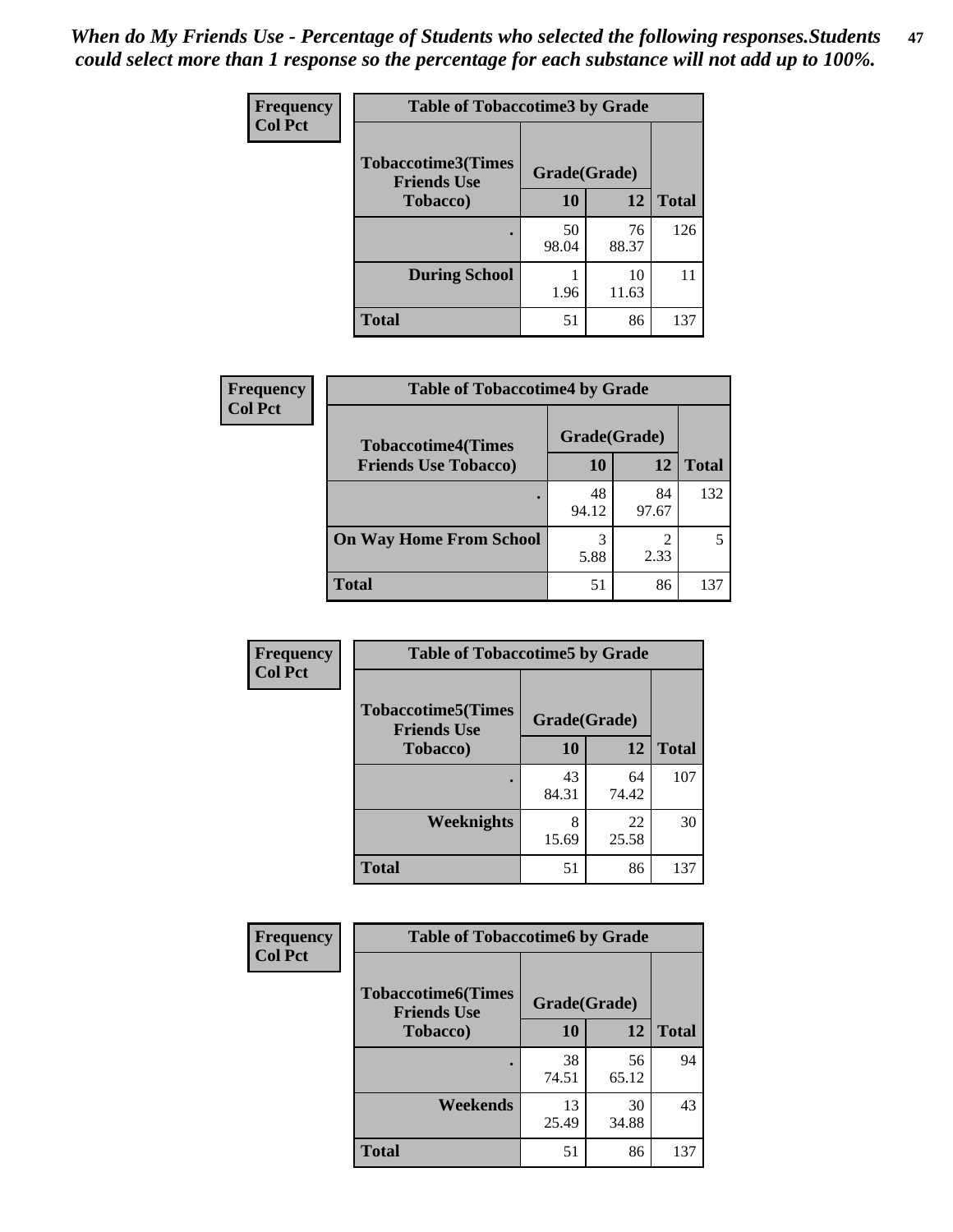*When do My Friends Use - Percentage of Students who selected the following responses.Students could select more than 1 response so the percentage for each substance will not add up to 100%.*

**Frequency**
**Col Pct**

| Table of Tobaccotime3 by Grade | | | |
|---|---|---|---|
| **Tobaccotime3(Times Friends Use Tobacco)** | **Grade(Grade)** | | **Total** |
| | **10** | **12** | |
| . | 50<br>98.04 | 76<br>88.37 | 126 |
| **During School** | 1<br>1.96 | 10<br>11.63 | 11 |
| **Total** | 51 | 86 | 137 |

**Frequency**
**Col Pct**

| Table of Tobaccotime4 by Grade | | | |
|---|---|---|---|
| **Tobaccotime4(Times Friends Use Tobacco)** | **Grade(Grade)** | | **Total** |
| | **10** | **12** | |
| . | 48<br>94.12 | 84<br>97.67 | 132 |
| **On Way Home From School** | 3<br>5.88 | 2<br>2.33 | 5 |
| **Total** | 51 | 86 | 137 |

**Frequency**
**Col Pct**

| Table of Tobaccotime5 by Grade | | | |
|---|---|---|---|
| **Tobaccotime5(Times Friends Use Tobacco)** | **Grade(Grade)** | | **Total** |
| | **10** | **12** | |
| . | 43<br>84.31 | 64<br>74.42 | 107 |
| **Weeknights** | 8<br>15.69 | 22<br>25.58 | 30 |
| **Total** | 51 | 86 | 137 |

**Frequency**
**Col Pct**

| Table of Tobaccotime6 by Grade | | | |
|---|---|---|---|
| **Tobaccotime6(Times Friends Use Tobacco)** | **Grade(Grade)** | | **Total** |
| | **10** | **12** | |
| . | 38<br>74.51 | 56<br>65.12 | 94 |
| **Weekends** | 13<br>25.49 | 30<br>34.88 | 43 |
| **Total** | 51 | 86 | 137 |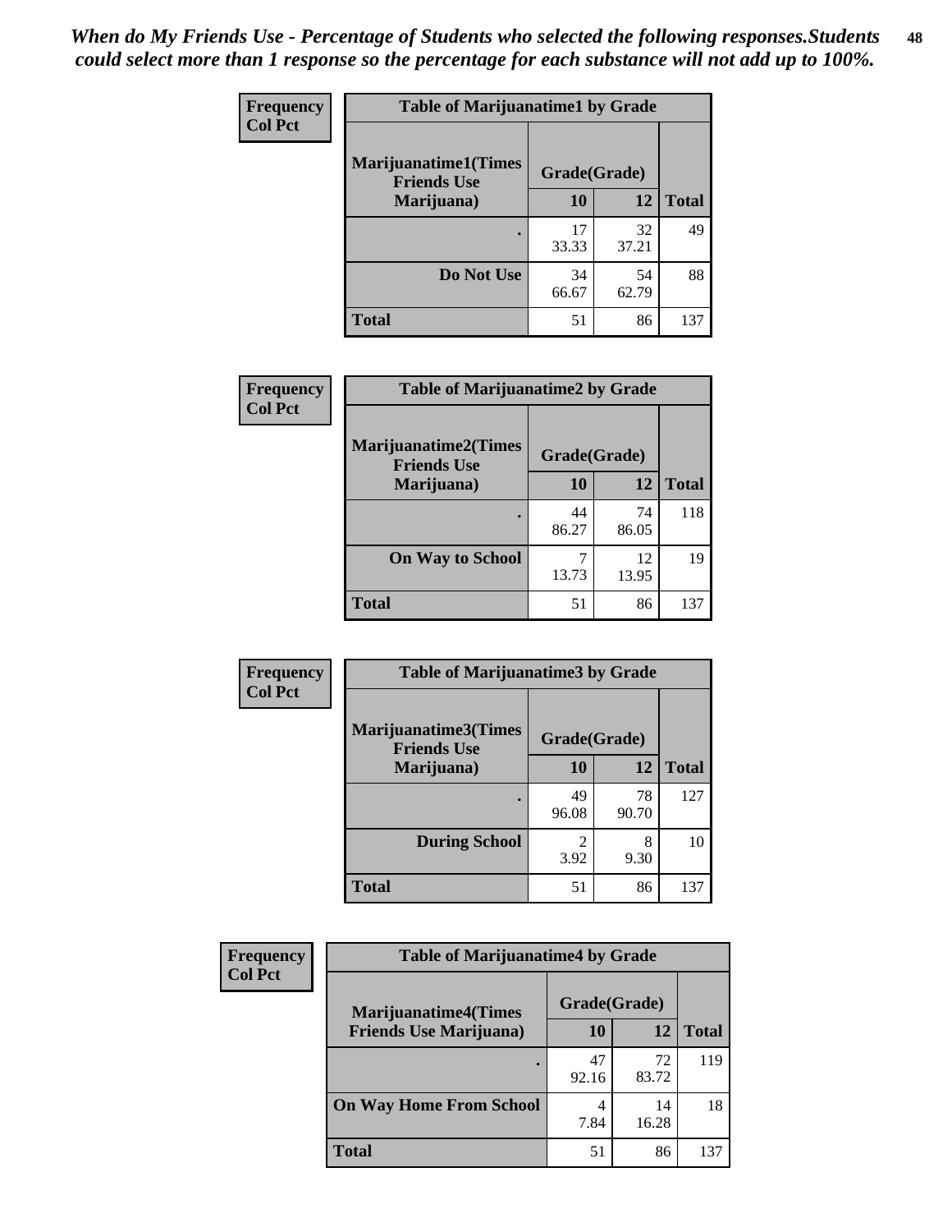*When do My Friends Use - Percentage of Students who selected the following responses.Students could select more than 1 response so the percentage for each substance will not add up to 100%.*

| Frequency Col Pct | Table of Marijuanatime1 by Grade | | |
|---|---|---|---|
| **Marijuanatime1(Times Friends Use Marijuana)** | **Grade(Grade)** | | |
| | **10** | **12** | **Total** |
| **.** | 17<br>33.33 | 32<br>37.21 | 49 |
| **Do Not Use** | 34<br>66.67 | 54<br>62.79 | 88 |
| **Total** | 51 | 86 | 137 |

| Frequency Col Pct | Table of Marijuanatime2 by Grade | | |
|---|---|---|---|
| **Marijuanatime2(Times Friends Use Marijuana)** | **Grade(Grade)** | | |
| | **10** | **12** | **Total** |
| **.** | 44<br>86.27 | 74<br>86.05 | 118 |
| **On Way to School** | 7<br>13.73 | 12<br>13.95 | 19 |
| **Total** | 51 | 86 | 137 |

| Frequency Col Pct | Table of Marijuanatime3 by Grade | | |
|---|---|---|---|
| **Marijuanatime3(Times Friends Use Marijuana)** | **Grade(Grade)** | | |
| | **10** | **12** | **Total** |
| **.** | 49<br>96.08 | 78<br>90.70 | 127 |
| **During School** | 2<br>3.92 | 8<br>9.30 | 10 |
| **Total** | 51 | 86 | 137 |

| Frequency Col Pct | Table of Marijuanatime4 by Grade | | |
|---|---|---|---|
| **Marijuanatime4(Times Friends Use Marijuana)** | **Grade(Grade)** | | |
| | **10** | **12** | **Total** |
| **.** | 47<br>92.16 | 72<br>83.72 | 119 |
| **On Way Home From School** | 4<br>7.84 | 14<br>16.28 | 18 |
| **Total** | 51 | 86 | 137 |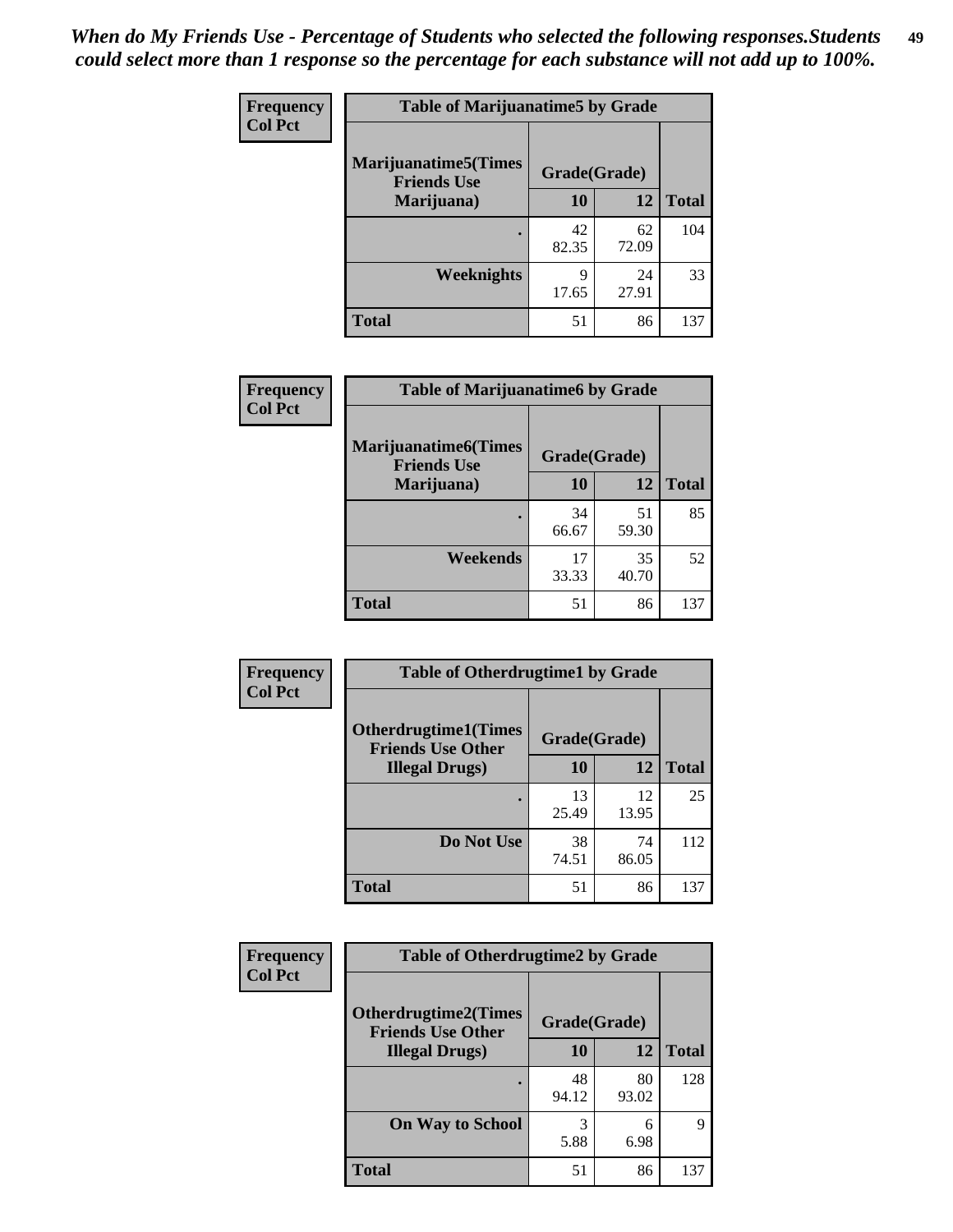*When do My Friends Use - Percentage of Students who selected the following responses.Students could select more than 1 response so the percentage for each substance will not add up to 100%.*

**Frequency**
**Col Pct**

| Table of Marijuanatime5 by Grade | | | |
|---|---|---|---|
| **Marijuanatime5(Times Friends Use Marijuana)** | **Grade(Grade)** | | |
| | **10** | **12** | **Total** |
| **.** | 42<br>82.35 | 62<br>72.09 | 104 |
| **Weeknights** | 9<br>17.65 | 24<br>27.91 | 33 |
| **Total** | 51 | 86 | 137 |

**Frequency**
**Col Pct**

| Table of Marijuanatime6 by Grade | | | |
|---|---|---|---|
| **Marijuanatime6(Times Friends Use Marijuana)** | **Grade(Grade)** | | |
| | **10** | **12** | **Total** |
| **.** | 34<br>66.67 | 51<br>59.30 | 85 |
| **Weekends** | 17<br>33.33 | 35<br>40.70 | 52 |
| **Total** | 51 | 86 | 137 |

**Frequency**
**Col Pct**

| Table of Otherdrugtime1 by Grade | | | |
|---|---|---|---|
| **Otherdrugtime1(Times Friends Use Other Illegal Drugs)** | **Grade(Grade)** | | |
| | **10** | **12** | **Total** |
| **.** | 13<br>25.49 | 12<br>13.95 | 25 |
| **Do Not Use** | 38<br>74.51 | 74<br>86.05 | 112 |
| **Total** | 51 | 86 | 137 |

**Frequency**
**Col Pct**

| Table of Otherdrugtime2 by Grade | | | |
|---|---|---|---|
| **Otherdrugtime2(Times Friends Use Other Illegal Drugs)** | **Grade(Grade)** | | |
| | **10** | **12** | **Total** |
| **.** | 48<br>94.12 | 80<br>93.02 | 128 |
| **On Way to School** | 3<br>5.88 | 6<br>6.98 | 9 |
| **Total** | 51 | 86 | 137 |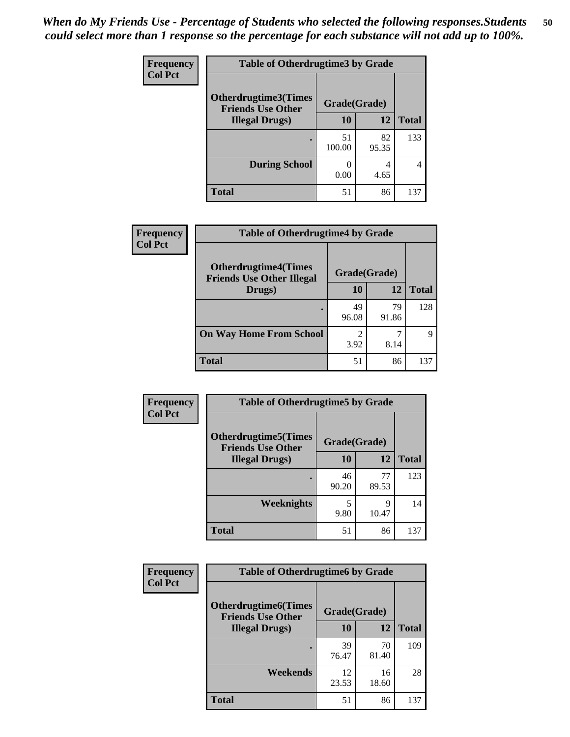*When do My Friends Use - Percentage of Students who selected the following responses.Students could select more than 1 response so the percentage for each substance will not add up to 100%.*

**Frequency**
**Col Pct**

| Table of Otherdrugtime3 by Grade | | | |
|---|---|---|---|
| Otherdrugtime3(Times Friends Use Other Illegal Drugs) | Grade(Grade) | | |
| | 10 | 12 | Total |
| . | 51<br>100.00 | 82<br>95.35 | 133 |
| During School | 0<br>0.00 | 4<br>4.65 | 4 |
| Total | 51 | 86 | 137 |

**Frequency**
**Col Pct**

| Table of Otherdrugtime4 by Grade | | | |
|---|---|---|---|
| Otherdrugtime4(Times Friends Use Other Illegal Drugs) | Grade(Grade) | | |
| | 10 | 12 | Total |
| . | 49<br>96.08 | 79<br>91.86 | 128 |
| On Way Home From School | 2<br>3.92 | 7<br>8.14 | 9 |
| Total | 51 | 86 | 137 |

**Frequency**
**Col Pct**

| Table of Otherdrugtime5 by Grade | | | |
|---|---|---|---|
| Otherdrugtime5(Times Friends Use Other Illegal Drugs) | Grade(Grade) | | |
| | 10 | 12 | Total |
| . | 46<br>90.20 | 77<br>89.53 | 123 |
| Weeknights | 5<br>9.80 | 9<br>10.47 | 14 |
| Total | 51 | 86 | 137 |

**Frequency**
**Col Pct**

| Table of Otherdrugtime6 by Grade | | | |
|---|---|---|---|
| Otherdrugtime6(Times Friends Use Other Illegal Drugs) | Grade(Grade) | | |
| | 10 | 12 | Total |
| . | 39<br>76.47 | 70<br>81.40 | 109 |
| Weekends | 12<br>23.53 | 16<br>18.60 | 28 |
| Total | 51 | 86 | 137 |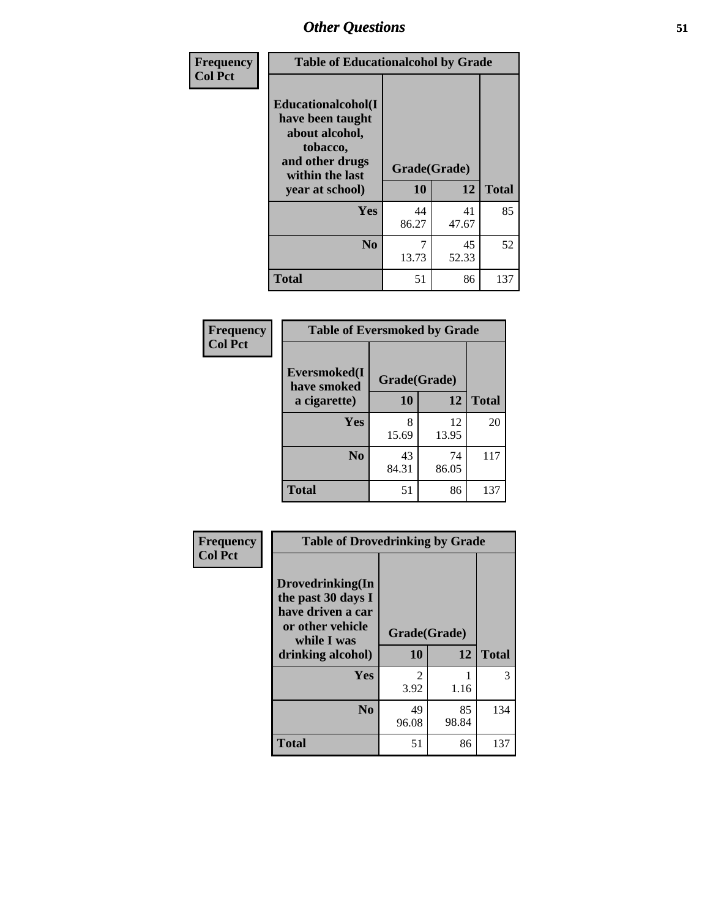| Frequency<br>Col Pct | Table of Educationalalcohol by Grade | | |
|---|---|---|---|
| Educationalalcohol(I have been taught about alcohol, tobacco, and other drugs within the last year at school) | Grade(Grade) | | |
| | 10 | 12 | Total |
| Yes | 44<br>86.27 | 41<br>47.67 | 85 |
| No | 7<br>13.73 | 45<br>52.33 | 52 |
| Total | 51 | 86 | 137 |

| Frequency<br>Col Pct | Table of Eversmoked by Grade | | |
|---|---|---|---|
| Eversmoked(I have smoked a cigarette) | Grade(Grade) | | |
| | 10 | 12 | Total |
| Yes | 8<br>15.69 | 12<br>13.95 | 20 |
| No | 43<br>84.31 | 74<br>86.05 | 117 |
| Total | 51 | 86 | 137 |

| Frequency<br>Col Pct | Table of Drovedrinking by Grade | | |
|---|---|---|---|
| Drovedrinking(In the past 30 days I have driven a car or other vehicle while I was drinking alcohol) | Grade(Grade) | | |
| | 10 | 12 | Total |
| Yes | 2<br>3.92 | 1<br>1.16 | 3 |
| No | 49<br>96.08 | 85<br>98.84 | 134 |
| Total | 51 | 86 | 137 |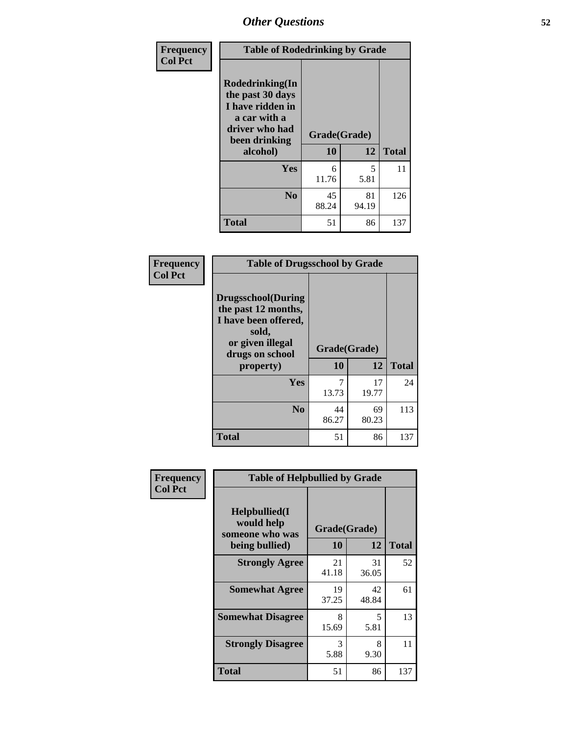## Other Questions

**Frequency**
**Col Pct**

**Table of Rodedrinking by Grade**

| Rodedrinking(In the past 30 days I have ridden in a car with a driver who had been drinking alcohol) | Grade(Grade) | | |
|---|---|---|---|
| | 10 | 12 | Total |
| Yes | 6<br>11.76 | 5<br>5.81 | 11 |
| No | 45<br>88.24 | 81<br>94.19 | 126 |
| Total | 51 | 86 | 137 |

**Frequency**
**Col Pct**

**Table of Drugsschool by Grade**

| Drugsschool(During the past 12 months, I have been offered, sold, or given illegal drugs on school property) | Grade(Grade) | | |
|---|---|---|---|
| | 10 | 12 | Total |
| Yes | 7<br>13.73 | 17<br>19.77 | 24 |
| No | 44<br>86.27 | 69<br>80.23 | 113 |
| Total | 51 | 86 | 137 |

**Frequency**
**Col Pct**

**Table of Helpbullied by Grade**

| Helpbullied(I would help someone who was being bullied) | Grade(Grade) | | |
|---|---|---|---|
| | 10 | 12 | Total |
| Strongly Agree | 21<br>41.18 | 31<br>36.05 | 52 |
| Somewhat Agree | 19<br>37.25 | 42<br>48.84 | 61 |
| Somewhat Disagree | 8<br>15.69 | 5<br>5.81 | 13 |
| Strongly Disagree | 3<br>5.88 | 8<br>9.30 | 11 |
| Total | 51 | 86 | 137 |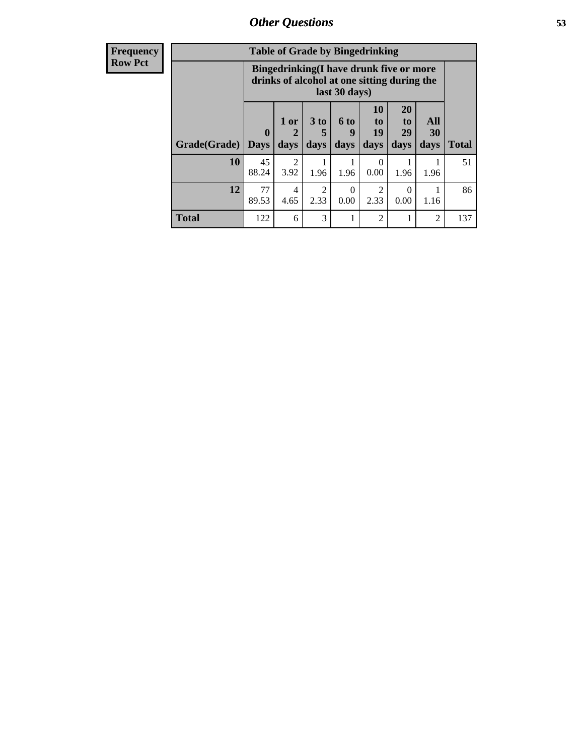| Frequency<br>Row Pct | Table of Grade by Bingedrinking | | | | | | | |
|---|---|---|---|---|---|---|---|---|
| | Bingedrinking(I have drunk five or more drinks of alcohol at one sitting during the last 30 days) | | | | | | | |
| Grade(Grade) | 0 Days | 1 or 2 days | 3 to 5 days | 6 to 9 days | 10 to 19 days | 20 to 29 days | All 30 days | Total |
| 10 | 45<br>88.24 | 2<br>3.92 | 1<br>1.96 | 1<br>1.96 | 0<br>0.00 | 1<br>1.96 | 1<br>1.96 | 51 |
| 12 | 77<br>89.53 | 4<br>4.65 | 2<br>2.33 | 0<br>0.00 | 2<br>2.33 | 0<br>0.00 | 1<br>1.16 | 86 |
| Total | 122 | 6 | 3 | 1 | 2 | 1 | 2 | 137 |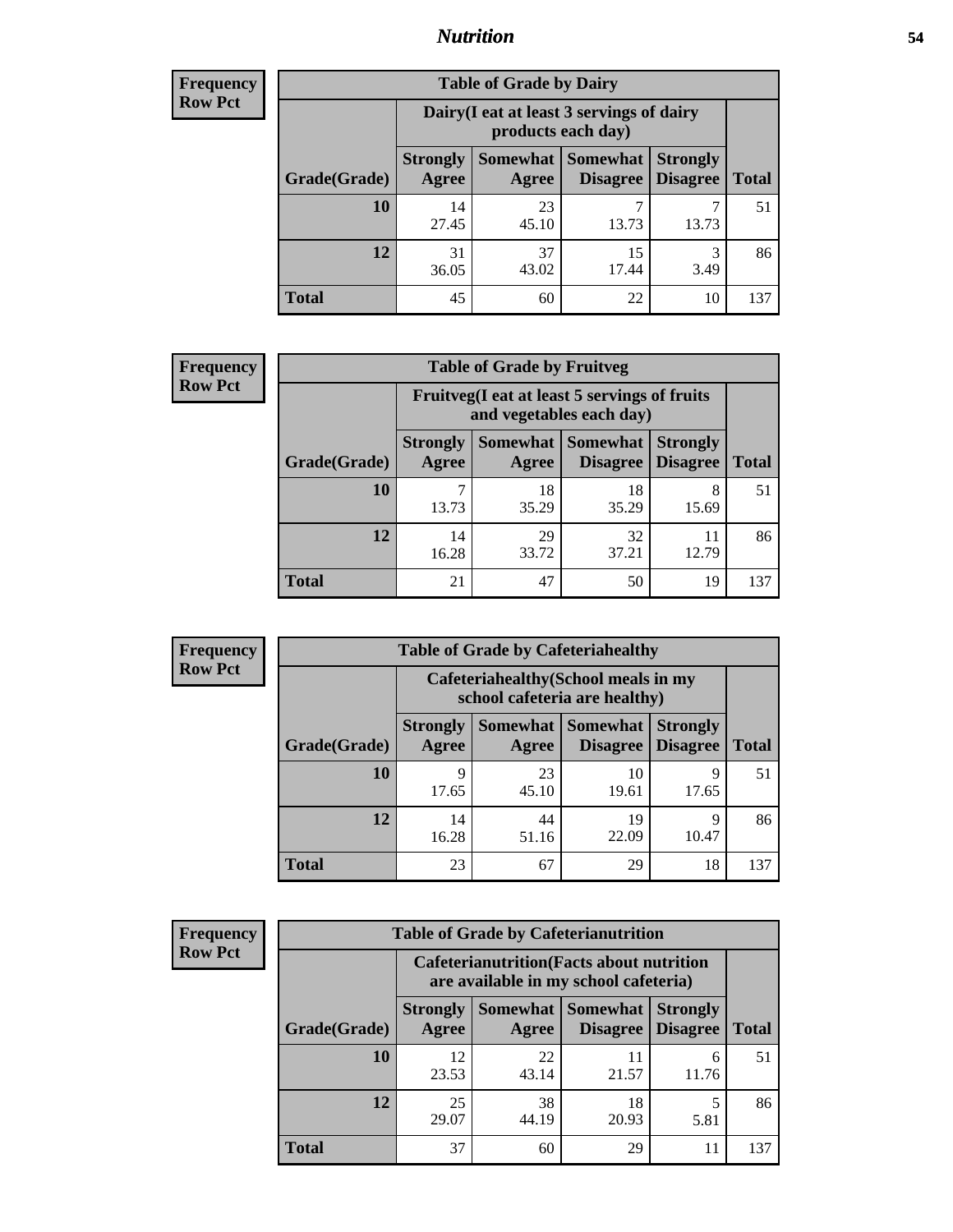## Nutrition

**Frequency**
**Row Pct**

| Table of Grade by Dairy | | | | | |
|---|---|---|---|---|---|
| | Dairy(I eat at least 3 servings of dairy products each day) | | | | |
| Grade(Grade) | Strongly Agree | Somewhat Agree | Somewhat Disagree | Strongly Disagree | Total |
| 10 | 14<br>27.45 | 23<br>45.10 | 7<br>13.73 | 7<br>13.73 | 51 |
| 12 | 31<br>36.05 | 37<br>43.02 | 15<br>17.44 | 3<br>3.49 | 86 |
| Total | 45 | 60 | 22 | 10 | 137 |

**Frequency**
**Row Pct**

| Table of Grade by Fruitveg | | | | | |
|---|---|---|---|---|---|
| | Fruitveg(I eat at least 5 servings of fruits and vegetables each day) | | | | |
| Grade(Grade) | Strongly Agree | Somewhat Agree | Somewhat Disagree | Strongly Disagree | Total |
| 10 | 7<br>13.73 | 18<br>35.29 | 18<br>35.29 | 8<br>15.69 | 51 |
| 12 | 14<br>16.28 | 29<br>33.72 | 32<br>37.21 | 11<br>12.79 | 86 |
| Total | 21 | 47 | 50 | 19 | 137 |

**Frequency**
**Row Pct**

| Table of Grade by Cafeteriahealthy | | | | | |
|---|---|---|---|---|---|
| | Cafeteriahealthy(School meals in my school cafeteria are healthy) | | | | |
| Grade(Grade) | Strongly Agree | Somewhat Agree | Somewhat Disagree | Strongly Disagree | Total |
| 10 | 9<br>17.65 | 23<br>45.10 | 10<br>19.61 | 9<br>17.65 | 51 |
| 12 | 14<br>16.28 | 44<br>51.16 | 19<br>22.09 | 9<br>10.47 | 86 |
| Total | 23 | 67 | 29 | 18 | 137 |

**Frequency**
**Row Pct**

| Table of Grade by Cafeterianutrition | | | | | |
|---|---|---|---|---|---|
| | Cafeterianutrition(Facts about nutrition are available in my school cafeteria) | | | | |
| Grade(Grade) | Strongly Agree | Somewhat Agree | Somewhat Disagree | Strongly Disagree | Total |
| 10 | 12<br>23.53 | 22<br>43.14 | 11<br>21.57 | 6<br>11.76 | 51 |
| 12 | 25<br>29.07 | 38<br>44.19 | 18<br>20.93 | 5<br>5.81 | 86 |
| Total | 37 | 60 | 29 | 11 | 137 |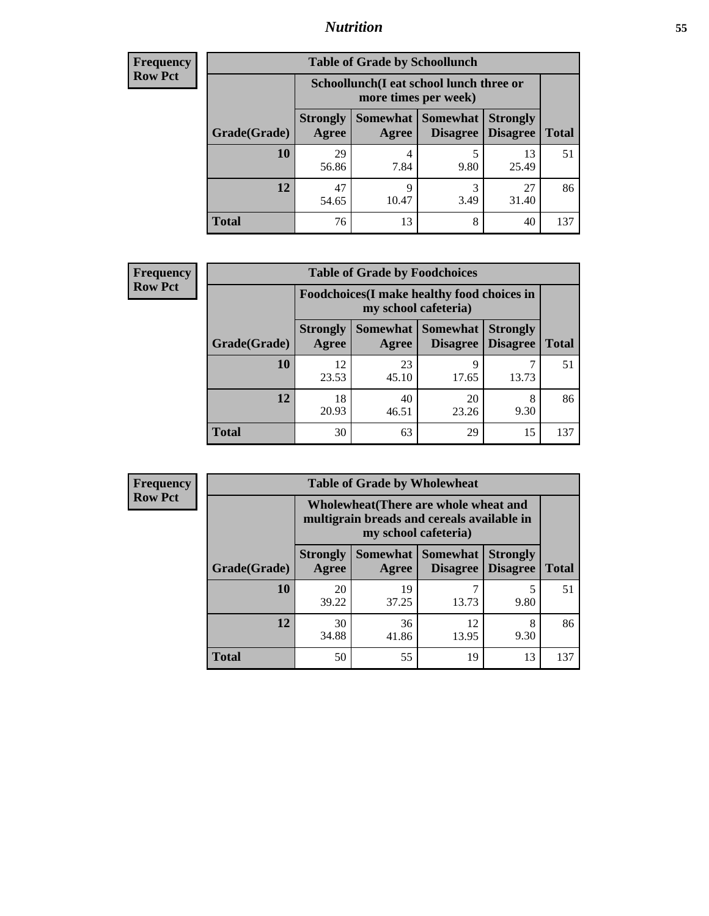# Nutrition

**Frequency**
**Row Pct**

| Table of Grade by Schoollunch | | | | | |
|---|---|---|---|---|---|
| | Schoollunch(I eat school lunch three or more times per week) | | | | |
| **Grade(Grade)** | **Strongly Agree** | **Somewhat Agree** | **Somewhat Disagree** | **Strongly Disagree** | **Total** |
| **10** | 29<br>56.86 | 4<br>7.84 | 5<br>9.80 | 13<br>25.49 | 51 |
| **12** | 47<br>54.65 | 9<br>10.47 | 3<br>3.49 | 27<br>31.40 | 86 |
| **Total** | 76 | 13 | 8 | 40 | 137 |

**Frequency**
**Row Pct**

| Table of Grade by Foodchoices | | | | | |
|---|---|---|---|---|---|
| | Foodchoices(I make healthy food choices in my school cafeteria) | | | | |
| **Grade(Grade)** | **Strongly Agree** | **Somewhat Agree** | **Somewhat Disagree** | **Strongly Disagree** | **Total** |
| **10** | 12<br>23.53 | 23<br>45.10 | 9<br>17.65 | 7<br>13.73 | 51 |
| **12** | 18<br>20.93 | 40<br>46.51 | 20<br>23.26 | 8<br>9.30 | 86 |
| **Total** | 30 | 63 | 29 | 15 | 137 |

**Frequency**
**Row Pct**

| Table of Grade by Wholewheat | | | | | |
|---|---|---|---|---|---|
| | Wholewheat(There are whole wheat and multigrain breads and cereals available in my school cafeteria) | | | | |
| **Grade(Grade)** | **Strongly Agree** | **Somewhat Agree** | **Somewhat Disagree** | **Strongly Disagree** | **Total** |
| **10** | 20<br>39.22 | 19<br>37.25 | 7<br>13.73 | 5<br>9.80 | 51 |
| **12** | 30<br>34.88 | 36<br>41.86 | 12<br>13.95 | 8<br>9.30 | 86 |
| **Total** | 50 | 55 | 19 | 13 | 137 |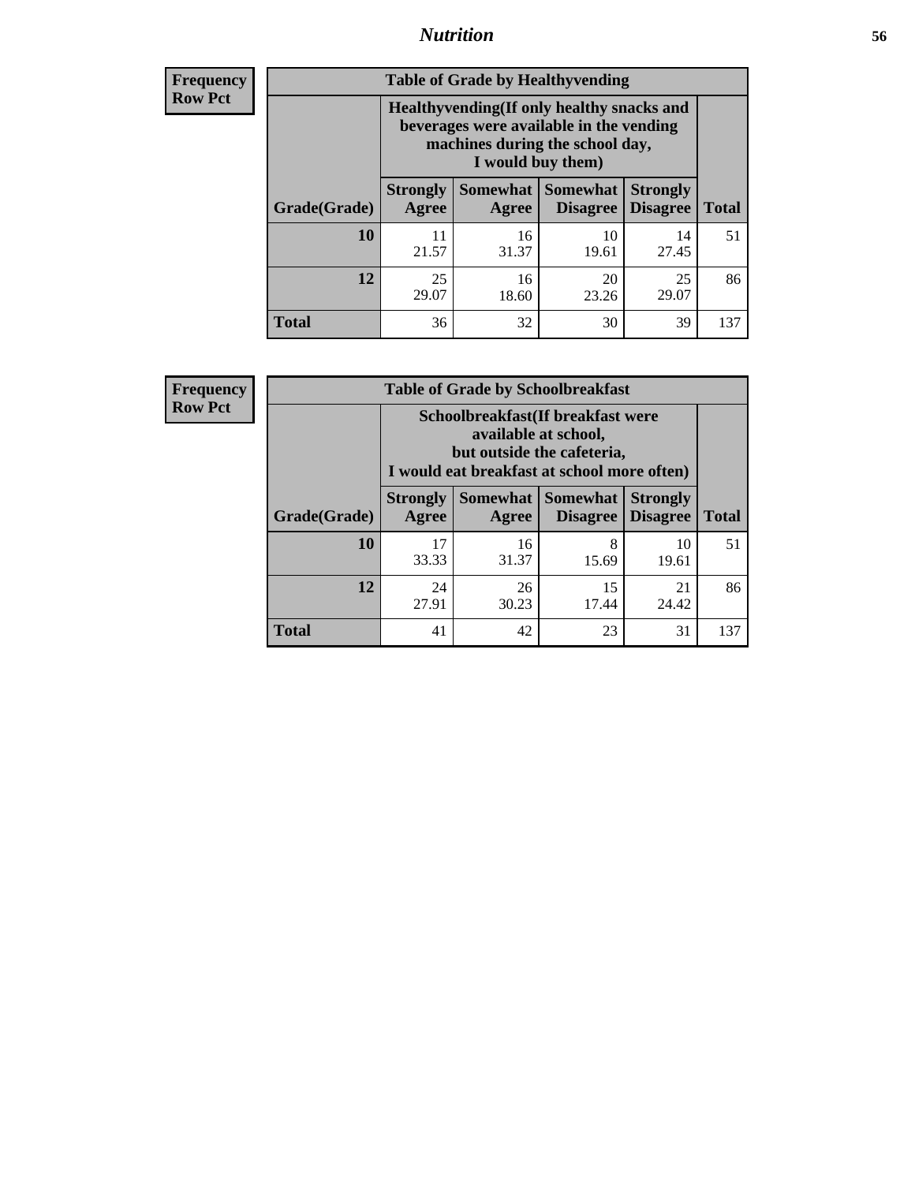## Nutrition

**Frequency Row Pct**

| Table of Grade by Healthyvending | | | | | |
|---|---|---|---|---|---|
| | Healthyvending(If only healthy snacks and beverages were available in the vending machines during the school day, I would buy them) | | | | |
| Grade(Grade) | Strongly Agree | Somewhat Agree | Somewhat Disagree | Strongly Disagree | Total |
| **10** | 11<br>21.57 | 16<br>31.37 | 10<br>19.61 | 14<br>27.45 | 51 |
| **12** | 25<br>29.07 | 16<br>18.60 | 20<br>23.26 | 25<br>29.07 | 86 |
| **Total** | 36 | 32 | 30 | 39 | 137 |

**Frequency Row Pct**

| Table of Grade by Schoolbreakfast | | | | | |
|---|---|---|---|---|---|
| | Schoolbreakfast(If breakfast were available at school, but outside the cafeteria, I would eat breakfast at school more often) | | | | |
| Grade(Grade) | Strongly Agree | Somewhat Agree | Somewhat Disagree | Strongly Disagree | Total |
| **10** | 17<br>33.33 | 16<br>31.37 | 8<br>15.69 | 10<br>19.61 | 51 |
| **12** | 24<br>27.91 | 26<br>30.23 | 15<br>17.44 | 21<br>24.42 | 86 |
| **Total** | 41 | 42 | 23 | 31 | 137 |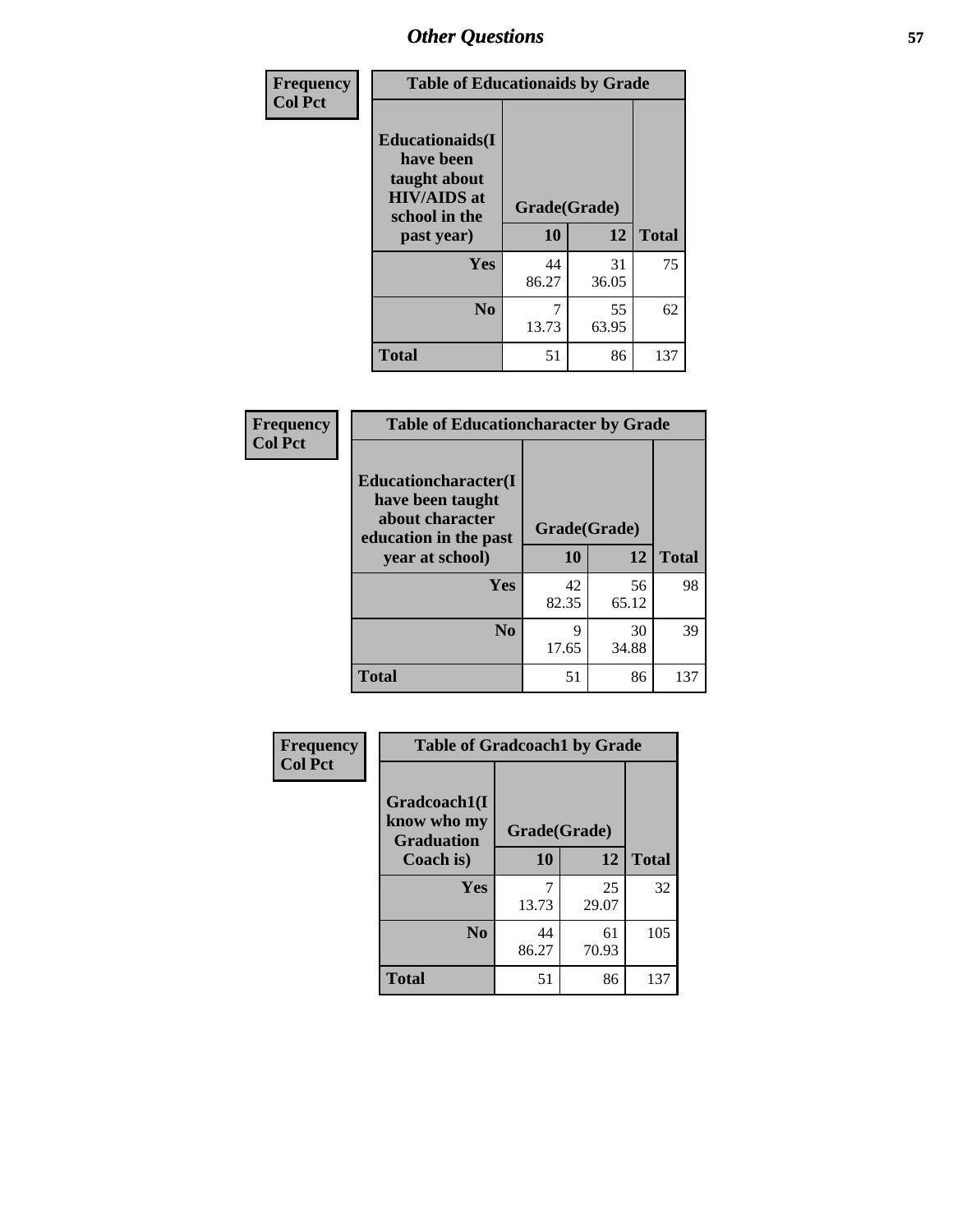## Other Questions

**Frequency**
**Col Pct**

| Table of Educationaids by Grade | | | |
|---|---|---|---|
| Educationaids(I have been taught about HIV/AIDS at school in the past year) | Grade(Grade) | | |
| | 10 | 12 | Total |
| Yes | 44<br>86.27 | 31<br>36.05 | 75 |
| No | 7<br>13.73 | 55<br>63.95 | 62 |
| Total | 51 | 86 | 137 |

**Frequency**
**Col Pct**

| Table of Educationcharacter by Grade | | | |
|---|---|---|---|
| Educationcharacter(I have been taught about character education in the past year at school) | Grade(Grade) | | |
| | 10 | 12 | Total |
| Yes | 42<br>82.35 | 56<br>65.12 | 98 |
| No | 9<br>17.65 | 30<br>34.88 | 39 |
| Total | 51 | 86 | 137 |

**Frequency**
**Col Pct**

| Table of Gradcoach1 by Grade | | | |
|---|---|---|---|
| Gradcoach1(I know who my Graduation Coach is) | Grade(Grade) | | |
| | 10 | 12 | Total |
| Yes | 7<br>13.73 | 25<br>29.07 | 32 |
| No | 44<br>86.27 | 61<br>70.93 | 105 |
| Total | 51 | 86 | 137 |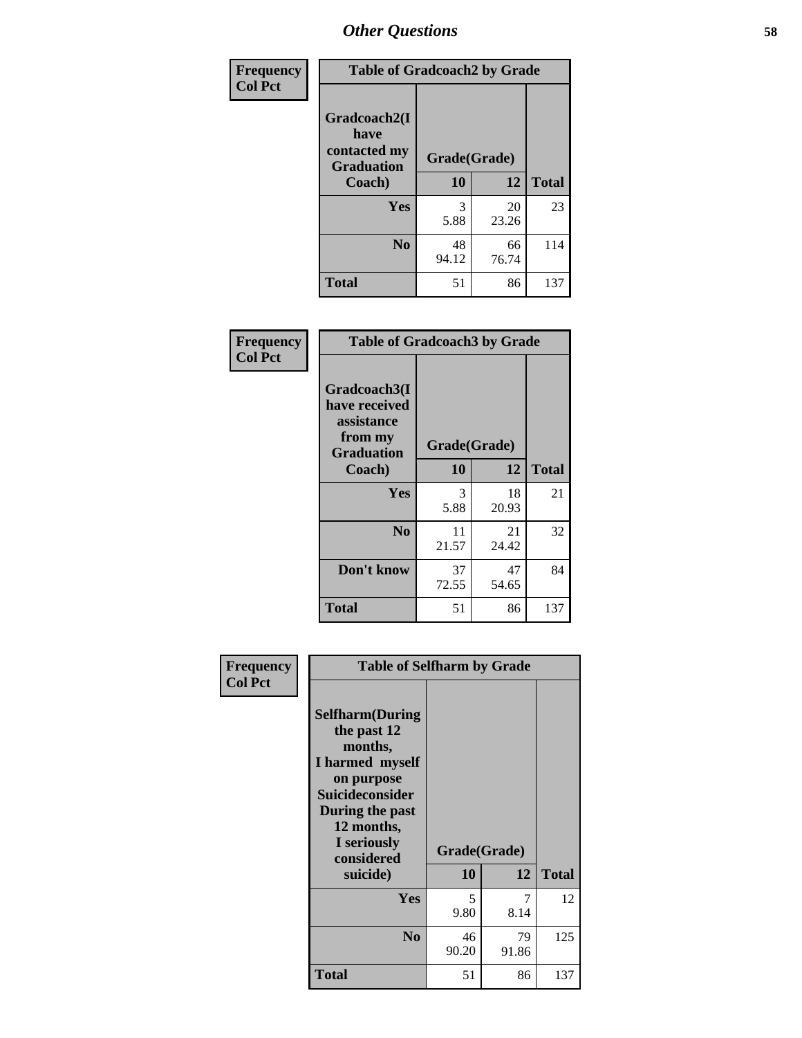# Other Questions

**Frequency Col Pct**

| Table of Gradcoach2 by Grade | | | |
|---|---|---|---|
| Gradcoach2(I have contacted my Graduation Coach) | Grade(Grade) | | |
| | 10 | 12 | Total |
| Yes | 3<br>5.88 | 20<br>23.26 | 23 |
| No | 48<br>94.12 | 66<br>76.74 | 114 |
| Total | 51 | 86 | 137 |

**Frequency Col Pct**

| Table of Gradcoach3 by Grade | | | |
|---|---|---|---|
| Gradcoach3(I have received assistance from my Graduation Coach) | Grade(Grade) | | |
| | 10 | 12 | Total |
| Yes | 3<br>5.88 | 18<br>20.93 | 21 |
| No | 11<br>21.57 | 21<br>24.42 | 32 |
| Don't know | 37<br>72.55 | 47<br>54.65 | 84 |
| Total | 51 | 86 | 137 |

**Frequency Col Pct**

| Table of Selfharm by Grade | | | |
|---|---|---|---|
| Selfharm(During the past 12 months, I harmed myself on purpose Suicideconsider During the past 12 months, I seriously considered suicide) | Grade(Grade) | | |
| | 10 | 12 | Total |
| Yes | 5<br>9.80 | 7<br>8.14 | 12 |
| No | 46<br>90.20 | 79<br>91.86 | 125 |
| Total | 51 | 86 | 137 |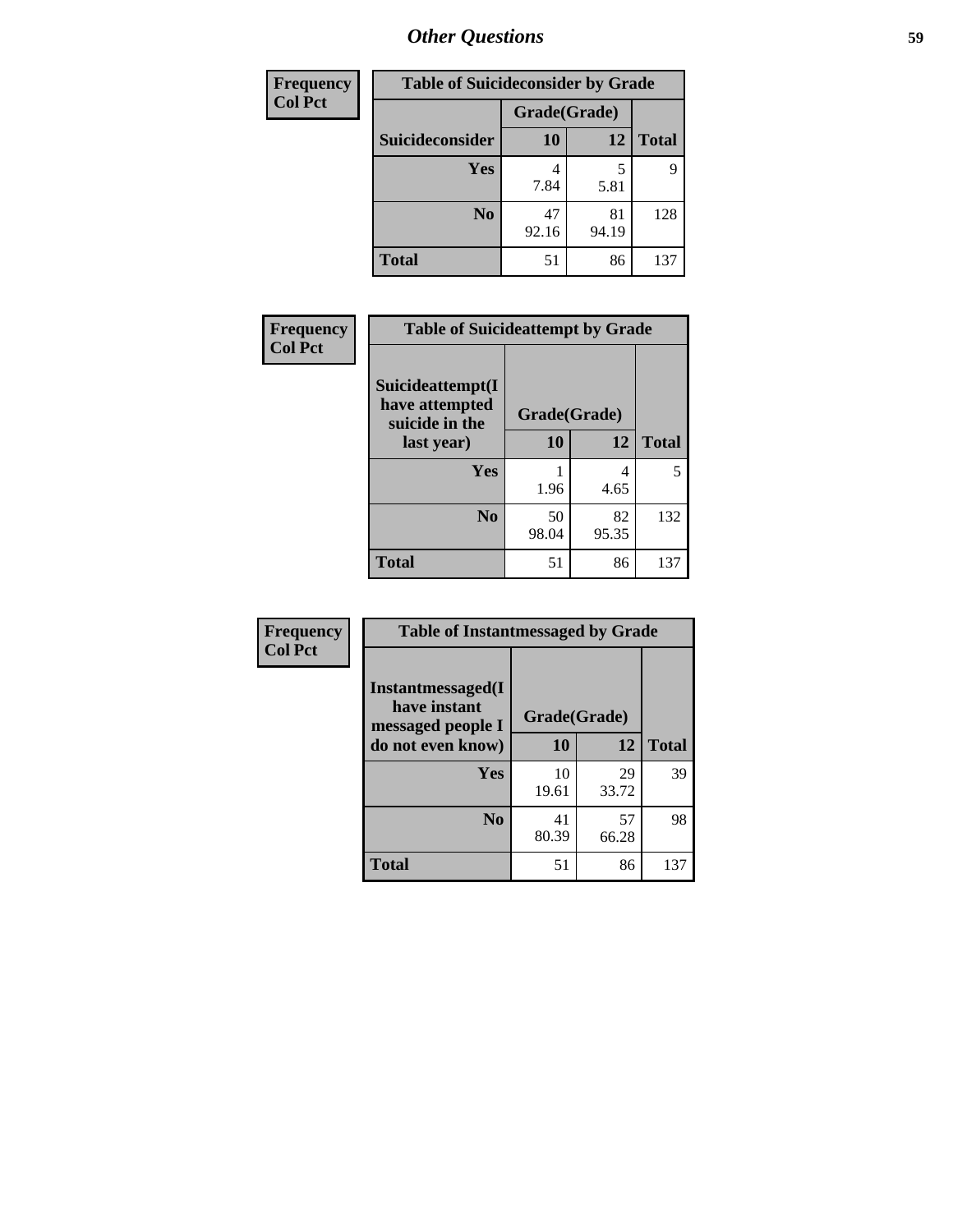# Other Questions

| Frequency<br>Col Pct | Table of Suicideconsider by Grade | | |
|---|---|---|---|
| | Grade(Grade) | | |
| Suicideconsider | 10 | 12 | Total |
| Yes | 4<br>7.84 | 5<br>5.81 | 9 |
| No | 47<br>92.16 | 81<br>94.19 | 128 |
| Total | 51 | 86 | 137 |

| Frequency<br>Col Pct | Table of Suicideattempt by Grade | | |
|---|---|---|---|
| Suicideattempt(I have attempted suicide in the last year) | Grade(Grade)<br>10 | 12 | Total |
| Yes | 1<br>1.96 | 4<br>4.65 | 5 |
| No | 50<br>98.04 | 82<br>95.35 | 132 |
| Total | 51 | 86 | 137 |

| Frequency<br>Col Pct | Table of Instantmessaged by Grade | | |
|---|---|---|---|
| Instantmessaged(I have instant messaged people I do not even know) | Grade(Grade)<br>10 | 12 | Total |
| Yes | 10<br>19.61 | 29<br>33.72 | 39 |
| No | 41<br>80.39 | 57<br>66.28 | 98 |
| Total | 51 | 86 | 137 |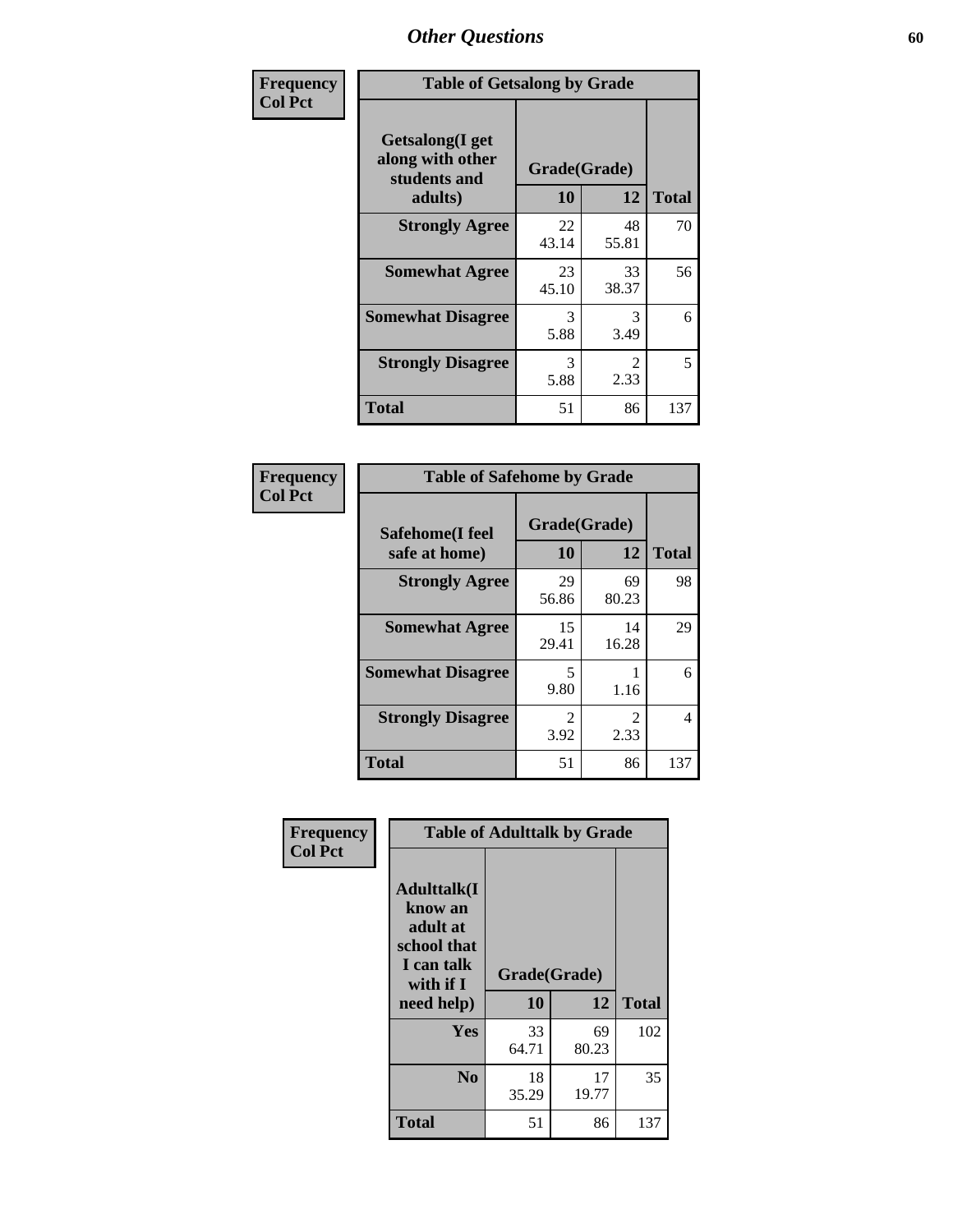## Other Questions

**Frequency**
**Col Pct**

| Table of Getsalong by Grade | | | |
|---|---|---|---|
| **Getsalong(I get along with other students and adults)** | **Grade(Grade)** | | |
| | **10** | **12** | **Total** |
| **Strongly Agree** | 22<br>43.14 | 48<br>55.81 | 70 |
| **Somewhat Agree** | 23<br>45.10 | 33<br>38.37 | 56 |
| **Somewhat Disagree** | 3<br>5.88 | 3<br>3.49 | 6 |
| **Strongly Disagree** | 3<br>5.88 | 2<br>2.33 | 5 |
| **Total** | 51 | 86 | 137 |

**Frequency**
**Col Pct**

| Table of Safehome by Grade | | | |
|---|---|---|---|
| **Safehome(I feel safe at home)** | **Grade(Grade)** | | |
| | **10** | **12** | **Total** |
| **Strongly Agree** | 29<br>56.86 | 69<br>80.23 | 98 |
| **Somewhat Agree** | 15<br>29.41 | 14<br>16.28 | 29 |
| **Somewhat Disagree** | 5<br>9.80 | 1<br>1.16 | 6 |
| **Strongly Disagree** | 2<br>3.92 | 2<br>2.33 | 4 |
| **Total** | 51 | 86 | 137 |

**Frequency**
**Col Pct**

| Table of Adulttalk by Grade | | | |
|---|---|---|---|
| **Adulttalk(I know an adult at school that I can talk with if I need help)** | **Grade(Grade)** | | |
| | **10** | **12** | **Total** |
| **Yes** | 33<br>64.71 | 69<br>80.23 | 102 |
| **No** | 18<br>35.29 | 17<br>19.77 | 35 |
| **Total** | 51 | 86 | 137 |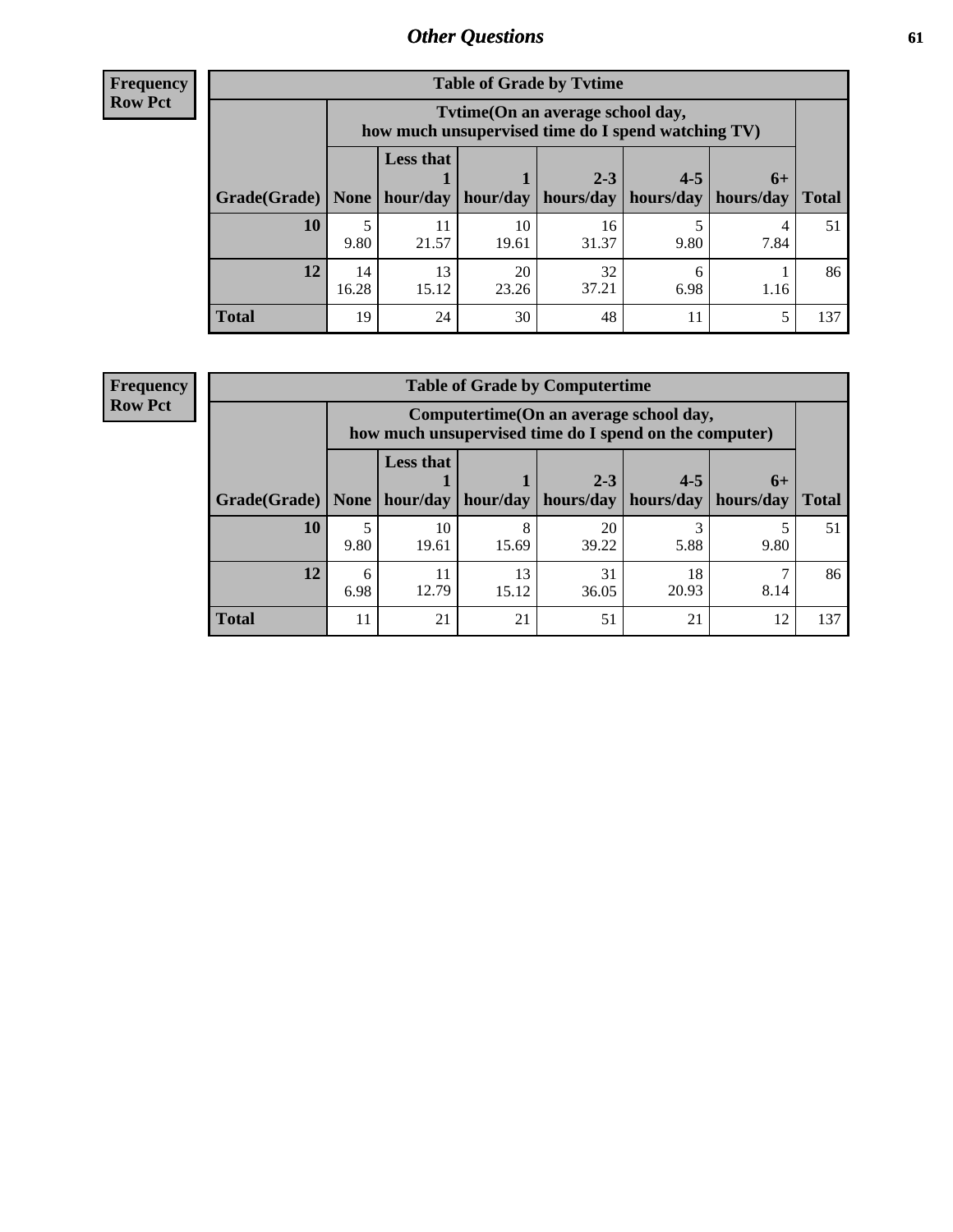## Other Questions

**Frequency**
**Row Pct**

| Table of Grade by Tvtime | | | | | | | |
|---|---|---|---|---|---|---|---|
| | Tvtime(On an average school day, how much unsupervised time do I spend watching TV) | | | | | | |
| Grade(Grade) | None | Less that 1 hour/day | 1 hour/day | 2-3 hours/day | 4-5 hours/day | 6+ hours/day | Total |
| **10** | 5<br>9.80 | 11<br>21.57 | 10<br>19.61 | 16<br>31.37 | 5<br>9.80 | 4<br>7.84 | 51 |
| **12** | 14<br>16.28 | 13<br>15.12 | 20<br>23.26 | 32<br>37.21 | 6<br>6.98 | 1<br>1.16 | 86 |
| **Total** | 19 | 24 | 30 | 48 | 11 | 5 | 137 |

**Frequency**
**Row Pct**

| Table of Grade by Computertime | | | | | | | |
|---|---|---|---|---|---|---|---|
| | Computertime(On an average school day, how much unsupervised time do I spend on the computer) | | | | | | |
| Grade(Grade) | None | Less that 1 hour/day | 1 hour/day | 2-3 hours/day | 4-5 hours/day | 6+ hours/day | Total |
| **10** | 5<br>9.80 | 10<br>19.61 | 8<br>15.69 | 20<br>39.22 | 3<br>5.88 | 5<br>9.80 | 51 |
| **12** | 6<br>6.98 | 11<br>12.79 | 13<br>15.12 | 31<br>36.05 | 18<br>20.93 | 7<br>8.14 | 86 |
| **Total** | 11 | 21 | 21 | 51 | 21 | 12 | 137 |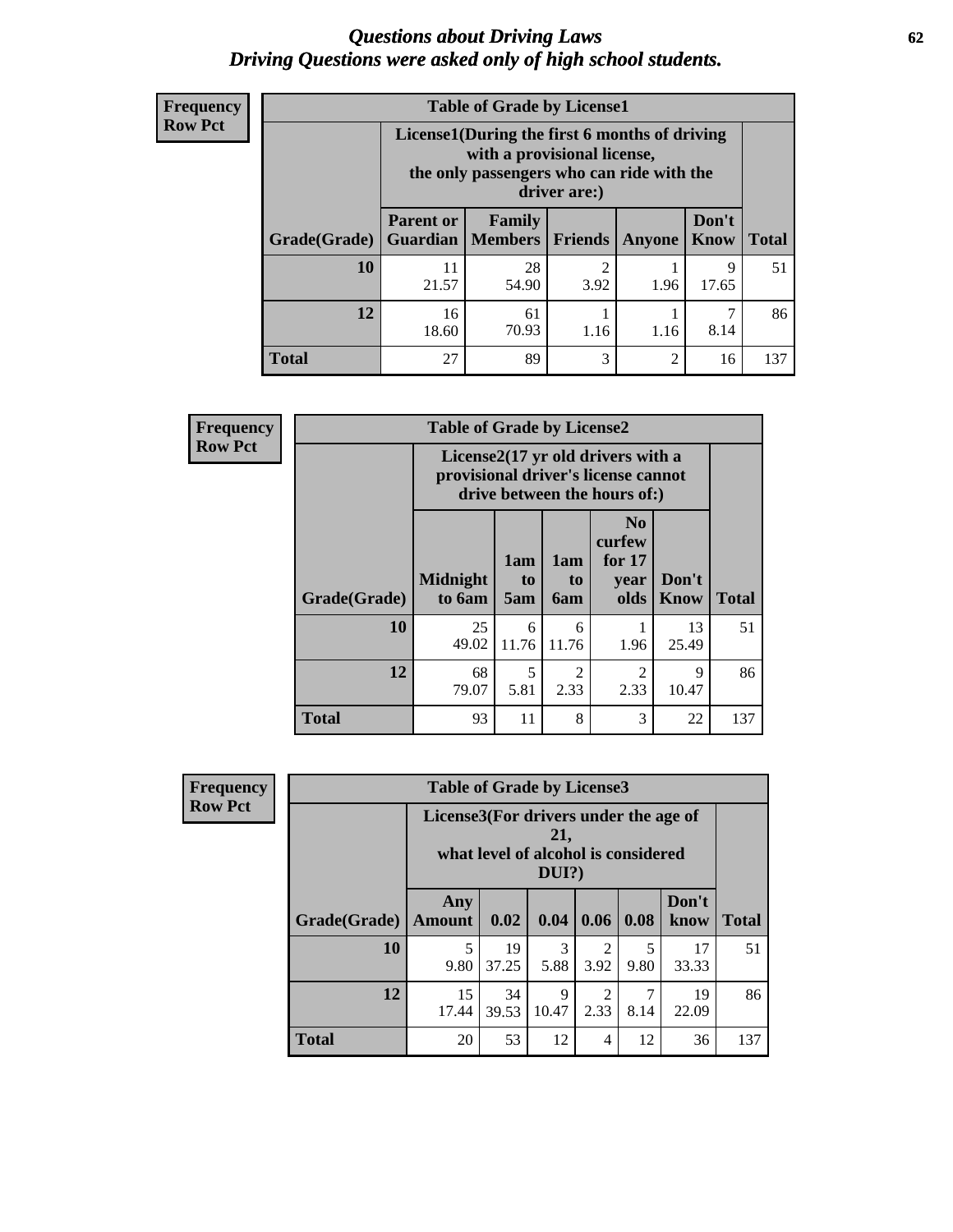# *Questions about Driving Laws*
# *Driving Questions were asked only of high school students.*

**Frequency**
**Row Pct**

**Table of Grade by License1**

| Grade(Grade) | License1(During the first 6 months of driving with a provisional license, the only passengers who can ride with the driver are:) | | | | | Total |
|---|---|---|---|---|---|---|
| | Parent or Guardian | Family Members | Friends | Anyone | Don't Know | |
| **10** | 11<br>21.57 | 28<br>54.90 | 2<br>3.92 | 1<br>1.96 | 9<br>17.65 | 51 |
| **12** | 16<br>18.60 | 61<br>70.93 | 1<br>1.16 | 1<br>1.16 | 7<br>8.14 | 86 |
| **Total** | 27 | 89 | 3 | 2 | 16 | 137 |

**Frequency**
**Row Pct**

**Table of Grade by License2**

| Grade(Grade) | License2(17 yr old drivers with a provisional driver's license cannot drive between the hours of:) | | | | | Total |
|---|---|---|---|---|---|---|
| | Midnight to 6am | 1am to 5am | 1am to 6am | No curfew for 17 year olds | Don't Know | |
| **10** | 25<br>49.02 | 6<br>11.76 | 6<br>11.76 | 1<br>1.96 | 13<br>25.49 | 51 |
| **12** | 68<br>79.07 | 5<br>5.81 | 2<br>2.33 | 2<br>2.33 | 9<br>10.47 | 86 |
| **Total** | 93 | 11 | 8 | 3 | 22 | 137 |

**Frequency**
**Row Pct**

**Table of Grade by License3**

| Grade(Grade) | License3(For drivers under the age of 21, what level of alcohol is considered DUI?) | | | | | | Total |
|---|---|---|---|---|---|---|---|
| | Any Amount | 0.02 | 0.04 | 0.06 | 0.08 | Don't know | |
| **10** | 5<br>9.80 | 19<br>37.25 | 3<br>5.88 | 2<br>3.92 | 5<br>9.80 | 17<br>33.33 | 51 |
| **12** | 15<br>17.44 | 34<br>39.53 | 9<br>10.47 | 2<br>2.33 | 7<br>8.14 | 19<br>22.09 | 86 |
| **Total** | 20 | 53 | 12 | 4 | 12 | 36 | 137 |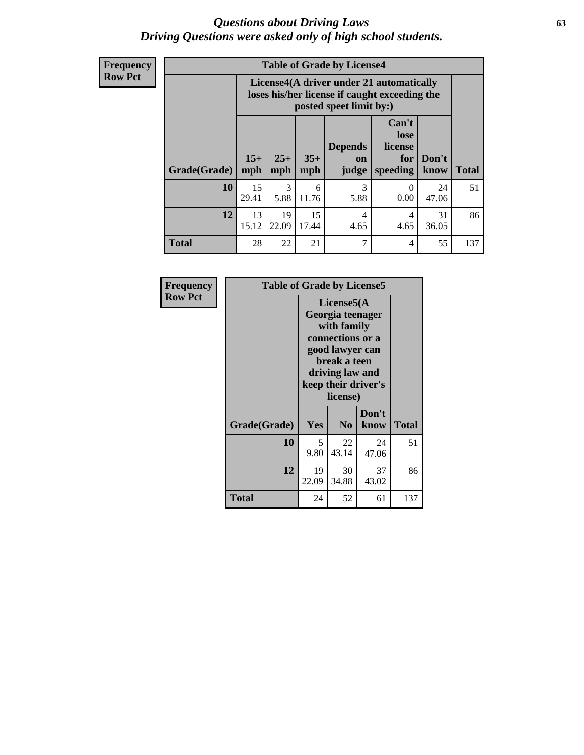# Questions about Driving Laws
## Driving Questions were asked only of high school students.

**Frequency**
**Row Pct**

**Table of Grade by License4**

| Grade(Grade) | License4(A driver under 21 automatically loses his/her license if caught exceeding the posted speet limit by:) | | | | | | Total |
|---|---|---|---|---|---|---|---|
| | 15+ mph | 25+ mph | 35+ mph | Depends on judge | Can't lose license for speeding | Don't know | |
| **10** | 15<br>29.41 | 3<br>5.88 | 6<br>11.76 | 3<br>5.88 | 0<br>0.00 | 24<br>47.06 | 51 |
| **12** | 13<br>15.12 | 19<br>22.09 | 15<br>17.44 | 4<br>4.65 | 4<br>4.65 | 31<br>36.05 | 86 |
| **Total** | 28 | 22 | 21 | 7 | 4 | 55 | 137 |

**Frequency**
**Row Pct**

**Table of Grade by License5**

| Grade(Grade) | License5(A Georgia teenager with family connections or a good lawyer can break a teen driving law and keep their driver's license) | | | Total |
|---|---|---|---|---|
| | Yes | No | Don't know | |
| **10** | 5<br>9.80 | 22<br>43.14 | 24<br>47.06 | 51 |
| **12** | 19<br>22.09 | 30<br>34.88 | 37<br>43.02 | 86 |
| **Total** | 24 | 52 | 61 | 137 |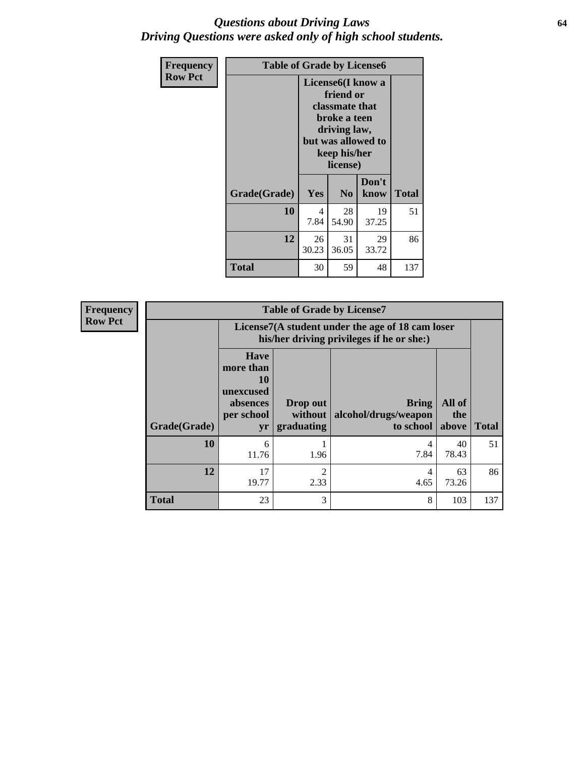# *Questions about Driving Laws*
# *Driving Questions were asked only of high school students.*

**Frequency**
**Row Pct**

**Table of Grade by License6**

| Grade(Grade) | License6(I know a friend or classmate that broke a teen driving law, but was allowed to keep his/her license) | | | Total |
|---|---|---|---|---|
| | Yes | No | Don't know | |
| **10** | 4<br>7.84 | 28<br>54.90 | 19<br>37.25 | 51 |
| **12** | 26<br>30.23 | 31<br>36.05 | 29<br>33.72 | 86 |
| **Total** | 30 | 59 | 48 | 137 |

**Frequency**
**Row Pct**

**Table of Grade by License7**

| Grade(Grade) | License7(A student under the age of 18 cam loser his/her driving privileges if he or she:) | | | | Total |
|---|---|---|---|---|---|
| | Have more than 10 unexcused absences per school yr | Drop out without graduating | Bring alcohol/drugs/weapon to school | All of the above | |
| **10** | 6<br>11.76 | 1<br>1.96 | 4<br>7.84 | 40<br>78.43 | 51 |
| **12** | 17<br>19.77 | 2<br>2.33 | 4<br>4.65 | 63<br>73.26 | 86 |
| **Total** | 23 | 3 | 8 | 103 | 137 |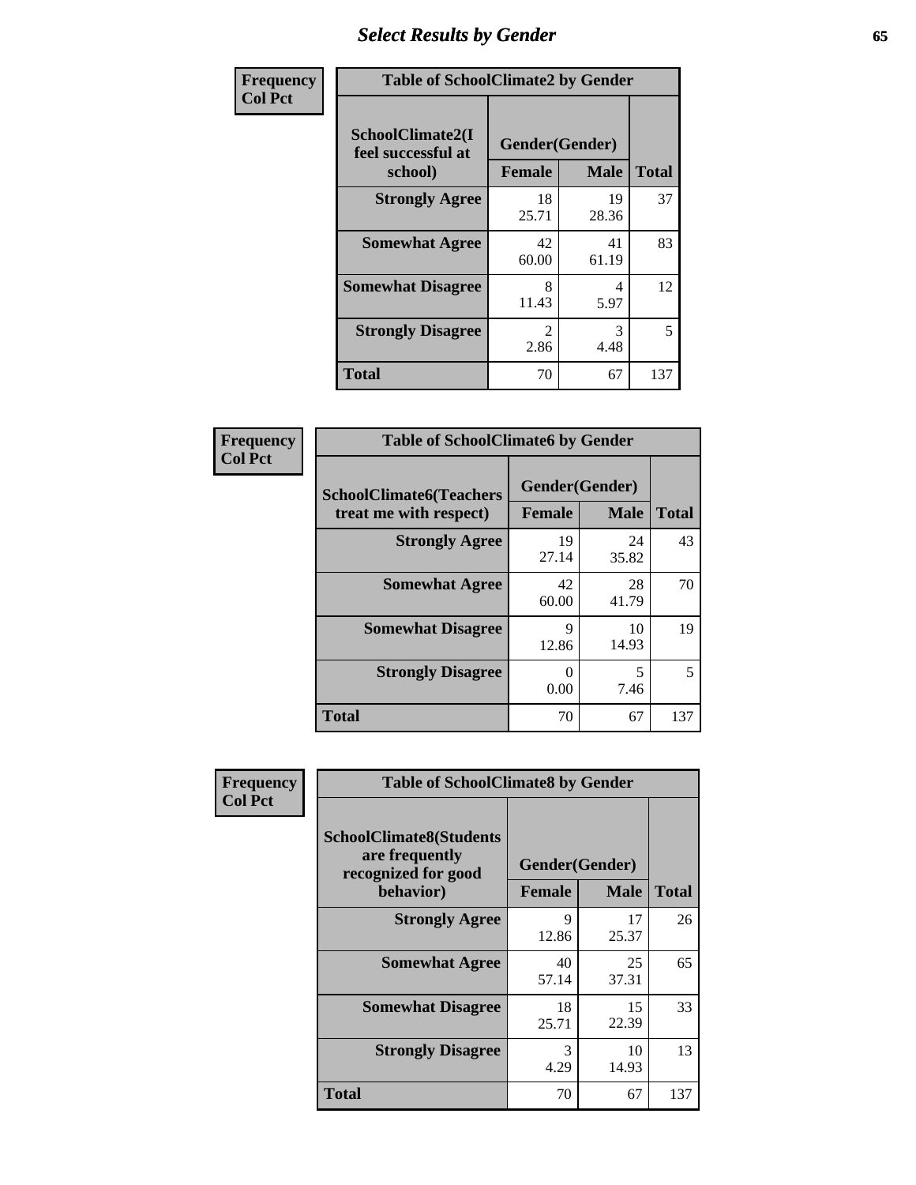## Select Results by Gender

**Frequency / Col Pct**

**Table of SchoolClimate2 by Gender**

| SchoolClimate2(I feel successful at school) | Gender(Gender) | | Total |
|---|---|---|---|
| | Female | Male | |
| Strongly Agree | 18<br>25.71 | 19<br>28.36 | 37 |
| Somewhat Agree | 42<br>60.00 | 41<br>61.19 | 83 |
| Somewhat Disagree | 8<br>11.43 | 4<br>5.97 | 12 |
| Strongly Disagree | 2<br>2.86 | 3<br>4.48 | 5 |
| Total | 70 | 67 | 137 |

**Frequency / Col Pct**

**Table of SchoolClimate6 by Gender**

| SchoolClimate6(Teachers treat me with respect) | Gender(Gender) | | Total |
|---|---|---|---|
| | Female | Male | |
| Strongly Agree | 19<br>27.14 | 24<br>35.82 | 43 |
| Somewhat Agree | 42<br>60.00 | 28<br>41.79 | 70 |
| Somewhat Disagree | 9<br>12.86 | 10<br>14.93 | 19 |
| Strongly Disagree | 0<br>0.00 | 5<br>7.46 | 5 |
| Total | 70 | 67 | 137 |

**Frequency / Col Pct**

**Table of SchoolClimate8 by Gender**

| SchoolClimate8(Students are frequently recognized for good behavior) | Gender(Gender) | | Total |
|---|---|---|---|
| | Female | Male | |
| Strongly Agree | 9<br>12.86 | 17<br>25.37 | 26 |
| Somewhat Agree | 40<br>57.14 | 25<br>37.31 | 65 |
| Somewhat Disagree | 18<br>25.71 | 15<br>22.39 | 33 |
| Strongly Disagree | 3<br>4.29 | 10<br>14.93 | 13 |
| Total | 70 | 67 | 137 |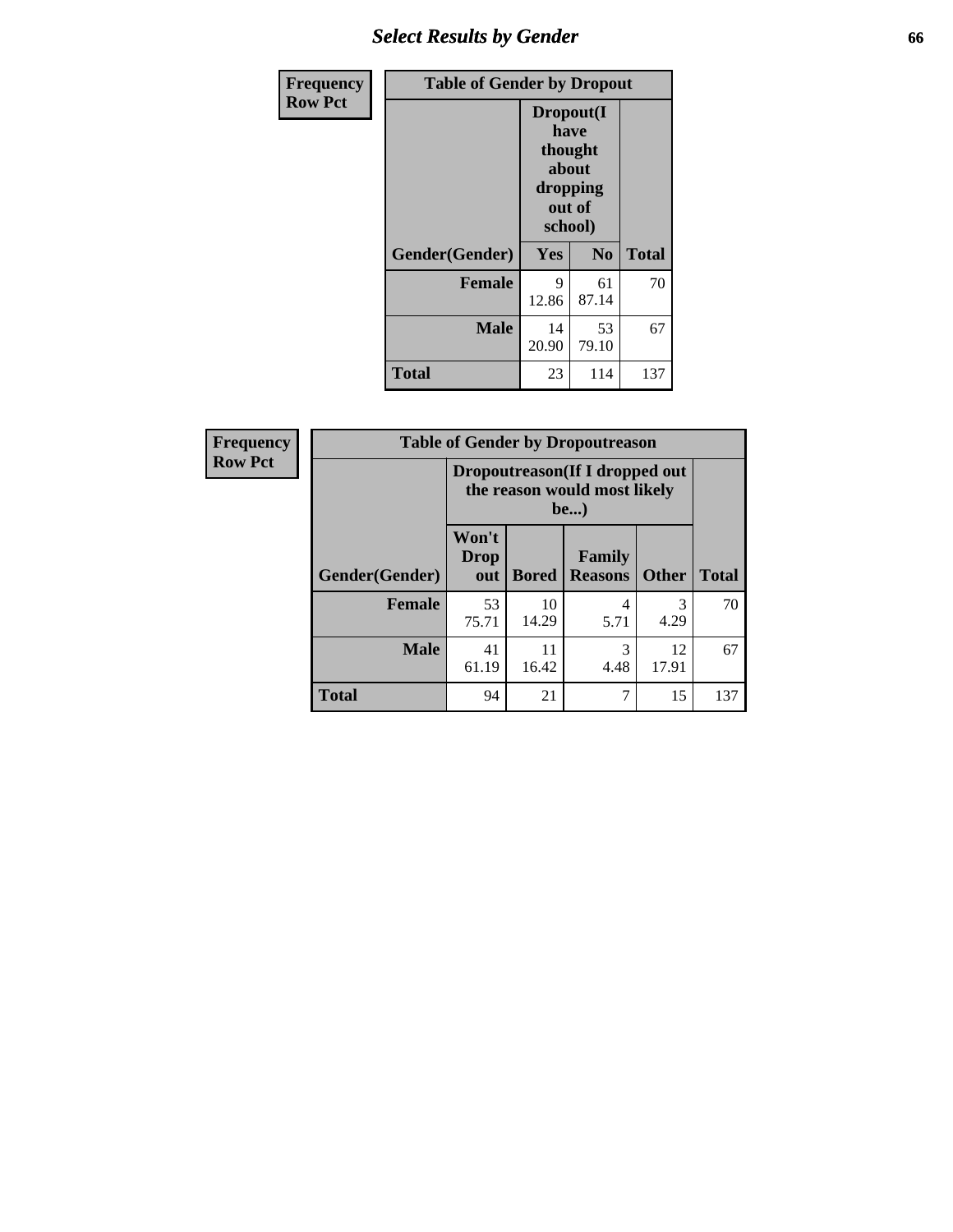## Select Results by Gender

**Frequency**
**Row Pct**

| Table of Gender by Dropout | | | |
|---|---|---|---|
| | Dropout(I have thought about dropping out of school) | | |
| Gender(Gender) | Yes | No | Total |
| **Female** | 9<br>12.86 | 61<br>87.14 | 70 |
| **Male** | 14<br>20.90 | 53<br>79.10 | 67 |
| **Total** | 23 | 114 | 137 |

**Frequency**
**Row Pct**

| Table of Gender by Dropoutreason | | | | | |
|---|---|---|---|---|---|
| | Dropoutreason(If I dropped out the reason would most likely be...) | | | | |
| Gender(Gender) | Won't Drop out | Bored | Family Reasons | Other | Total |
| **Female** | 53<br>75.71 | 10<br>14.29 | 4<br>5.71 | 3<br>4.29 | 70 |
| **Male** | 41<br>61.19 | 11<br>16.42 | 3<br>4.48 | 12<br>17.91 | 67 |
| **Total** | 94 | 21 | 7 | 15 | 137 |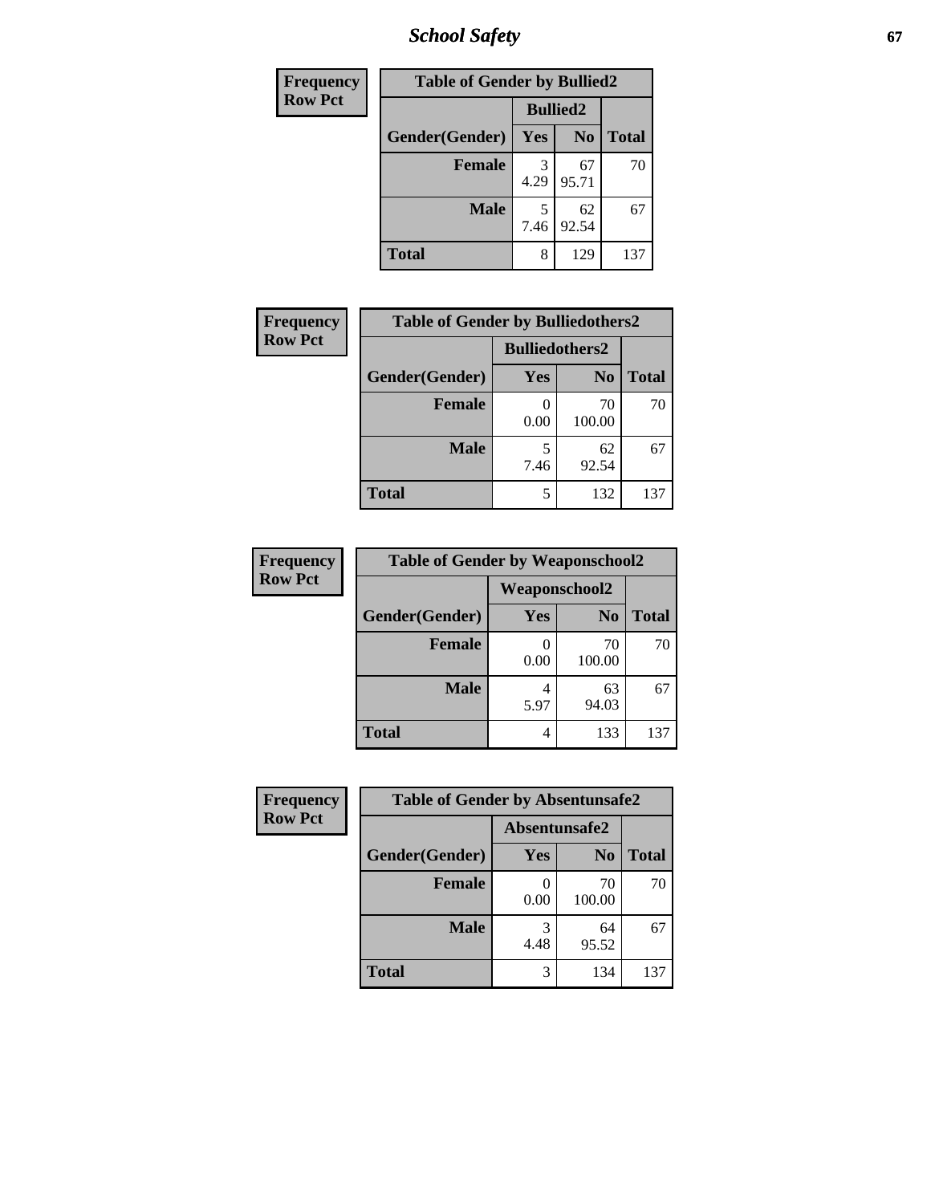# School Safety

| Frequency<br>Row Pct |
|---|

| Table of Gender by Bullied2 | | | |
|---|---|---|---|
| | Bullied2 | | |
| Gender(Gender) | Yes | No | Total |
| Female | 3<br>4.29 | 67<br>95.71 | 70 |
| Male | 5<br>7.46 | 62<br>92.54 | 67 |
| Total | 8 | 129 | 137 |

| Frequency<br>Row Pct |
|---|

| Table of Gender by Bulliedothers2 | | | |
|---|---|---|---|
| | Bulliedothers2 | | |
| Gender(Gender) | Yes | No | Total |
| Female | 0<br>0.00 | 70<br>100.00 | 70 |
| Male | 5<br>7.46 | 62<br>92.54 | 67 |
| Total | 5 | 132 | 137 |

| Frequency<br>Row Pct |
|---|

| Table of Gender by Weaponschool2 | | | |
|---|---|---|---|
| | Weaponschool2 | | |
| Gender(Gender) | Yes | No | Total |
| Female | 0<br>0.00 | 70<br>100.00 | 70 |
| Male | 4<br>5.97 | 63<br>94.03 | 67 |
| Total | 4 | 133 | 137 |

| Frequency<br>Row Pct |
|---|

| Table of Gender by Absentunsafe2 | | | |
|---|---|---|---|
| | Absentunsafe2 | | |
| Gender(Gender) | Yes | No | Total |
| Female | 0<br>0.00 | 70<br>100.00 | 70 |
| Male | 3<br>4.48 | 64<br>95.52 | 67 |
| Total | 3 | 134 | 137 |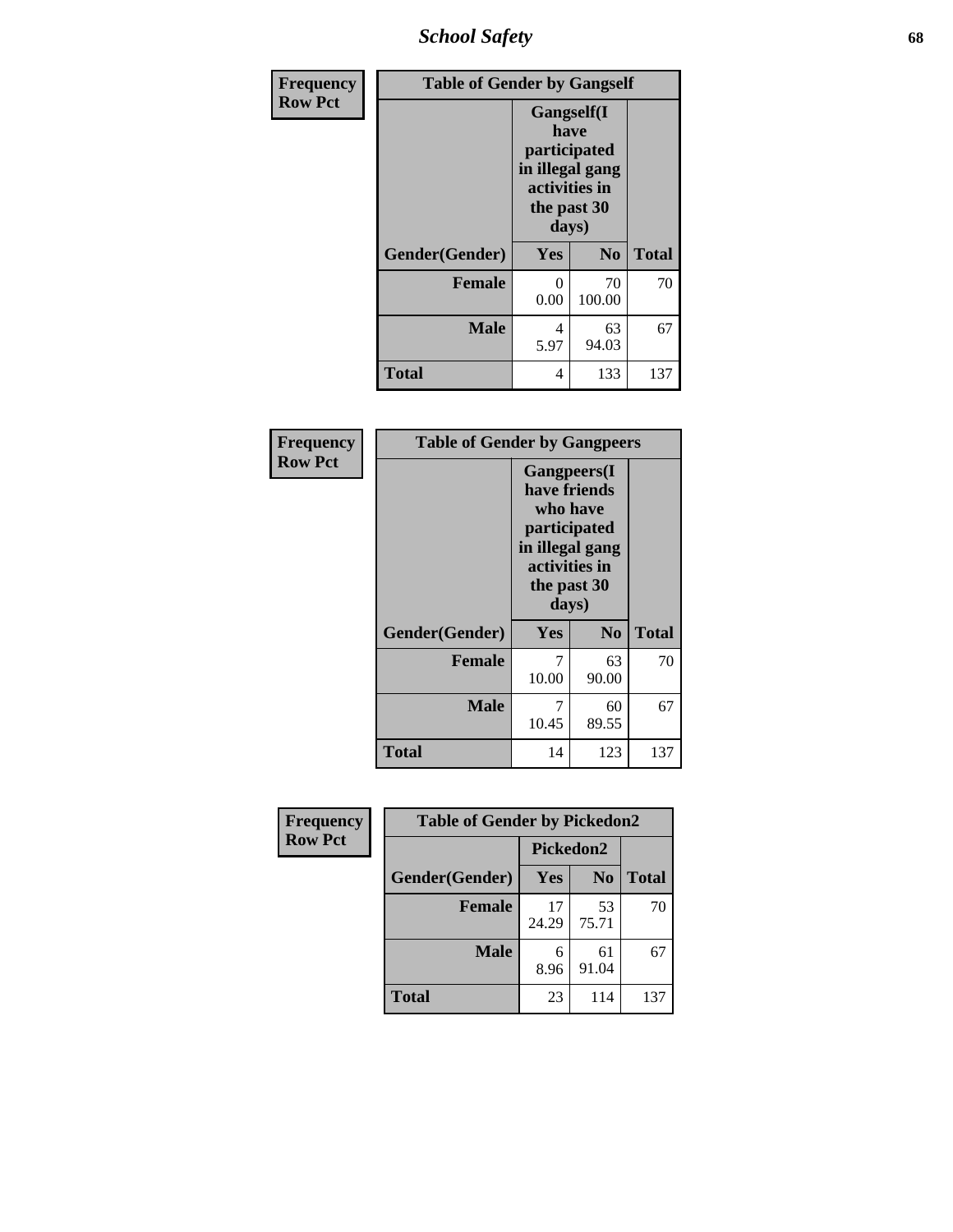| Frequency<br>Row Pct | Table of Gender by Gangself | | |
|---|---|---|---|
| | Gangself(I have participated in illegal gang activities in the past 30 days) | | |
| Gender(Gender) | Yes | No | Total |
| Female | 0<br>0.00 | 70<br>100.00 | 70 |
| Male | 4<br>5.97 | 63<br>94.03 | 67 |
| Total | 4 | 133 | 137 |

| Frequency<br>Row Pct | Table of Gender by Gangpeers | | |
|---|---|---|---|
| | Gangpeers(I have friends who have participated in illegal gang activities in the past 30 days) | | |
| Gender(Gender) | Yes | No | Total |
| Female | 7<br>10.00 | 63<br>90.00 | 70 |
| Male | 7<br>10.45 | 60<br>89.55 | 67 |
| Total | 14 | 123 | 137 |

| Frequency<br>Row Pct | Table of Gender by Pickedon2 | | |
|---|---|---|---|
| | Pickedon2 | | |
| Gender(Gender) | Yes | No | Total |
| Female | 17<br>24.29 | 53<br>75.71 | 70 |
| Male | 6<br>8.96 | 61<br>91.04 | 67 |
| Total | 23 | 114 | 137 |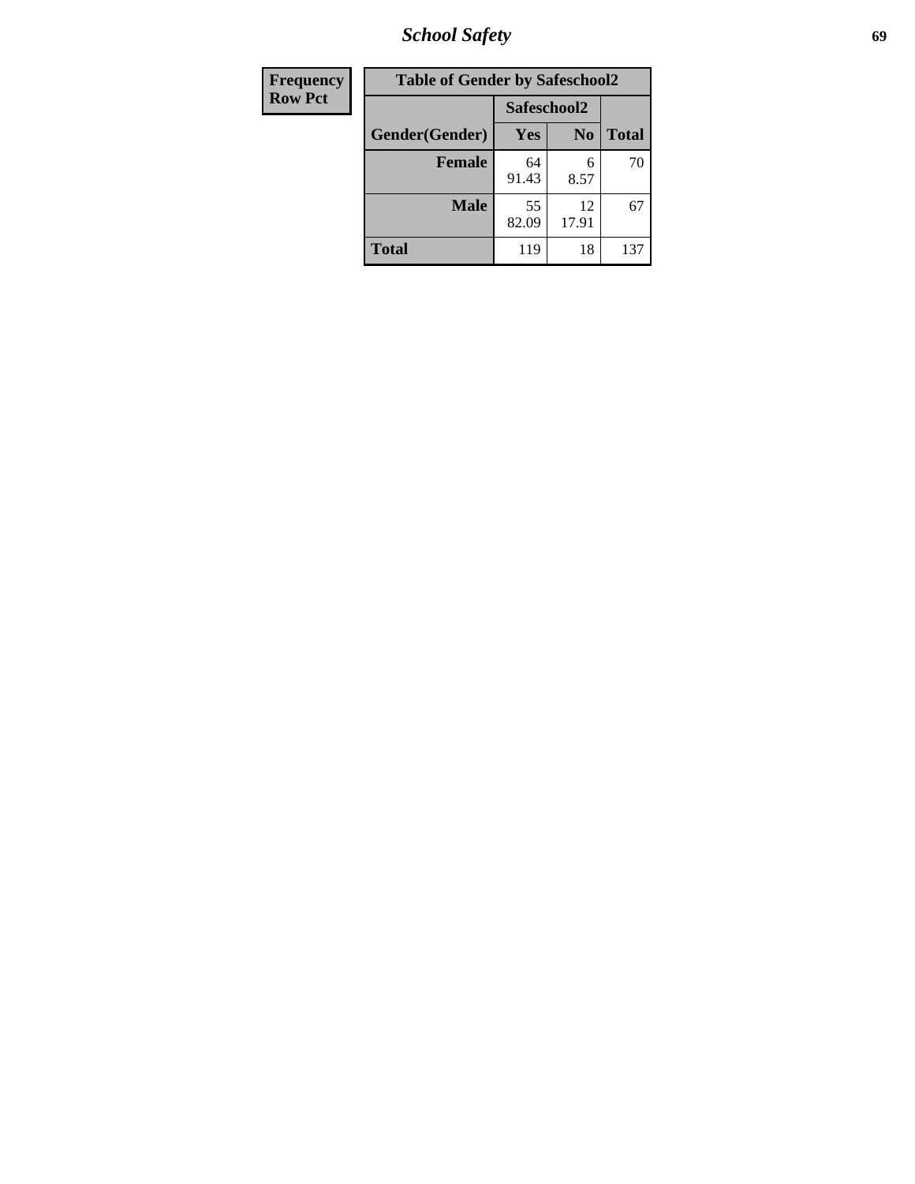| Frequency Row Pct |
|---|

**Table of Gender by Safeschool2**

| Gender(Gender) | Safeschool2 | | Total |
|---|---|---|---|
| | Yes | No | |
| Female | 64<br>91.43 | 6<br>8.57 | 70 |
| Male | 55<br>82.09 | 12<br>17.91 | 67 |
| Total | 119 | 18 | 137 |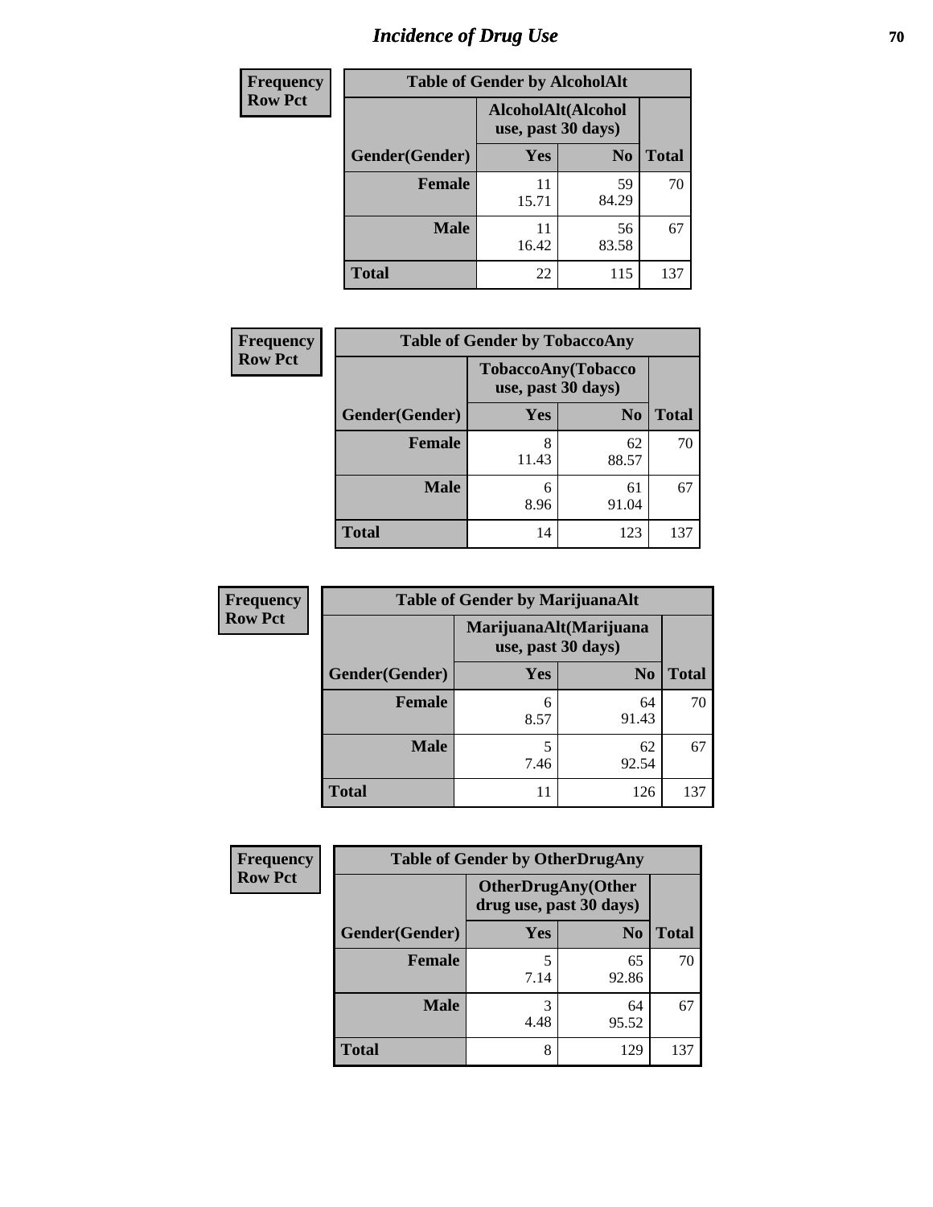# Incidence of Drug Use

| Frequency Row Pct | Table of Gender by AlcoholAlt | | |
|---|---|---|---|
| | AlcoholAlt(Alcohol use, past 30 days) | | |
| Gender(Gender) | Yes | No | Total |
| Female | 11 15.71 | 59 84.29 | 70 |
| Male | 11 16.42 | 56 83.58 | 67 |
| Total | 22 | 115 | 137 |

| Frequency Row Pct | Table of Gender by TobaccoAny | | |
|---|---|---|---|
| | TobaccoAny(Tobacco use, past 30 days) | | |
| Gender(Gender) | Yes | No | Total |
| Female | 8 11.43 | 62 88.57 | 70 |
| Male | 6 8.96 | 61 91.04 | 67 |
| Total | 14 | 123 | 137 |

| Frequency Row Pct | Table of Gender by MarijuanaAlt | | |
|---|---|---|---|
| | MarijuanaAlt(Marijuana use, past 30 days) | | |
| Gender(Gender) | Yes | No | Total |
| Female | 6 8.57 | 64 91.43 | 70 |
| Male | 5 7.46 | 62 92.54 | 67 |
| Total | 11 | 126 | 137 |

| Frequency Row Pct | Table of Gender by OtherDrugAny | | |
|---|---|---|---|
| | OtherDrugAny(Other drug use, past 30 days) | | |
| Gender(Gender) | Yes | No | Total |
| Female | 5 7.14 | 65 92.86 | 70 |
| Male | 3 4.48 | 64 95.52 | 67 |
| Total | 8 | 129 | 137 |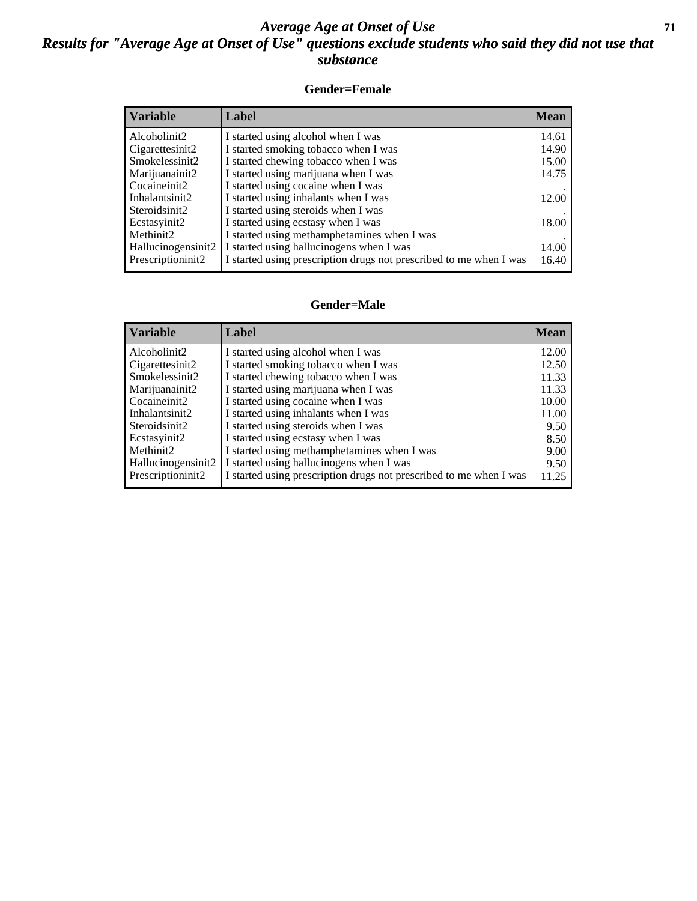# Average Age at Onset of Use

## Results for "Average Age at Onset of Use" questions exclude students who said they did not use that substance

### Gender=Female

| Variable | Label | Mean |
|---|---|---|
| Alcoholinit2 | I started using alcohol when I was | 14.61 |
| Cigarettesinit2 | I started smoking tobacco when I was | 14.90 |
| Smokelessinit2 | I started chewing tobacco when I was | 15.00 |
| Marijuanainit2 | I started using marijuana when I was | 14.75 |
| Cocaineinit2 | I started using cocaine when I was | . |
| Inhalantsinit2 | I started using inhalants when I was | 12.00 |
| Steroidsinit2 | I started using steroids when I was | . |
| Ecstasyinit2 | I started using ecstasy when I was | 18.00 |
| Methinit2 | I started using methamphetamines when I was | . |
| Hallucinogensinit2 | I started using hallucinogens when I was | 14.00 |
| Prescriptioninit2 | I started using prescription drugs not prescribed to me when I was | 16.40 |

### Gender=Male

| Variable | Label | Mean |
|---|---|---|
| Alcoholinit2 | I started using alcohol when I was | 12.00 |
| Cigarettesinit2 | I started smoking tobacco when I was | 12.50 |
| Smokelessinit2 | I started chewing tobacco when I was | 11.33 |
| Marijuanainit2 | I started using marijuana when I was | 11.33 |
| Cocaineinit2 | I started using cocaine when I was | 10.00 |
| Inhalantsinit2 | I started using inhalants when I was | 11.00 |
| Steroidsinit2 | I started using steroids when I was | 9.50 |
| Ecstasyinit2 | I started using ecstasy when I was | 8.50 |
| Methinit2 | I started using methamphetamines when I was | 9.00 |
| Hallucinogensinit2 | I started using hallucinogens when I was | 9.50 |
| Prescriptioninit2 | I started using prescription drugs not prescribed to me when I was | 11.25 |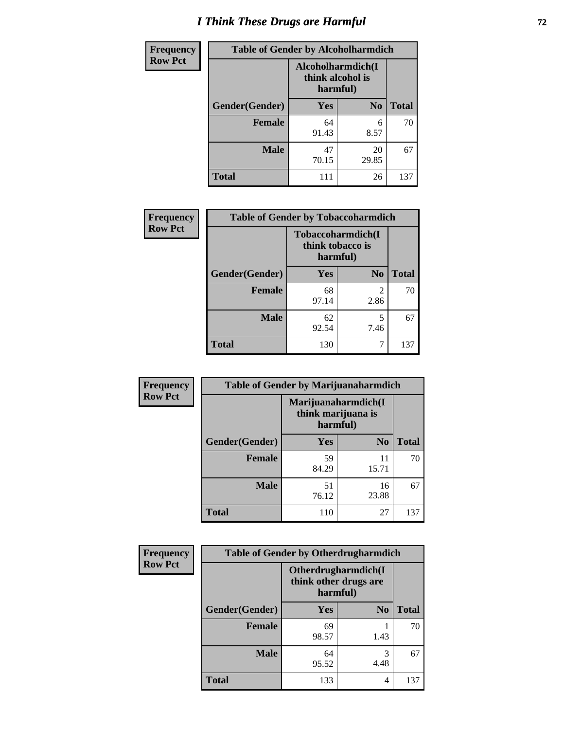# I Think These Drugs are Harmful

| Frequency<br>Row Pct | Table of Gender by Alcoholharmdich | | |
|---|---|---|---|
| | Alcoholharmdich(I think alcohol is harmful) | | |
| Gender(Gender) | Yes | No | Total |
| Female | 64<br>91.43 | 6<br>8.57 | 70 |
| Male | 47<br>70.15 | 20<br>29.85 | 67 |
| Total | 111 | 26 | 137 |

| Frequency<br>Row Pct | Table of Gender by Tobaccoharmdich | | |
|---|---|---|---|
| | Tobaccoharmdich(I think tobacco is harmful) | | |
| Gender(Gender) | Yes | No | Total |
| Female | 68<br>97.14 | 2<br>2.86 | 70 |
| Male | 62<br>92.54 | 5<br>7.46 | 67 |
| Total | 130 | 7 | 137 |

| Frequency<br>Row Pct | Table of Gender by Marijuanaharmdich | | |
|---|---|---|---|
| | Marijuanaharmdich(I think marijuana is harmful) | | |
| Gender(Gender) | Yes | No | Total |
| Female | 59<br>84.29 | 11<br>15.71 | 70 |
| Male | 51<br>76.12 | 16<br>23.88 | 67 |
| Total | 110 | 27 | 137 |

| Frequency<br>Row Pct | Table of Gender by Otherdrugharmdich | | |
|---|---|---|---|
| | Otherdrugharmdich(I think other drugs are harmful) | | |
| Gender(Gender) | Yes | No | Total |
| Female | 69<br>98.57 | 1<br>1.43 | 70 |
| Male | 64<br>95.52 | 3<br>4.48 | 67 |
| Total | 133 | 4 | 137 |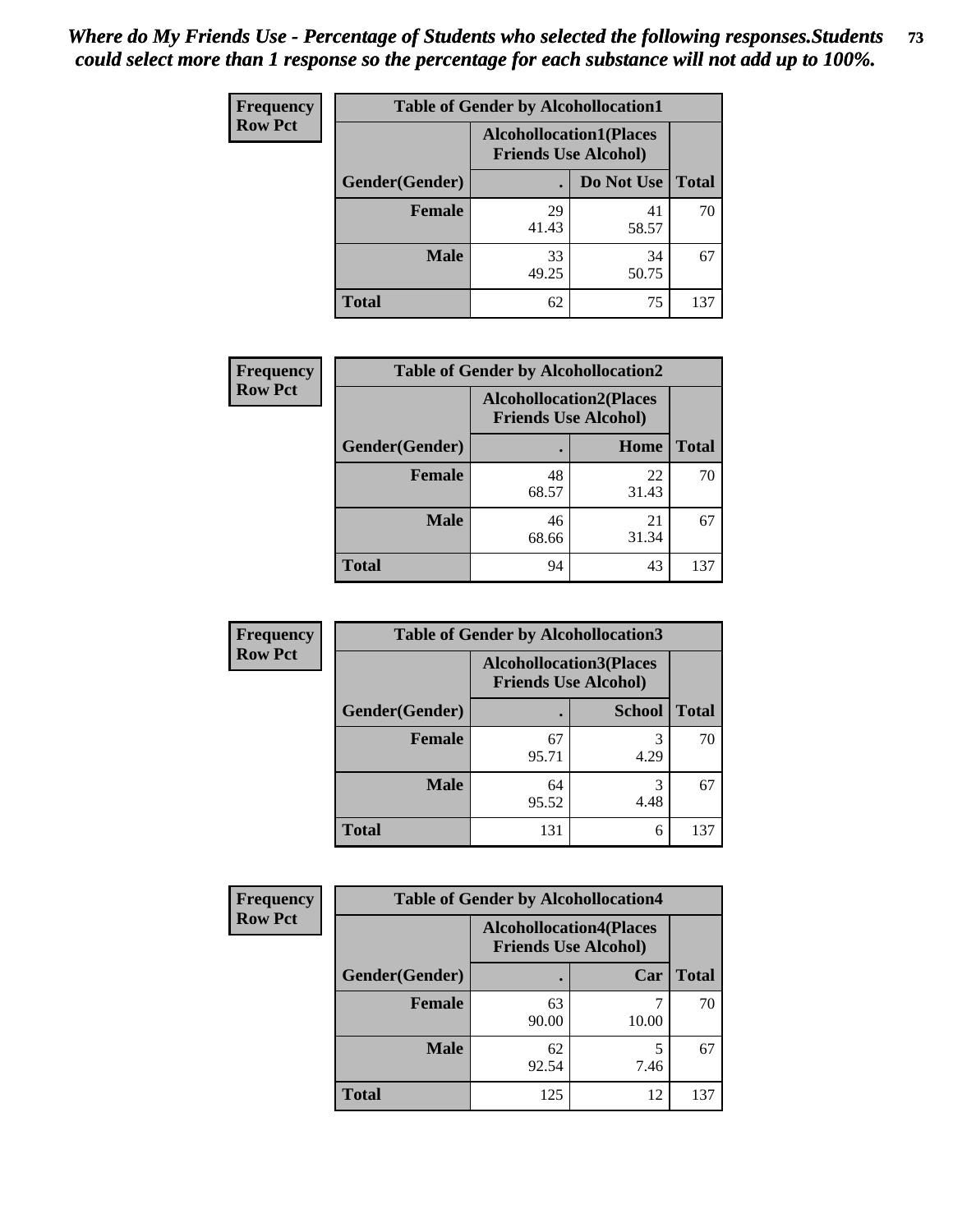*Where do My Friends Use - Percentage of Students who selected the following responses.Students could select more than 1 response so the percentage for each substance will not add up to 100%.*

**Frequency**
**Row Pct**

| Table of Gender by Alcohollocation1 | | | |
|---|---|---|---|
| | Alcohollocation1(Places Friends Use Alcohol) | | |
| Gender(Gender) | . | Do Not Use | Total |
| **Female** | 29<br>41.43 | 41<br>58.57 | 70 |
| **Male** | 33<br>49.25 | 34<br>50.75 | 67 |
| **Total** | 62 | 75 | 137 |

**Frequency**
**Row Pct**

| Table of Gender by Alcohollocation2 | | | |
|---|---|---|---|
| | Alcohollocation2(Places Friends Use Alcohol) | | |
| Gender(Gender) | . | Home | Total |
| **Female** | 48<br>68.57 | 22<br>31.43 | 70 |
| **Male** | 46<br>68.66 | 21<br>31.34 | 67 |
| **Total** | 94 | 43 | 137 |

**Frequency**
**Row Pct**

| Table of Gender by Alcohollocation3 | | | |
|---|---|---|---|
| | Alcohollocation3(Places Friends Use Alcohol) | | |
| Gender(Gender) | . | School | Total |
| **Female** | 67<br>95.71 | 3<br>4.29 | 70 |
| **Male** | 64<br>95.52 | 3<br>4.48 | 67 |
| **Total** | 131 | 6 | 137 |

**Frequency**
**Row Pct**

| Table of Gender by Alcohollocation4 | | | |
|---|---|---|---|
| | Alcohollocation4(Places Friends Use Alcohol) | | |
| Gender(Gender) | . | Car | Total |
| **Female** | 63<br>90.00 | 7<br>10.00 | 70 |
| **Male** | 62<br>92.54 | 5<br>7.46 | 67 |
| **Total** | 125 | 12 | 137 |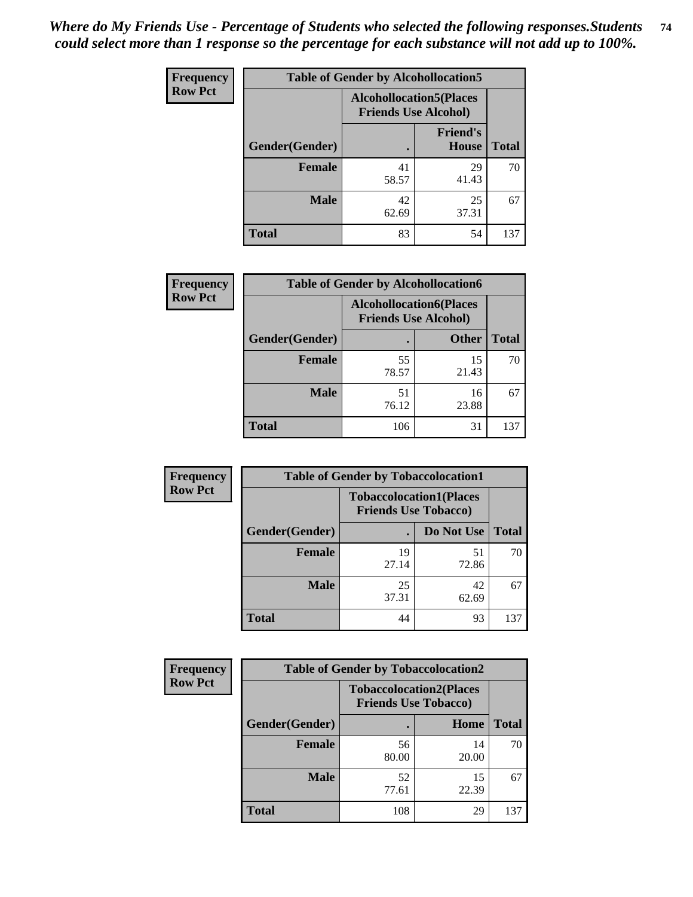*Where do My Friends Use - Percentage of Students who selected the following responses.Students could select more than 1 response so the percentage for each substance will not add up to 100%.*

**Frequency**
**Row Pct**

| Table of Gender by Alcohollocation5 | | | |
|---|---|---|---|
| | Alcohollocation5(Places Friends Use Alcohol) | | |
| Gender(Gender) | . | Friend's House | Total |
| **Female** | 41<br>58.57 | 29<br>41.43 | 70 |
| **Male** | 42<br>62.69 | 25<br>37.31 | 67 |
| **Total** | 83 | 54 | 137 |

**Frequency**
**Row Pct**

| Table of Gender by Alcohollocation6 | | | |
|---|---|---|---|
| | Alcohollocation6(Places Friends Use Alcohol) | | |
| Gender(Gender) | . | Other | Total |
| **Female** | 55<br>78.57 | 15<br>21.43 | 70 |
| **Male** | 51<br>76.12 | 16<br>23.88 | 67 |
| **Total** | 106 | 31 | 137 |

**Frequency**
**Row Pct**

| Table of Gender by Tobaccolocation1 | | | |
|---|---|---|---|
| | Tobaccolocation1(Places Friends Use Tobacco) | | |
| Gender(Gender) | . | Do Not Use | Total |
| **Female** | 19<br>27.14 | 51<br>72.86 | 70 |
| **Male** | 25<br>37.31 | 42<br>62.69 | 67 |
| **Total** | 44 | 93 | 137 |

**Frequency**
**Row Pct**

| Table of Gender by Tobaccolocation2 | | | |
|---|---|---|---|
| | Tobaccolocation2(Places Friends Use Tobacco) | | |
| Gender(Gender) | . | Home | Total |
| **Female** | 56<br>80.00 | 14<br>20.00 | 70 |
| **Male** | 52<br>77.61 | 15<br>22.39 | 67 |
| **Total** | 108 | 29 | 137 |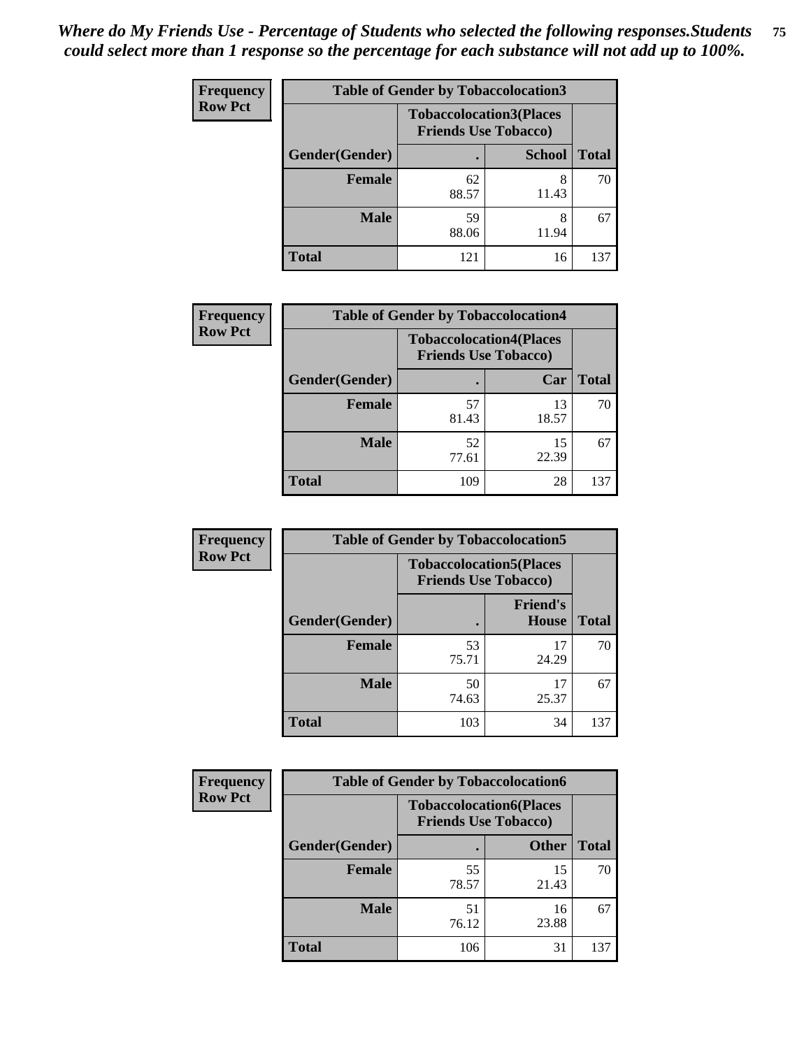*Where do My Friends Use - Percentage of Students who selected the following responses.Students could select more than 1 response so the percentage for each substance will not add up to 100%.*

**Frequency Row Pct**

| Table of Gender by Tobaccolocation3 | | | |
|---|---|---|---|
| | Tobaccolocation3(Places Friends Use Tobacco) | | |
| Gender(Gender) | . | School | Total |
| Female | 62<br>88.57 | 8<br>11.43 | 70 |
| Male | 59<br>88.06 | 8<br>11.94 | 67 |
| Total | 121 | 16 | 137 |

**Frequency Row Pct**

| Table of Gender by Tobaccolocation4 | | | |
|---|---|---|---|
| | Tobaccolocation4(Places Friends Use Tobacco) | | |
| Gender(Gender) | . | Car | Total |
| Female | 57<br>81.43 | 13<br>18.57 | 70 |
| Male | 52<br>77.61 | 15<br>22.39 | 67 |
| Total | 109 | 28 | 137 |

**Frequency Row Pct**

| Table of Gender by Tobaccolocation5 | | | |
|---|---|---|---|
| | Tobaccolocation5(Places Friends Use Tobacco) | | |
| Gender(Gender) | . | Friend's House | Total |
| Female | 53<br>75.71 | 17<br>24.29 | 70 |
| Male | 50<br>74.63 | 17<br>25.37 | 67 |
| Total | 103 | 34 | 137 |

**Frequency Row Pct**

| Table of Gender by Tobaccolocation6 | | | |
|---|---|---|---|
| | Tobaccolocation6(Places Friends Use Tobacco) | | |
| Gender(Gender) | . | Other | Total |
| Female | 55<br>78.57 | 15<br>21.43 | 70 |
| Male | 51<br>76.12 | 16<br>23.88 | 67 |
| Total | 106 | 31 | 137 |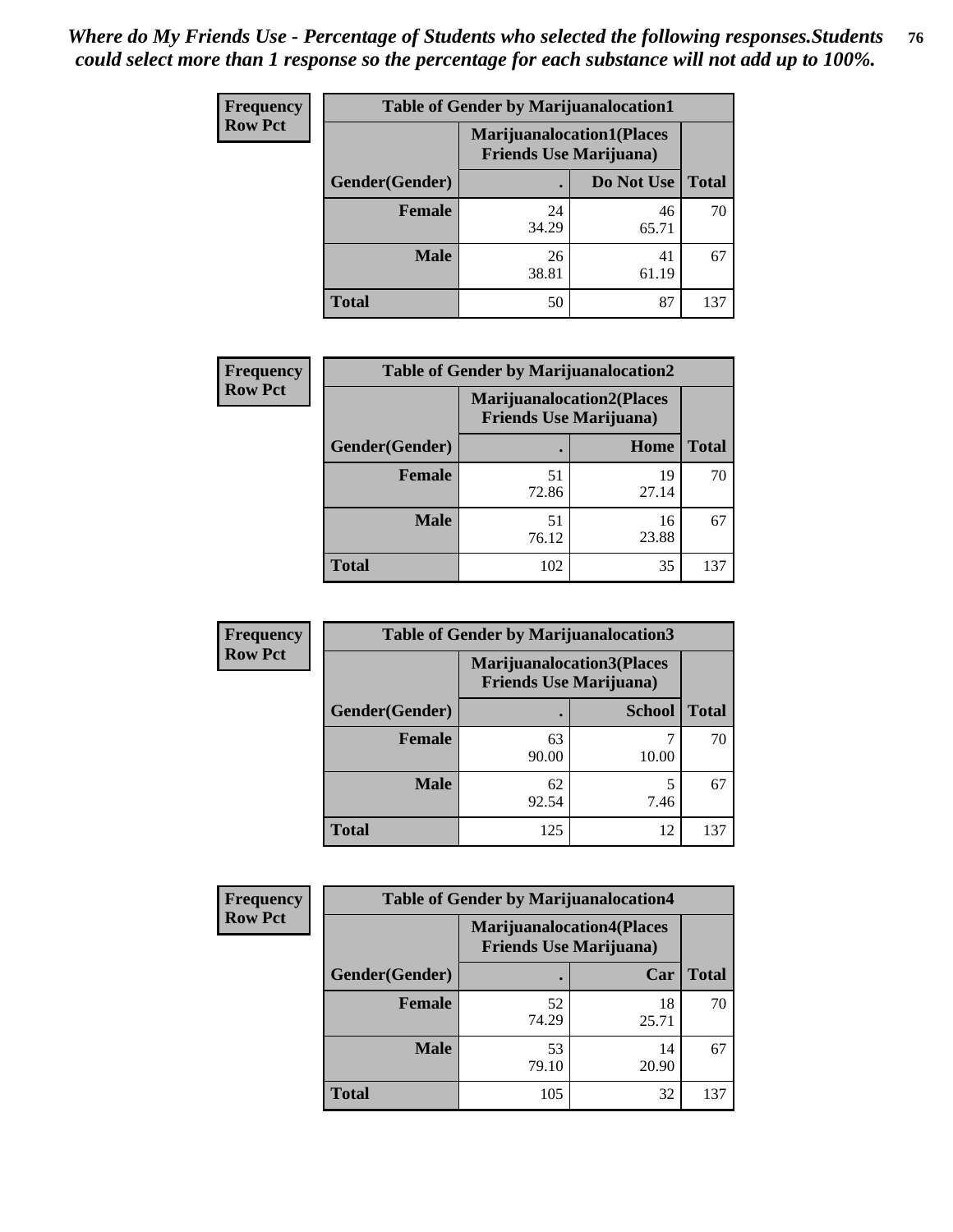*Where do My Friends Use - Percentage of Students who selected the following responses.Students could select more than 1 response so the percentage for each substance will not add up to 100%.*

**Frequency Row Pct**

| Table of Gender by Marijuanalocation1 | | | |
|---|---|---|---|
| | Marijuanalocation1(Places Friends Use Marijuana) | | |
| Gender(Gender) | . | Do Not Use | Total |
| Female | 24<br>34.29 | 46<br>65.71 | 70 |
| Male | 26<br>38.81 | 41<br>61.19 | 67 |
| Total | 50 | 87 | 137 |

**Frequency Row Pct**

| Table of Gender by Marijuanalocation2 | | | |
|---|---|---|---|
| | Marijuanalocation2(Places Friends Use Marijuana) | | |
| Gender(Gender) | . | Home | Total |
| Female | 51<br>72.86 | 19<br>27.14 | 70 |
| Male | 51<br>76.12 | 16<br>23.88 | 67 |
| Total | 102 | 35 | 137 |

**Frequency Row Pct**

| Table of Gender by Marijuanalocation3 | | | |
|---|---|---|---|
| | Marijuanalocation3(Places Friends Use Marijuana) | | |
| Gender(Gender) | . | School | Total |
| Female | 63<br>90.00 | 7<br>10.00 | 70 |
| Male | 62<br>92.54 | 5<br>7.46 | 67 |
| Total | 125 | 12 | 137 |

**Frequency Row Pct**

| Table of Gender by Marijuanalocation4 | | | |
|---|---|---|---|
| | Marijuanalocation4(Places Friends Use Marijuana) | | |
| Gender(Gender) | . | Car | Total |
| Female | 52<br>74.29 | 18<br>25.71 | 70 |
| Male | 53<br>79.10 | 14<br>20.90 | 67 |
| Total | 105 | 32 | 137 |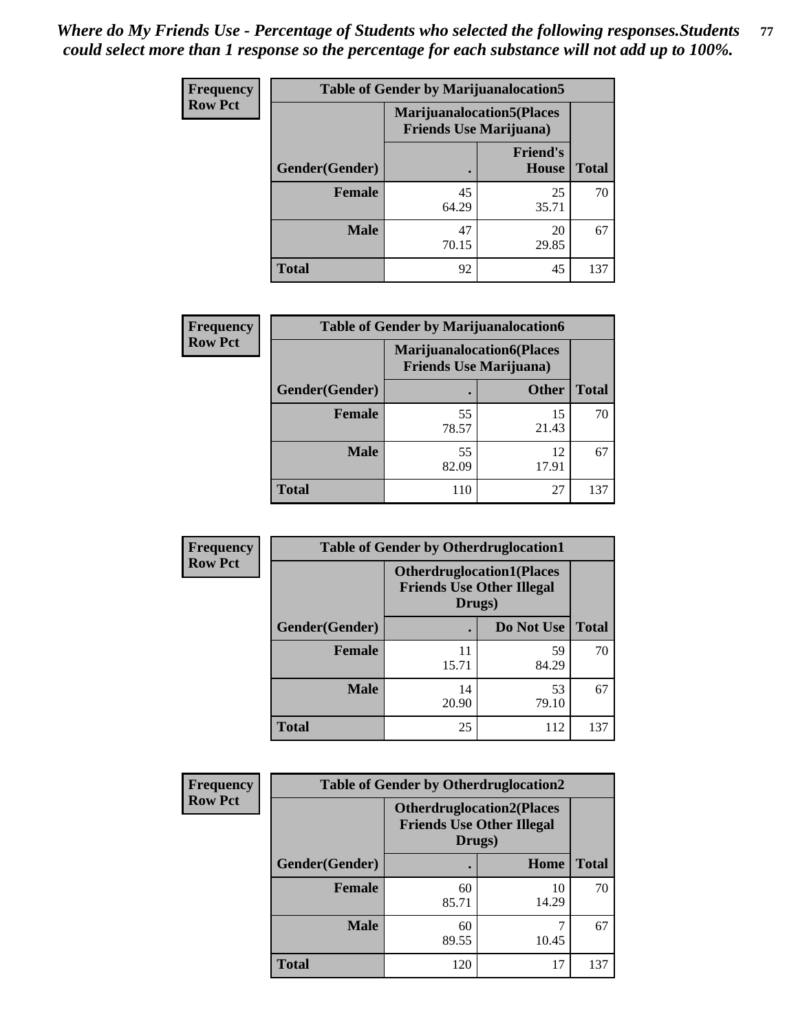*Where do My Friends Use - Percentage of Students who selected the following responses.Students could select more than 1 response so the percentage for each substance will not add up to 100%.*

**Table of Gender by Marijuanalocation5**

| Frequency Row Pct | Marijuanalocation5(Places Friends Use Marijuana) | | |
|---|---|---|---|
| Gender(Gender) | . | Friend's House | Total |
| **Female** | 45<br>64.29 | 25<br>35.71 | 70 |
| **Male** | 47<br>70.15 | 20<br>29.85 | 67 |
| **Total** | 92 | 45 | 137 |

**Table of Gender by Marijuanalocation6**

| Frequency Row Pct | Marijuanalocation6(Places Friends Use Marijuana) | | |
|---|---|---|---|
| Gender(Gender) | . | Other | Total |
| **Female** | 55<br>78.57 | 15<br>21.43 | 70 |
| **Male** | 55<br>82.09 | 12<br>17.91 | 67 |
| **Total** | 110 | 27 | 137 |

**Table of Gender by Otherdruglocation1**

| Frequency Row Pct | Otherdruglocation1(Places Friends Use Other Illegal Drugs) | | |
|---|---|---|---|
| Gender(Gender) | . | Do Not Use | Total |
| **Female** | 11<br>15.71 | 59<br>84.29 | 70 |
| **Male** | 14<br>20.90 | 53<br>79.10 | 67 |
| **Total** | 25 | 112 | 137 |

**Table of Gender by Otherdruglocation2**

| Frequency Row Pct | Otherdruglocation2(Places Friends Use Other Illegal Drugs) | | |
|---|---|---|---|
| Gender(Gender) | . | Home | Total |
| **Female** | 60<br>85.71 | 10<br>14.29 | 70 |
| **Male** | 60<br>89.55 | 7<br>10.45 | 67 |
| **Total** | 120 | 17 | 137 |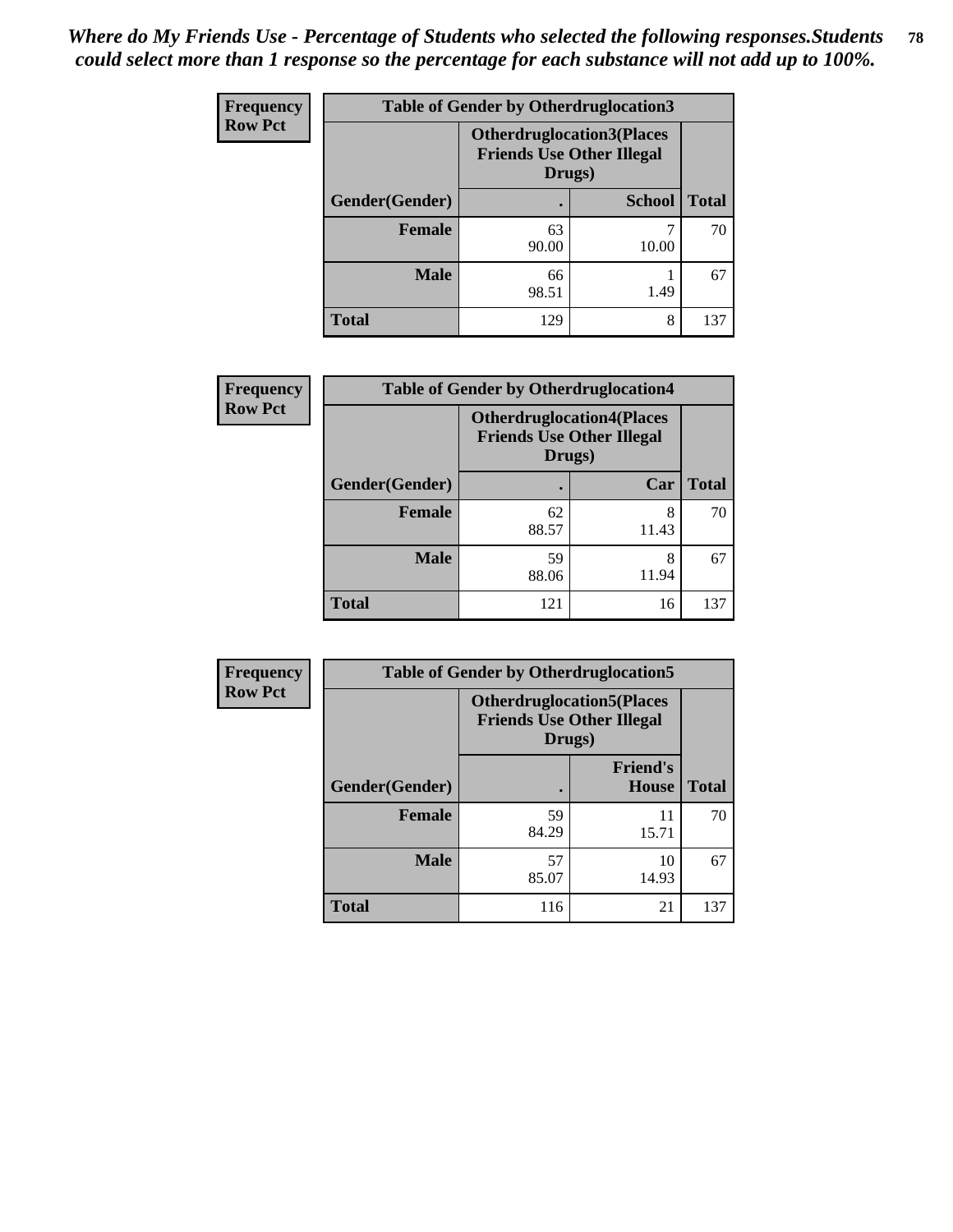*Where do My Friends Use - Percentage of Students who selected the following responses.Students could select more than 1 response so the percentage for each substance will not add up to 100%.*

**Frequency Row Pct**

| Table of Gender by Otherdruglocation3 | | | |
|---|---|---|---|
| | Otherdruglocation3(Places Friends Use Other Illegal Drugs) | | |
| Gender(Gender) | . | School | Total |
| **Female** | 63<br>90.00 | 7<br>10.00 | 70 |
| **Male** | 66<br>98.51 | 1<br>1.49 | 67 |
| **Total** | 129 | 8 | 137 |

**Frequency Row Pct**

| Table of Gender by Otherdruglocation4 | | | |
|---|---|---|---|
| | Otherdruglocation4(Places Friends Use Other Illegal Drugs) | | |
| Gender(Gender) | . | Car | Total |
| **Female** | 62<br>88.57 | 8<br>11.43 | 70 |
| **Male** | 59<br>88.06 | 8<br>11.94 | 67 |
| **Total** | 121 | 16 | 137 |

**Frequency Row Pct**

| Table of Gender by Otherdruglocation5 | | | |
|---|---|---|---|
| | Otherdruglocation5(Places Friends Use Other Illegal Drugs) | | |
| Gender(Gender) | . | Friend's House | Total |
| **Female** | 59<br>84.29 | 11<br>15.71 | 70 |
| **Male** | 57<br>85.07 | 10<br>14.93 | 67 |
| **Total** | 116 | 21 | 137 |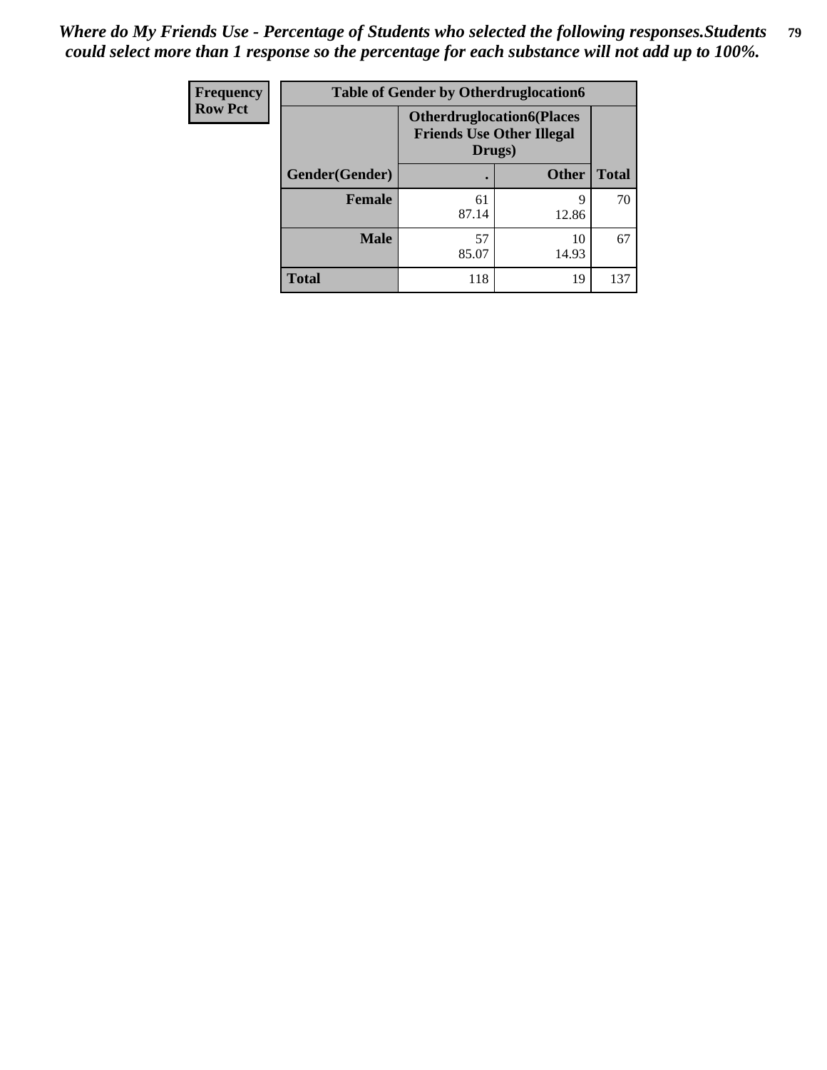*Where do My Friends Use - Percentage of Students who selected the following responses.Students could select more than 1 response so the percentage for each substance will not add up to 100%.*

| Frequency<br>Row Pct | Table of Gender by Otherdruglocation6 | | |
|---|---|---|---|
| | Otherdruglocation6(Places Friends Use Other Illegal Drugs) | | |
| Gender(Gender) | . | Other | Total |
| **Female** | 61<br>87.14 | 9<br>12.86 | 70 |
| **Male** | 57<br>85.07 | 10<br>14.93 | 67 |
| **Total** | 118 | 19 | 137 |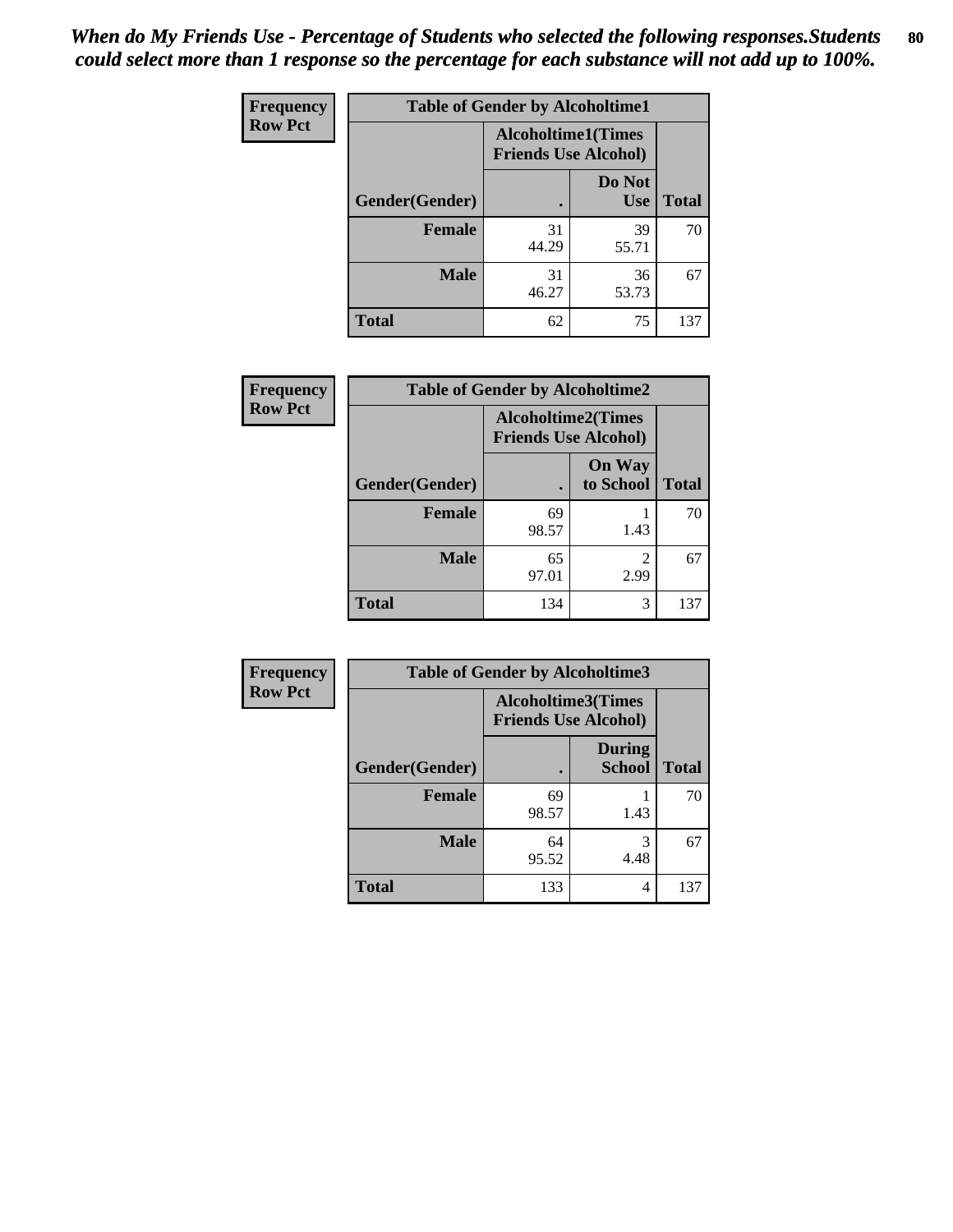*When do My Friends Use - Percentage of Students who selected the following responses.Students could select more than 1 response so the percentage for each substance will not add up to 100%.*

| Frequency<br>Row Pct | Table of Gender by Alcoholtime1 | | |
|---|---|---|---|
| | Alcoholtime1(Times Friends Use Alcohol) | | |
| Gender(Gender) | . | Do Not Use | Total |
| Female | 31<br>44.29 | 39<br>55.71 | 70 |
| Male | 31<br>46.27 | 36<br>53.73 | 67 |
| Total | 62 | 75 | 137 |

| Frequency<br>Row Pct | Table of Gender by Alcoholtime2 | | |
|---|---|---|---|
| | Alcoholtime2(Times Friends Use Alcohol) | | |
| Gender(Gender) | . | On Way to School | Total |
| Female | 69<br>98.57 | 1<br>1.43 | 70 |
| Male | 65<br>97.01 | 2<br>2.99 | 67 |
| Total | 134 | 3 | 137 |

| Frequency<br>Row Pct | Table of Gender by Alcoholtime3 | | |
|---|---|---|---|
| | Alcoholtime3(Times Friends Use Alcohol) | | |
| Gender(Gender) | . | During School | Total |
| Female | 69<br>98.57 | 1<br>1.43 | 70 |
| Male | 64<br>95.52 | 3<br>4.48 | 67 |
| Total | 133 | 4 | 137 |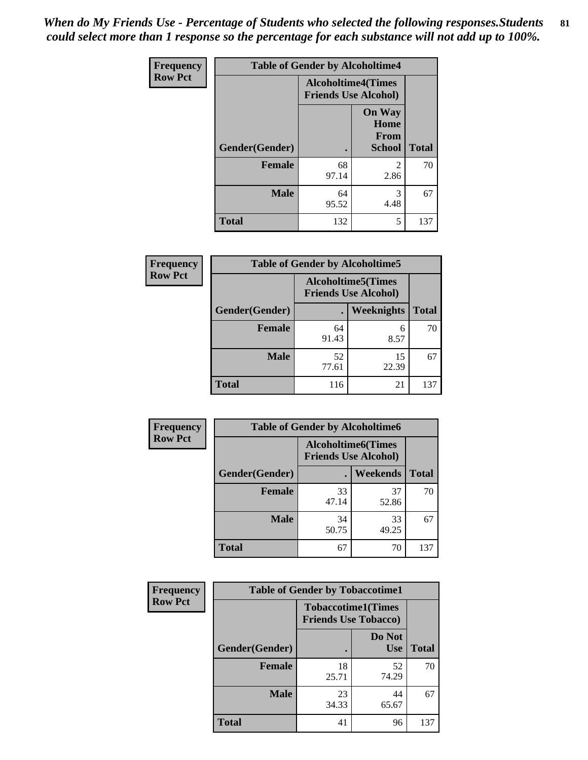*When do My Friends Use - Percentage of Students who selected the following responses.Students could select more than 1 response so the percentage for each substance will not add up to 100%.*

| Frequency Row Pct | Table of Gender by Alcoholtime4 | | |
|---|---|---|---|
| | Alcoholtime4(Times Friends Use Alcohol) | | |
| Gender(Gender) | . | On Way Home From School | Total |
| Female | 68<br>97.14 | 2<br>2.86 | 70 |
| Male | 64<br>95.52 | 3<br>4.48 | 67 |
| Total | 132 | 5 | 137 |

| Frequency Row Pct | Table of Gender by Alcoholtime5 | | |
|---|---|---|---|
| | Alcoholtime5(Times Friends Use Alcohol) | | |
| Gender(Gender) | . | Weeknights | Total |
| Female | 64<br>91.43 | 6<br>8.57 | 70 |
| Male | 52<br>77.61 | 15<br>22.39 | 67 |
| Total | 116 | 21 | 137 |

| Frequency Row Pct | Table of Gender by Alcoholtime6 | | |
|---|---|---|---|
| | Alcoholtime6(Times Friends Use Alcohol) | | |
| Gender(Gender) | . | Weekends | Total |
| Female | 33<br>47.14 | 37<br>52.86 | 70 |
| Male | 34<br>50.75 | 33<br>49.25 | 67 |
| Total | 67 | 70 | 137 |

| Frequency Row Pct | Table of Gender by Tobaccotime1 | | |
|---|---|---|---|
| | Tobaccotime1(Times Friends Use Tobacco) | | |
| Gender(Gender) | . | Do Not Use | Total |
| Female | 18<br>25.71 | 52<br>74.29 | 70 |
| Male | 23<br>34.33 | 44<br>65.67 | 67 |
| Total | 41 | 96 | 137 |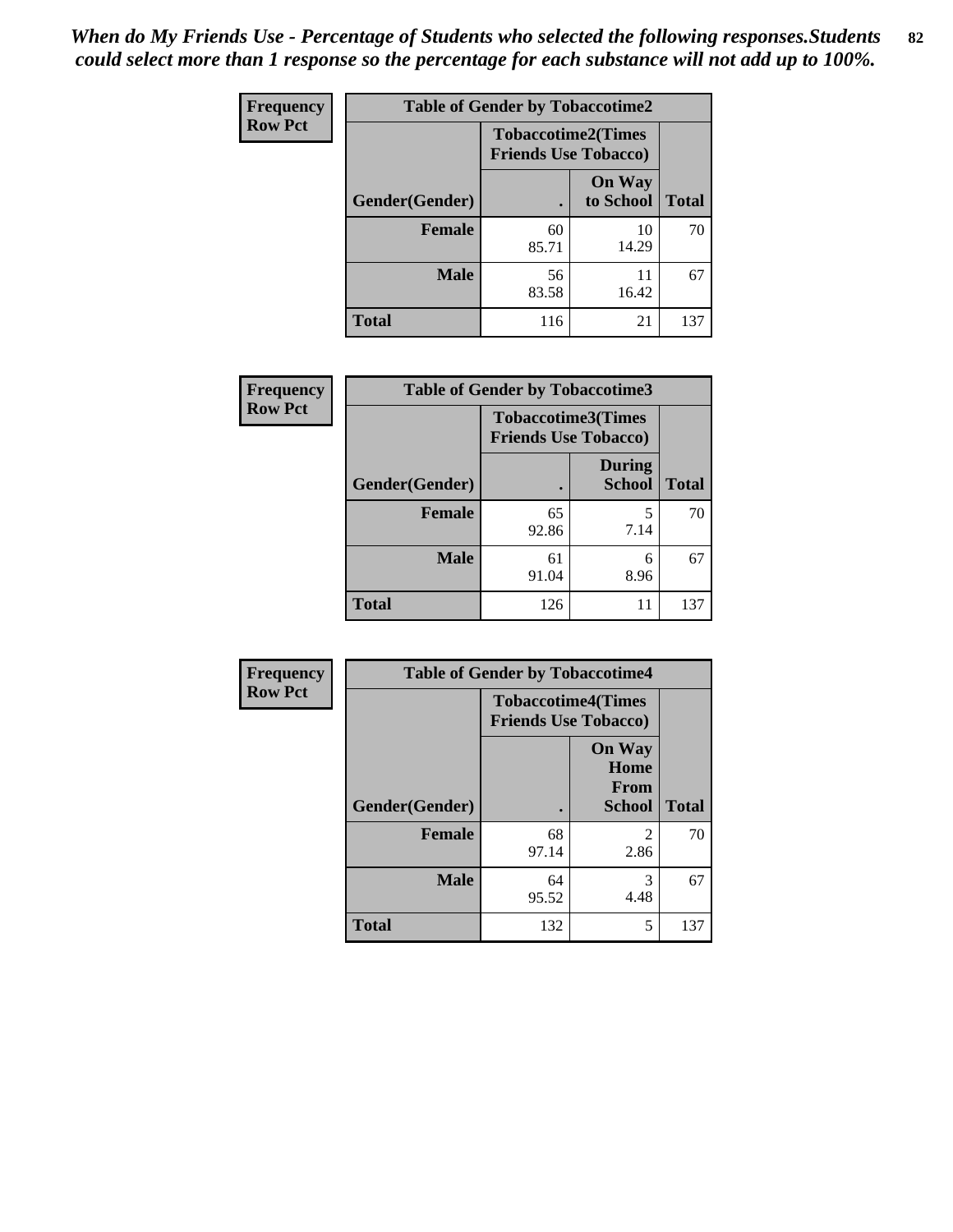*When do My Friends Use - Percentage of Students who selected the following responses.Students could select more than 1 response so the percentage for each substance will not add up to 100%.*

**Frequency**
**Row Pct**

| Table of Gender by Tobaccotime2 | | | |
|---|---|---|---|
| | Tobaccotime2(Times Friends Use Tobacco) | | |
| Gender(Gender) | . | On Way to School | Total |
| **Female** | 60<br>85.71 | 10<br>14.29 | 70 |
| **Male** | 56<br>83.58 | 11<br>16.42 | 67 |
| **Total** | 116 | 21 | 137 |

**Frequency**
**Row Pct**

| Table of Gender by Tobaccotime3 | | | |
|---|---|---|---|
| | Tobaccotime3(Times Friends Use Tobacco) | | |
| Gender(Gender) | . | During School | Total |
| **Female** | 65<br>92.86 | 5<br>7.14 | 70 |
| **Male** | 61<br>91.04 | 6<br>8.96 | 67 |
| **Total** | 126 | 11 | 137 |

**Frequency**
**Row Pct**

| Table of Gender by Tobaccotime4 | | | |
|---|---|---|---|
| | Tobaccotime4(Times Friends Use Tobacco) | | |
| Gender(Gender) | . | On Way Home From School | Total |
| **Female** | 68<br>97.14 | 2<br>2.86 | 70 |
| **Male** | 64<br>95.52 | 3<br>4.48 | 67 |
| **Total** | 132 | 5 | 137 |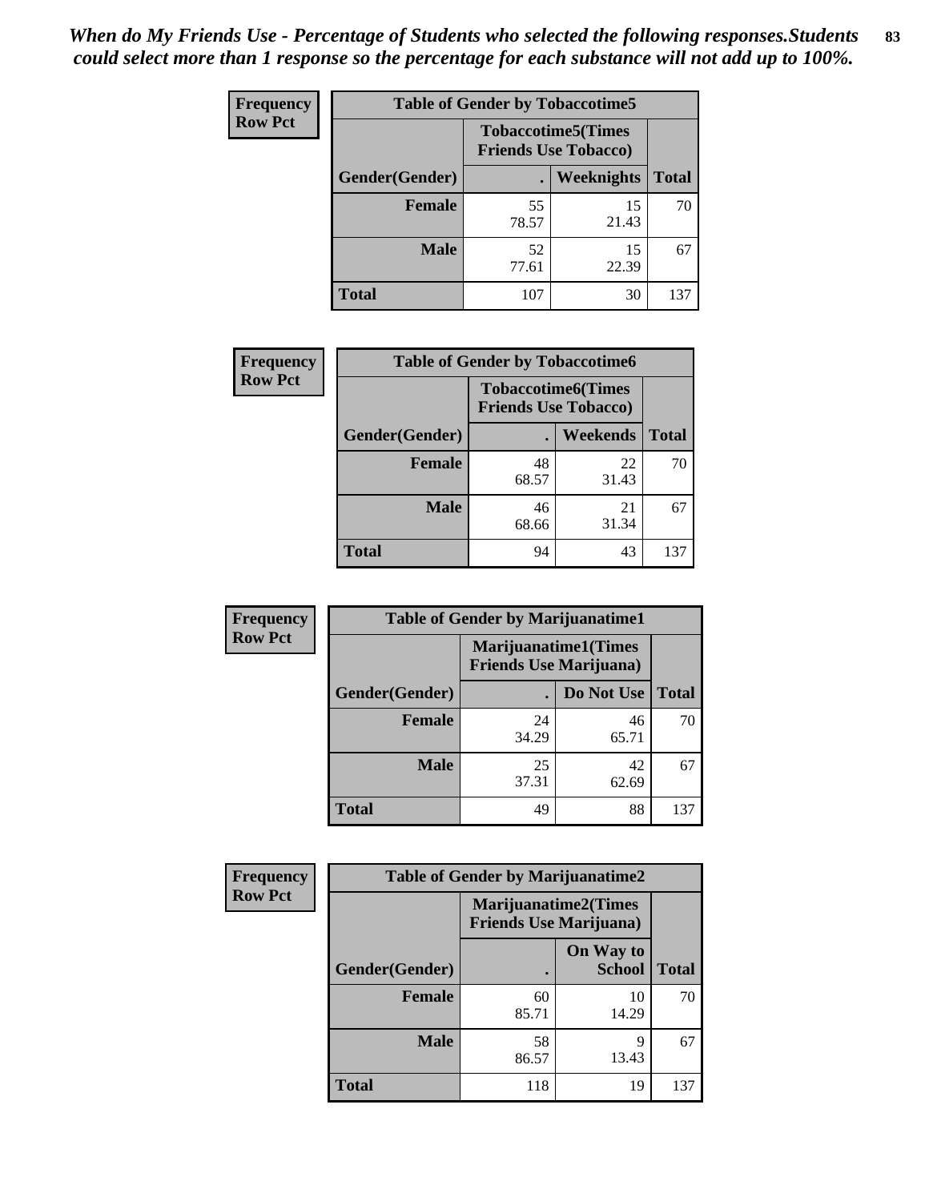*When do My Friends Use - Percentage of Students who selected the following responses.Students could select more than 1 response so the percentage for each substance will not add up to 100%.*

**Frequency**
**Row Pct**

| Table of Gender by Tobaccotime5 | | | |
|---|---|---|---|
| | Tobaccotime5(Times Friends Use Tobacco) | | |
| Gender(Gender) | . | Weeknights | Total |
| **Female** | 55<br>78.57 | 15<br>21.43 | 70 |
| **Male** | 52<br>77.61 | 15<br>22.39 | 67 |
| **Total** | 107 | 30 | 137 |

**Frequency**
**Row Pct**

| Table of Gender by Tobaccotime6 | | | |
|---|---|---|---|
| | Tobaccotime6(Times Friends Use Tobacco) | | |
| Gender(Gender) | . | Weekends | Total |
| **Female** | 48<br>68.57 | 22<br>31.43 | 70 |
| **Male** | 46<br>68.66 | 21<br>31.34 | 67 |
| **Total** | 94 | 43 | 137 |

**Frequency**
**Row Pct**

| Table of Gender by Marijuanatime1 | | | |
|---|---|---|---|
| | Marijuanatime1(Times Friends Use Marijuana) | | |
| Gender(Gender) | . | Do Not Use | Total |
| **Female** | 24<br>34.29 | 46<br>65.71 | 70 |
| **Male** | 25<br>37.31 | 42<br>62.69 | 67 |
| **Total** | 49 | 88 | 137 |

**Frequency**
**Row Pct**

| Table of Gender by Marijuanatime2 | | | |
|---|---|---|---|
| | Marijuanatime2(Times Friends Use Marijuana) | | |
| Gender(Gender) | . | On Way to School | Total |
| **Female** | 60<br>85.71 | 10<br>14.29 | 70 |
| **Male** | 58<br>86.57 | 9<br>13.43 | 67 |
| **Total** | 118 | 19 | 137 |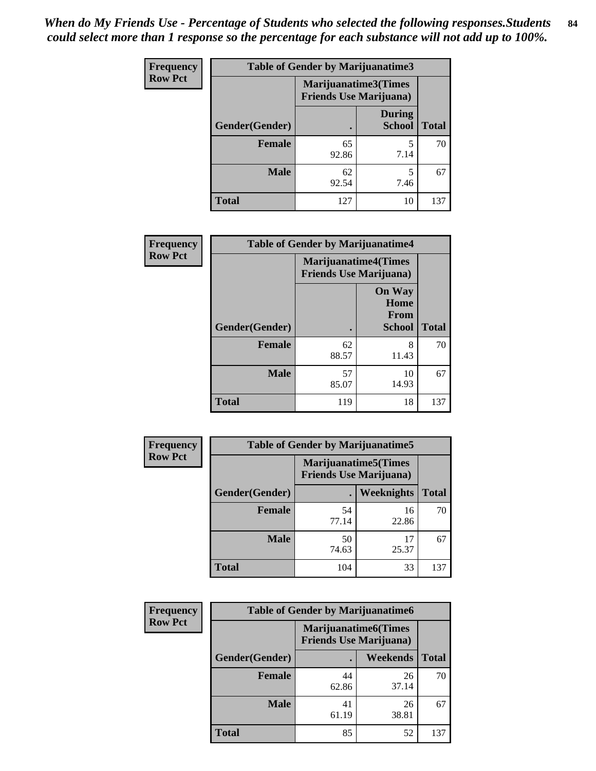*When do My Friends Use - Percentage of Students who selected the following responses.Students could select more than 1 response so the percentage for each substance will not add up to 100%.*

**Frequency**
**Row Pct**

| Table of Gender by Marijuanatime3 | | | |
|---|---|---|---|
| | Marijuanatime3(Times Friends Use Marijuana) | | |
| Gender(Gender) | . | During School | Total |
| Female | 65<br>92.86 | 5<br>7.14 | 70 |
| Male | 62<br>92.54 | 5<br>7.46 | 67 |
| Total | 127 | 10 | 137 |

**Frequency**
**Row Pct**

| Table of Gender by Marijuanatime4 | | | |
|---|---|---|---|
| | Marijuanatime4(Times Friends Use Marijuana) | | |
| Gender(Gender) | . | On Way Home From School | Total |
| Female | 62<br>88.57 | 8<br>11.43 | 70 |
| Male | 57<br>85.07 | 10<br>14.93 | 67 |
| Total | 119 | 18 | 137 |

**Frequency**
**Row Pct**

| Table of Gender by Marijuanatime5 | | | |
|---|---|---|---|
| | Marijuanatime5(Times Friends Use Marijuana) | | |
| Gender(Gender) | . | Weeknights | Total |
| Female | 54<br>77.14 | 16<br>22.86 | 70 |
| Male | 50<br>74.63 | 17<br>25.37 | 67 |
| Total | 104 | 33 | 137 |

**Frequency**
**Row Pct**

| Table of Gender by Marijuanatime6 | | | |
|---|---|---|---|
| | Marijuanatime6(Times Friends Use Marijuana) | | |
| Gender(Gender) | . | Weekends | Total |
| Female | 44<br>62.86 | 26<br>37.14 | 70 |
| Male | 41<br>61.19 | 26<br>38.81 | 67 |
| Total | 85 | 52 | 137 |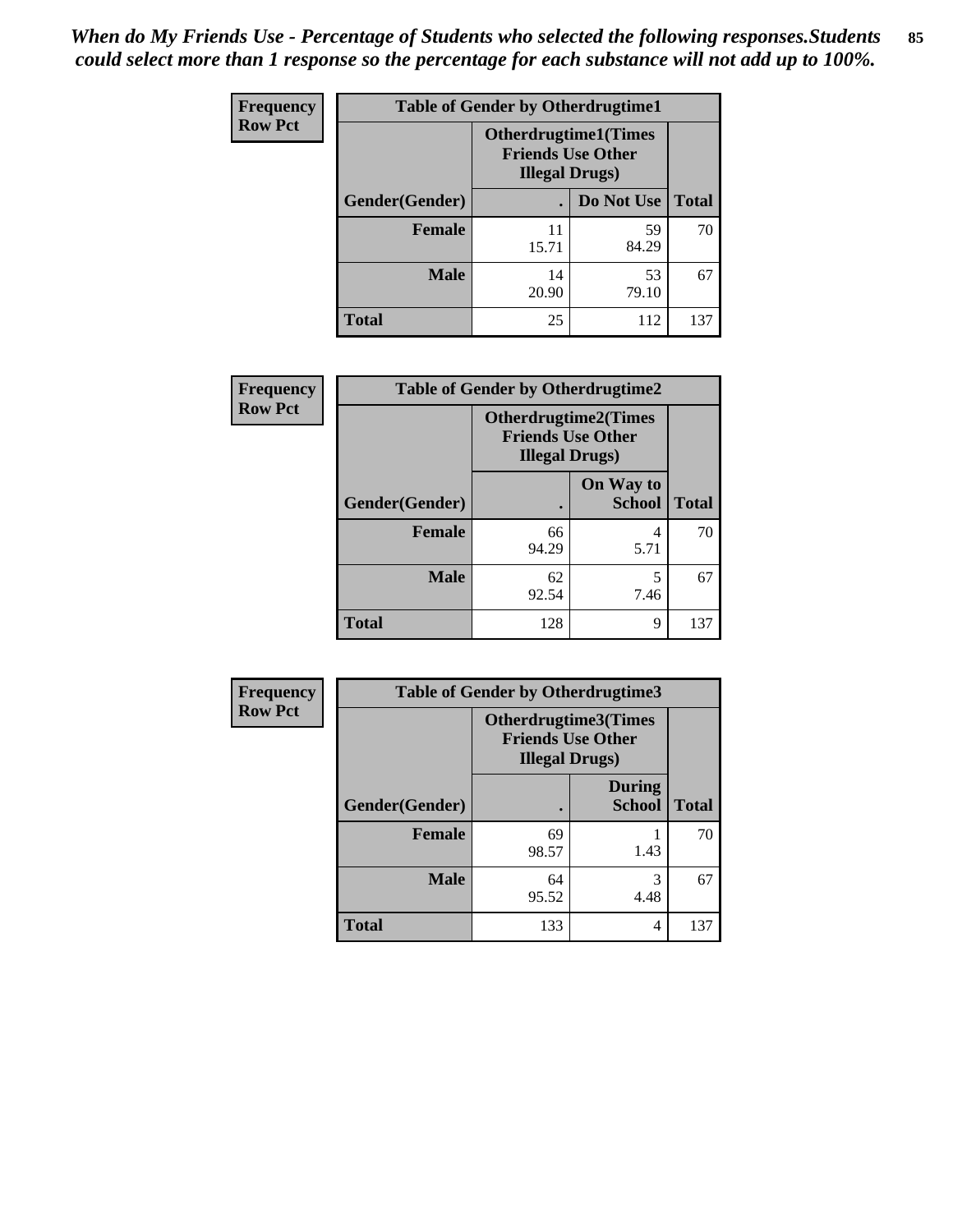*When do My Friends Use - Percentage of Students who selected the following responses.Students could select more than 1 response so the percentage for each substance will not add up to 100%.*

| Frequency Row Pct | Table of Gender by Otherdrugtime1 | | |
|---|---|---|---|
| | Otherdrugtime1(Times Friends Use Other Illegal Drugs) | | |
| Gender(Gender) | . | Do Not Use | Total |
| Female | 11<br>15.71 | 59<br>84.29 | 70 |
| Male | 14<br>20.90 | 53<br>79.10 | 67 |
| Total | 25 | 112 | 137 |

| Frequency Row Pct | Table of Gender by Otherdrugtime2 | | |
|---|---|---|---|
| | Otherdrugtime2(Times Friends Use Other Illegal Drugs) | | |
| Gender(Gender) | . | On Way to School | Total |
| Female | 66<br>94.29 | 4<br>5.71 | 70 |
| Male | 62<br>92.54 | 5<br>7.46 | 67 |
| Total | 128 | 9 | 137 |

| Frequency Row Pct | Table of Gender by Otherdrugtime3 | | |
|---|---|---|---|
| | Otherdrugtime3(Times Friends Use Other Illegal Drugs) | | |
| Gender(Gender) | . | During School | Total |
| Female | 69<br>98.57 | 1<br>1.43 | 70 |
| Male | 64<br>95.52 | 3<br>4.48 | 67 |
| Total | 133 | 4 | 137 |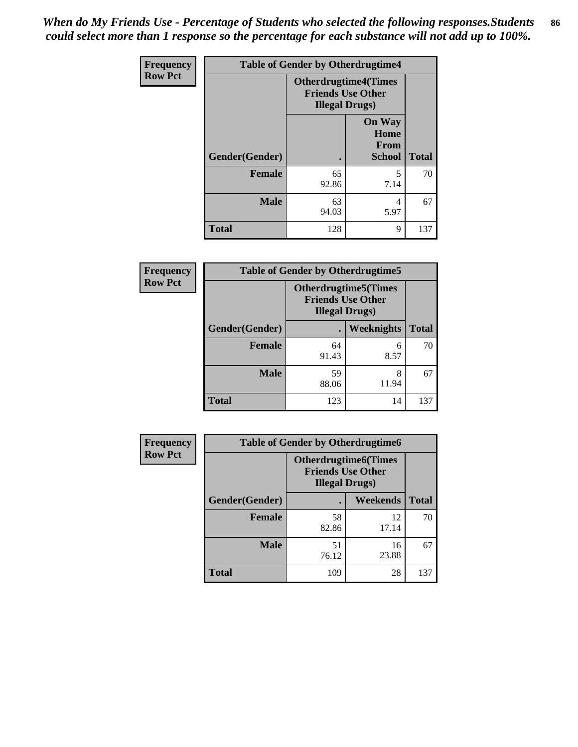*When do My Friends Use - Percentage of Students who selected the following responses.Students could select more than 1 response so the percentage for each substance will not add up to 100%.*

| Frequency Row Pct | Table of Gender by Otherdrugtime4 | | |
|---|---|---|---|
| | Otherdrugtime4(Times Friends Use Other Illegal Drugs) | | |
| Gender(Gender) | . | On Way Home From School | Total |
| Female | 65<br>92.86 | 5<br>7.14 | 70 |
| Male | 63<br>94.03 | 4<br>5.97 | 67 |
| Total | 128 | 9 | 137 |

| Frequency Row Pct | Table of Gender by Otherdrugtime5 | | |
|---|---|---|---|
| | Otherdrugtime5(Times Friends Use Other Illegal Drugs) | | |
| Gender(Gender) | . | Weeknights | Total |
| Female | 64<br>91.43 | 6<br>8.57 | 70 |
| Male | 59<br>88.06 | 8<br>11.94 | 67 |
| Total | 123 | 14 | 137 |

| Frequency Row Pct | Table of Gender by Otherdrugtime6 | | |
|---|---|---|---|
| | Otherdrugtime6(Times Friends Use Other Illegal Drugs) | | |
| Gender(Gender) | . | Weekends | Total |
| Female | 58<br>82.86 | 12<br>17.14 | 70 |
| Male | 51<br>76.12 | 16<br>23.88 | 67 |
| Total | 109 | 28 | 137 |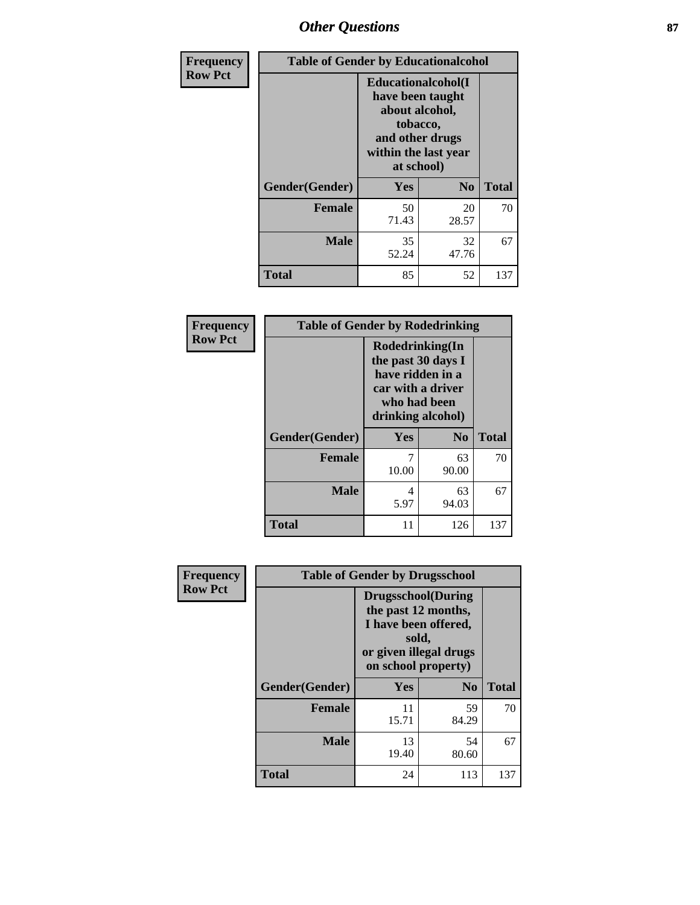## Other Questions

**Frequency**
**Row Pct**

| Table of Gender by Educationalcohol | | | |
|---|---|---|---|
| | Educationalcohol(I have been taught about alcohol, tobacco, and other drugs within the last year at school) | | |
| Gender(Gender) | Yes | No | Total |
| Female | 50<br>71.43 | 20<br>28.57 | 70 |
| Male | 35<br>52.24 | 32<br>47.76 | 67 |
| Total | 85 | 52 | 137 |

**Frequency**
**Row Pct**

| Table of Gender by Rodedrinking | | | |
|---|---|---|---|
| | Rodedrinking(In the past 30 days I have ridden in a car with a driver who had been drinking alcohol) | | |
| Gender(Gender) | Yes | No | Total |
| Female | 7<br>10.00 | 63<br>90.00 | 70 |
| Male | 4<br>5.97 | 63<br>94.03 | 67 |
| Total | 11 | 126 | 137 |

**Frequency**
**Row Pct**

| Table of Gender by Drugsschool | | | |
|---|---|---|---|
| | Drugsschool(During the past 12 months, I have been offered, sold, or given illegal drugs on school property) | | |
| Gender(Gender) | Yes | No | Total |
| Female | 11<br>15.71 | 59<br>84.29 | 70 |
| Male | 13<br>19.40 | 54<br>80.60 | 67 |
| Total | 24 | 113 | 137 |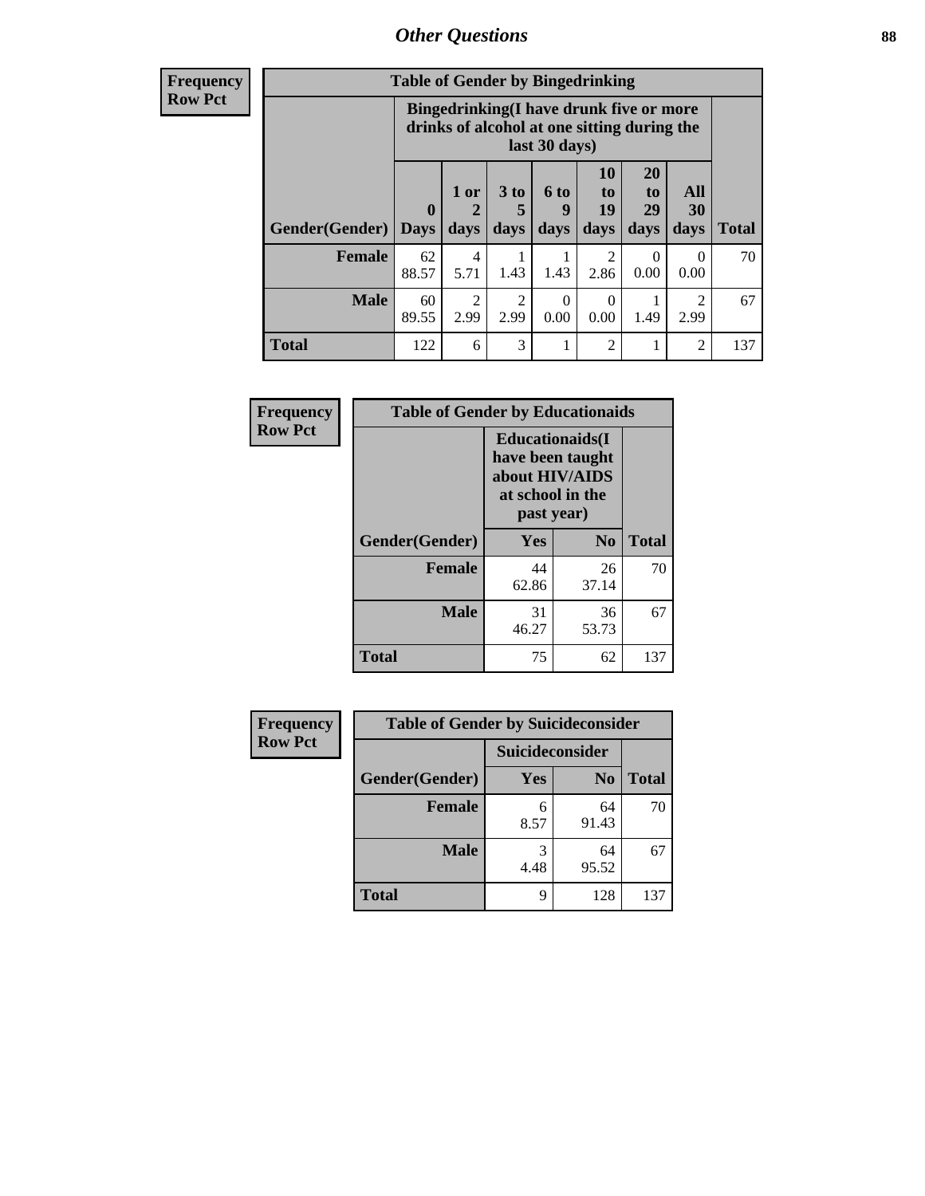## Other Questions

**Frequency**
**Row Pct**

| Table of Gender by Bingedrinking | | | | | | | | |
|---|---|---|---|---|---|---|---|---|
| | Bingedrinking(I have drunk five or more drinks of alcohol at one sitting during the last 30 days) | | | | | | | |
| Gender(Gender) | 0 Days | 1 or 2 days | 3 to 5 days | 6 to 9 days | 10 to 19 days | 20 to 29 days | All 30 days | Total |
| **Female** | 62<br>88.57 | 4<br>5.71 | 1<br>1.43 | 1<br>1.43 | 2<br>2.86 | 0<br>0.00 | 0<br>0.00 | 70 |
| **Male** | 60<br>89.55 | 2<br>2.99 | 2<br>2.99 | 0<br>0.00 | 0<br>0.00 | 1<br>1.49 | 2<br>2.99 | 67 |
| **Total** | 122 | 6 | 3 | 1 | 2 | 1 | 2 | 137 |

**Frequency**
**Row Pct**

| Table of Gender by Educationaids | | | |
|---|---|---|---|
| | Educationaids(I have been taught about HIV/AIDS at school in the past year) | | |
| Gender(Gender) | Yes | No | Total |
| **Female** | 44<br>62.86 | 26<br>37.14 | 70 |
| **Male** | 31<br>46.27 | 36<br>53.73 | 67 |
| **Total** | 75 | 62 | 137 |

**Frequency**
**Row Pct**

| Table of Gender by Suicideconsider | | | |
|---|---|---|---|
| | Suicideconsider | | |
| Gender(Gender) | Yes | No | Total |
| **Female** | 6<br>8.57 | 64<br>91.43 | 70 |
| **Male** | 3<br>4.48 | 64<br>95.52 | 67 |
| **Total** | 9 | 128 | 137 |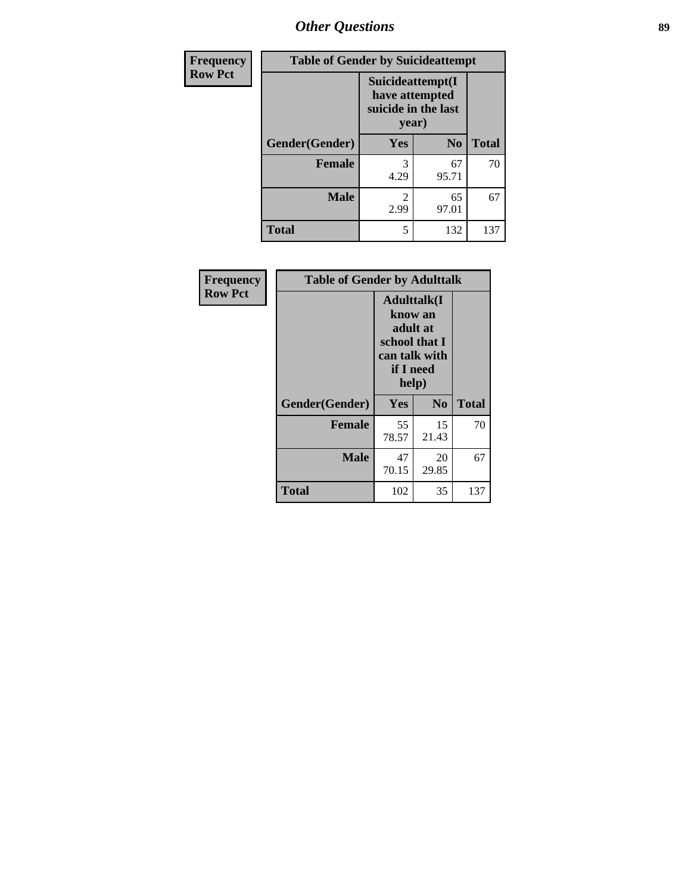| Frequency<br>Row Pct | Table of Gender by Suicideattempt | | |
|---|---|---|---|
| | Suicideattempt(I have attempted suicide in the last year) | | |
| Gender(Gender) | Yes | No | Total |
| Female | 3<br>4.29 | 67<br>95.71 | 70 |
| Male | 2<br>2.99 | 65<br>97.01 | 67 |
| Total | 5 | 132 | 137 |

| Frequency<br>Row Pct | Table of Gender by Adulttalk | | |
|---|---|---|---|
| | Adulttalk(I know an adult at school that I can talk with if I need help) | | |
| Gender(Gender) | Yes | No | Total |
| Female | 55<br>78.57 | 15<br>21.43 | 70 |
| Male | 47<br>70.15 | 20<br>29.85 | 67 |
| Total | 102 | 35 | 137 |